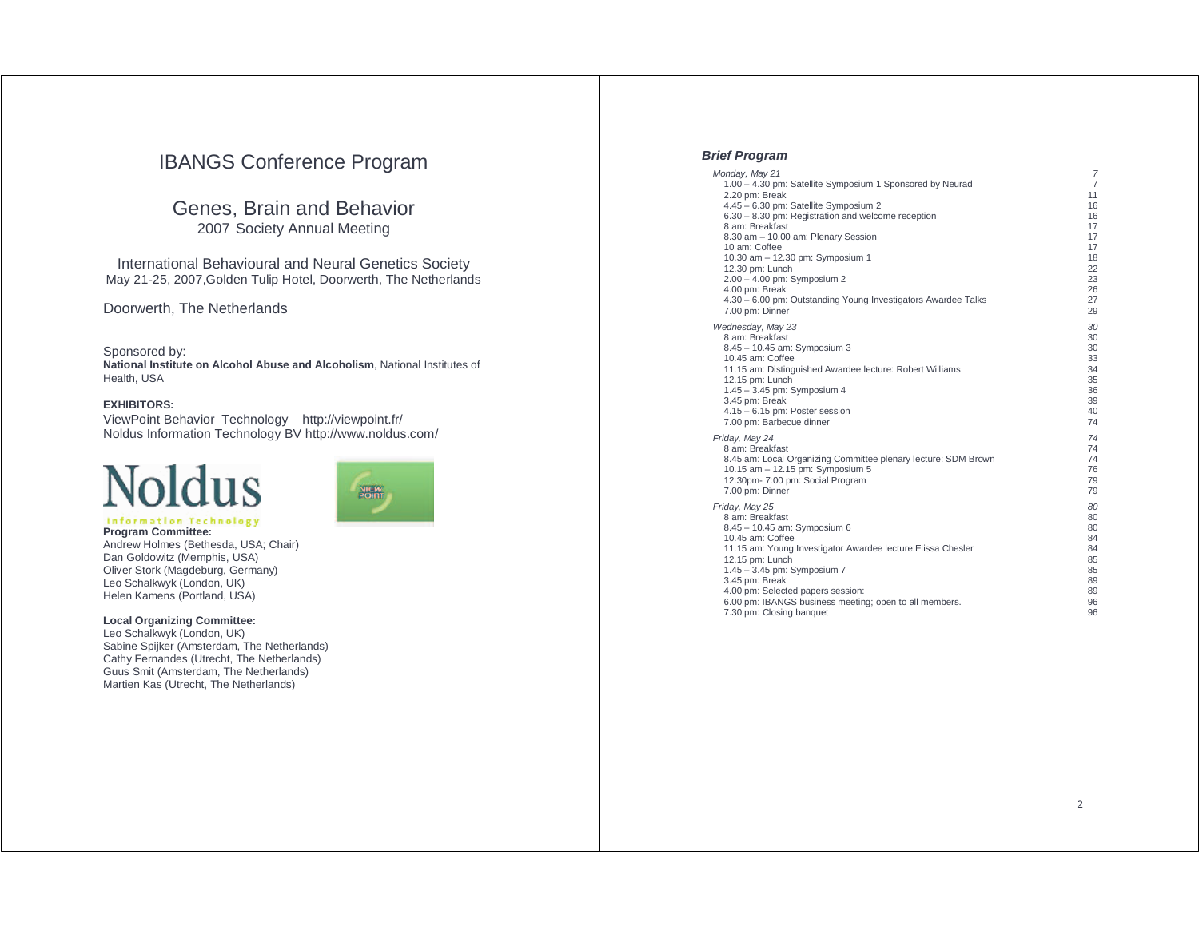# IBANGS Conference Program

## Genes, Brain and Behavior

2007 Society Annual Meeting

International Behavioural and Neural Genetics Society
May 21-25, 2007,Golden Tulip Hotel, Doorwerth, The Netherlands

Doorwerth, The Netherlands

Sponsored by:
**National Institute on Alcohol Abuse and Alcoholism**, National Institutes of Health, USA

**EXHIBITORS:**
ViewPoint Behavior Technology http://viewpoint.fr/
Noldus Information Technology BV http://www.noldus.com/

**Program Committee:**
Andrew Holmes (Bethesda, USA; Chair)
Dan Goldowitz (Memphis, USA)
Oliver Stork (Magdeburg, Germany)
Leo Schalkwyk (London, UK)
Helen Kamens (Portland, USA)

**Local Organizing Committee:**
Leo Schalkwyk (London, UK)
Sabine Spijker (Amsterdam, The Netherlands)
Cathy Fernandes (Utrecht, The Netherlands)
Guus Smit (Amsterdam, The Netherlands)
Martien Kas (Utrecht, The Netherlands)

## *Brief Program*

| | |
|---|---|
| *Monday, May 21* | *7* |
| 1.00 – 4.30 pm: Satellite Symposium 1 Sponsored by Neurad | 7 |
| 2.20 pm: Break | 11 |
| 4.45 – 6.30 pm: Satellite Symposium 2 | 16 |
| 6.30 – 8.30 pm: Registration and welcome reception | 16 |
| 8 am: Breakfast | 17 |
| 8.30 am – 10.00 am: Plenary Session | 17 |
| 10 am: Coffee | 17 |
| 10.30 am – 12.30 pm: Symposium 1 | 18 |
| 12.30 pm: Lunch | 22 |
| 2.00 – 4.00 pm: Symposium 2 | 23 |
| 4.00 pm: Break | 26 |
| 4.30 – 6.00 pm: Outstanding Young Investigators Awardee Talks | 27 |
| 7.00 pm: Dinner | 29 |
| *Wednesday, May 23* | *30* |
| 8 am: Breakfast | 30 |
| 8.45 – 10.45 am: Symposium 3 | 30 |
| 10.45 am: Coffee | 33 |
| 11.15 am: Distinguished Awardee lecture: Robert Williams | 34 |
| 12.15 pm: Lunch | 35 |
| 1.45 – 3.45 pm: Symposium 4 | 36 |
| 3.45 pm: Break | 39 |
| 4.15 – 6.15 pm: Poster session | 40 |
| 7.00 pm: Barbecue dinner | 74 |
| *Friday, May 24* | *74* |
| 8 am: Breakfast | 74 |
| 8.45 am: Local Organizing Committee plenary lecture: SDM Brown | 74 |
| 10.15 am – 12.15 pm: Symposium 5 | 76 |
| 12:30pm- 7:00 pm: Social Program | 79 |
| 7.00 pm: Dinner | 79 |
| *Friday, May 25* | *80* |
| 8 am: Breakfast | 80 |
| 8.45 – 10.45 am: Symposium 6 | 80 |
| 10.45 am: Coffee | 84 |
| 11.15 am: Young Investigator Awardee lecture:Elissa Chesler | 84 |
| 12.15 pm: Lunch | 85 |
| 1.45 – 3.45 pm: Symposium 7 | 85 |
| 3.45 pm: Break | 89 |
| 4.00 pm: Selected papers session: | 89 |
| 6.00 pm: IBANGS business meeting; open to all members. | 96 |
| 7.30 pm: Closing banquet | 96 |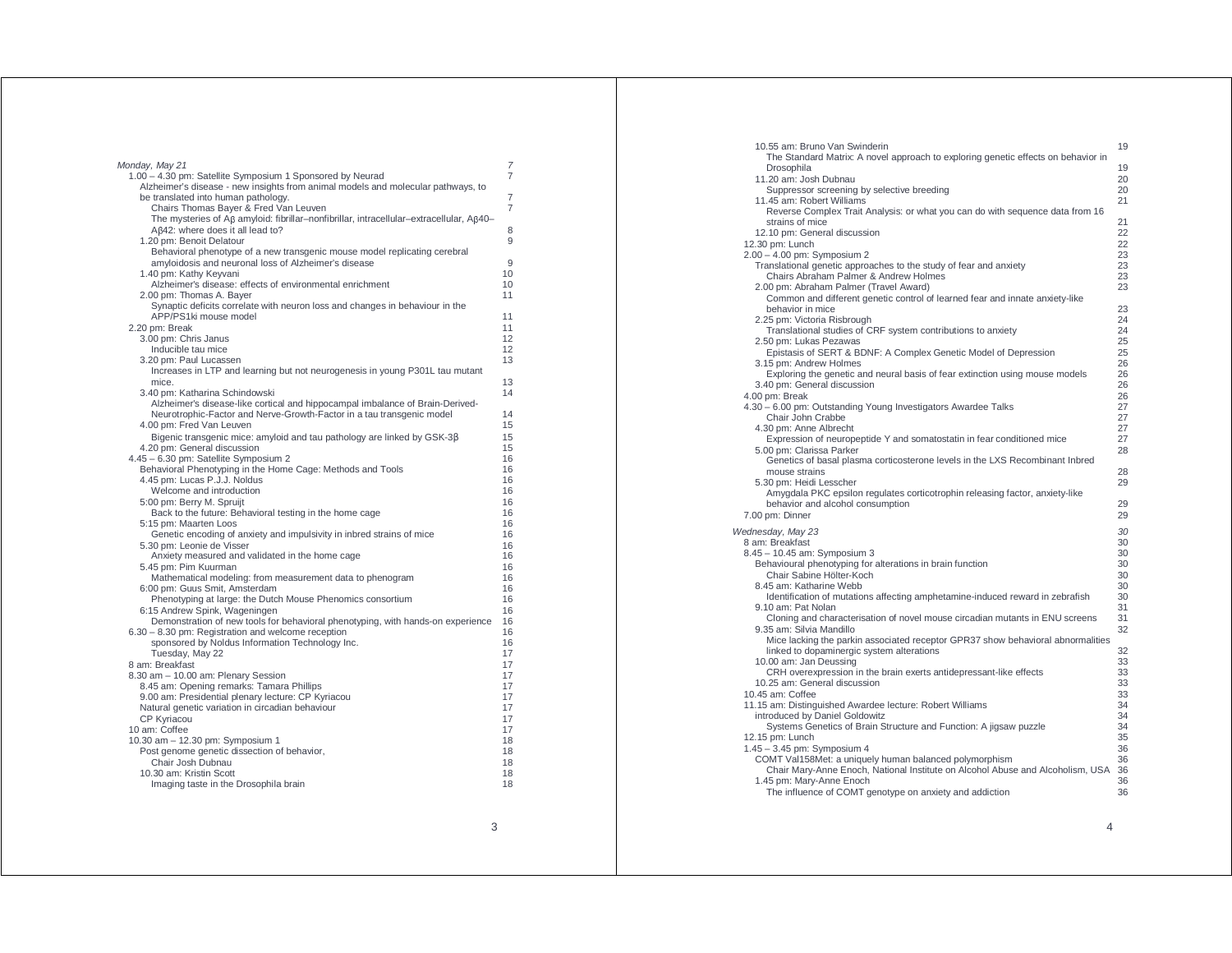*Monday, May 21* 7

1.00 – 4.30 pm: Satellite Symposium 1 Sponsored by Neurad 7

Alzheimer's disease - new insights from animal models and molecular pathways, to be translated into human pathology. 7

Chairs Thomas Bayer & Fred Van Leuven 7

The mysteries of Aβ amyloid: fibrillar–nonfibrillar, intracellular–extracellular, Aβ40–Aβ42: where does it all lead to? 8

1.20 pm: Benoit Delatour 9

Behavioral phenotype of a new transgenic mouse model replicating cerebral amyloidosis and neuronal loss of Alzheimer's disease 9

1.40 pm: Kathy Keyvani 10

Alzheimer's disease: effects of environmental enrichment 10

2.00 pm: Thomas A. Bayer 11

Synaptic deficits correlate with neuron loss and changes in behaviour in the APP/PS1ki mouse model 11

2.20 pm: Break 11

3.00 pm: Chris Janus 12

Inducible tau mice 12

3.20 pm: Paul Lucassen 13

Increases in LTP and learning but not neurogenesis in young P301L tau mutant mice. 13

3.40 pm: Katharina Schindowski 14

Alzheimer's disease-like cortical and hippocampal imbalance of Brain-Derived-Neurotrophic-Factor and Nerve-Growth-Factor in a tau transgenic model 14

4.00 pm: Fred Van Leuven 15

Bigenic transgenic mice: amyloid and tau pathology are linked by GSK-3β 15

4.20 pm: General discussion 15

4.45 – 6.30 pm: Satellite Symposium 2 16

Behavioral Phenotyping in the Home Cage: Methods and Tools 16

4.45 pm: Lucas P.J.J. Noldus 16

Welcome and introduction 16

5:00 pm: Berry M. Spruijt 16

Back to the future: Behavioral testing in the home cage 16

5:15 pm: Maarten Loos 16

Genetic encoding of anxiety and impulsivity in inbred strains of mice 16

5.30 pm: Leonie de Visser 16

Anxiety measured and validated in the home cage 16

5.45 pm: Pim Kuurman 16

Mathematical modeling: from measurement data to phenogram 16

6:00 pm: Guus Smit, Amsterdam 16

Phenotyping at large: the Dutch Mouse Phenomics consortium 16

6:15 Andrew Spink, Wageningen 16

Demonstration of new tools for behavioral phenotyping, with hands-on experience 16

6.30 – 8.30 pm: Registration and welcome reception 16

sponsored by Noldus Information Technology Inc. 16

Tuesday, May 22 17

8 am: Breakfast 17

8.30 am – 10.00 am: Plenary Session 17

8.45 am: Opening remarks: Tamara Phillips 17

9.00 am: Presidential plenary lecture: CP Kyriacou 17

Natural genetic variation in circadian behaviour 17

CP Kyriacou 17

10 am: Coffee 17

10.30 am – 12.30 pm: Symposium 1 18

Post genome genetic dissection of behavior, 18

Chair Josh Dubnau 18

10.30 am: Kristin Scott 18

Imaging taste in the Drosophila brain 18

10.55 am: Bruno Van Swinderin 19

The Standard Matrix: A novel approach to exploring genetic effects on behavior in Drosophila 19

11.20 am: Josh Dubnau 20

Suppressor screening by selective breeding 20

11.45 am: Robert Williams 21

Reverse Complex Trait Analysis: or what you can do with sequence data from 16 strains of mice 21

12.10 pm: General discussion 22

12.30 pm: Lunch 22

2.00 – 4.00 pm: Symposium 2 23

Translational genetic approaches to the study of fear and anxiety 23

Chairs Abraham Palmer & Andrew Holmes 23

2.00 pm: Abraham Palmer (Travel Award) 23

Common and different genetic control of learned fear and innate anxiety-like behavior in mice 23

2.25 pm: Victoria Risbrough 24

Translational studies of CRF system contributions to anxiety 24

2.50 pm: Lukas Pezawas 25

Epistasis of SERT & BDNF: A Complex Genetic Model of Depression 25

3.15 pm: Andrew Holmes 26

Exploring the genetic and neural basis of fear extinction using mouse models 26

3.40 pm: General discussion 26

4.00 pm: Break 26

4.30 – 6.00 pm: Outstanding Young Investigators Awardee Talks 27

Chair John Crabbe 27

4.30 pm: Anne Albrecht 27

Expression of neuropeptide Y and somatostatin in fear conditioned mice 27

5.00 pm: Clarissa Parker 28

Genetics of basal plasma corticosterone levels in the LXS Recombinant Inbred mouse strains 28

5.30 pm: Heidi Lesscher 29

Amygdala PKC epsilon regulates corticotrophin releasing factor, anxiety-like behavior and alcohol consumption 29

7.00 pm: Dinner 29

*Wednesday, May 23* 30

8 am: Breakfast 30

8.45 – 10.45 am: Symposium 3 30

Behavioural phenotyping for alterations in brain function 30

Chair Sabine Hölter-Koch 30

8.45 am: Katharine Webb 30

Identification of mutations affecting amphetamine-induced reward in zebrafish 30

9.10 am: Pat Nolan 31

Cloning and characterisation of novel mouse circadian mutants in ENU screens 31

9.35 am: Silvia Mandillo 32

Mice lacking the parkin associated receptor GPR37 show behavioral abnormalities linked to dopaminergic system alterations 32

10.00 am: Jan Deussing 33

CRH overexpression in the brain exerts antidepressant-like effects 33

10.25 am: General discussion 33

10.45 am: Coffee 33

11.15 am: Distinguished Awardee lecture: Robert Williams 34

introduced by Daniel Goldowitz 34

Systems Genetics of Brain Structure and Function: A jigsaw puzzle 34

12.15 pm: Lunch 35

1.45 – 3.45 pm: Symposium 4 36

COMT Val158Met: a uniquely human balanced polymorphism 36

Chair Mary-Anne Enoch, National Institute on Alcohol Abuse and Alcoholism, USA 36

1.45 pm: Mary-Anne Enoch 36

The influence of COMT genotype on anxiety and addiction 36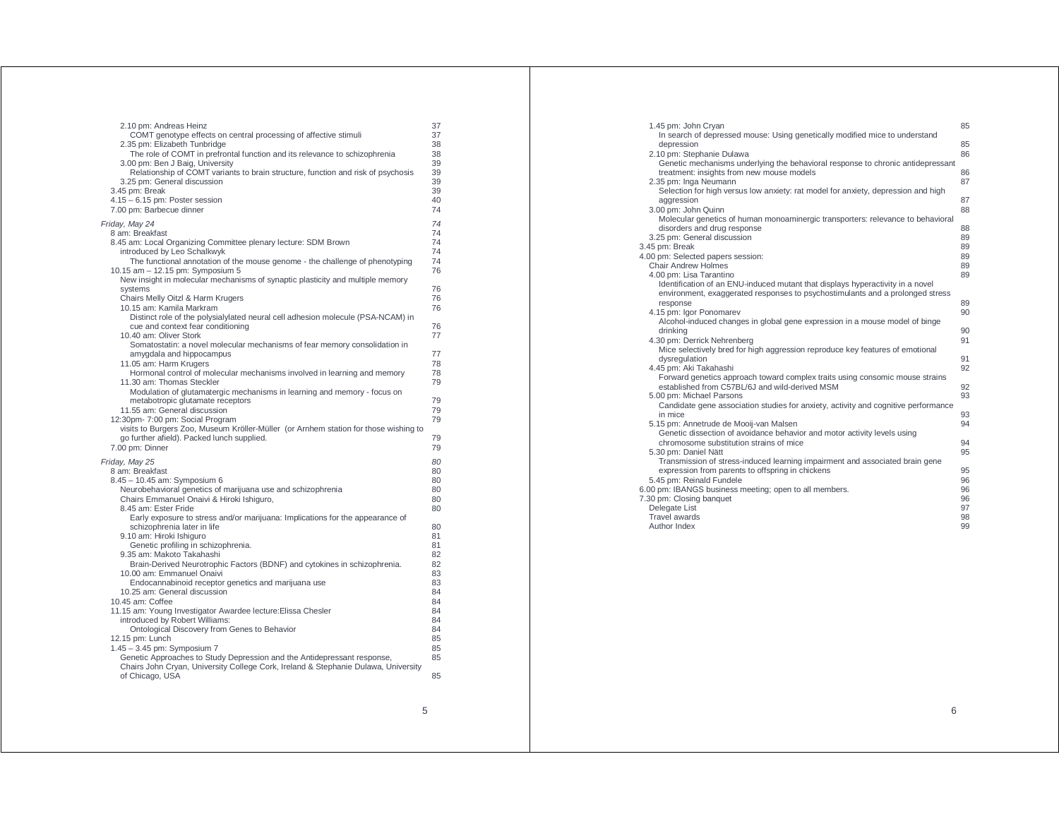2.10 pm: Andreas Heinz 37
COMT genotype effects on central processing of affective stimuli 37
2.35 pm: Elizabeth Tunbridge 38
The role of COMT in prefrontal function and its relevance to schizophrenia 38
3.00 pm: Ben J Baig, University 39
Relationship of COMT variants to brain structure, function and risk of psychosis 39
3.25 pm: General discussion 39
3.45 pm: Break 39
4.15 – 6.15 pm: Poster session 40
7.00 pm: Barbecue dinner 74

*Friday, May 24* *74*
8 am: Breakfast 74
8.45 am: Local Organizing Committee plenary lecture: SDM Brown 74
introduced by Leo Schalkwyk 74
The functional annotation of the mouse genome - the challenge of phenotyping 74
10.15 am – 12.15 pm: Symposium 5 76
New insight in molecular mechanisms of synaptic plasticity and multiple memory systems 76
Chairs Melly Oitzl & Harm Krugers 76
10.15 am: Kamila Markram 76
Distinct role of the polysialylated neural cell adhesion molecule (PSA-NCAM) in cue and context fear conditioning 76
10.40 am: Oliver Stork 77
Somatostatin: a novel molecular mechanisms of fear memory consolidation in amygdala and hippocampus 77
11.05 am: Harm Krugers 78
Hormonal control of molecular mechanisms involved in learning and memory 78
11.30 am: Thomas Steckler 79
Modulation of glutamatergic mechanisms in learning and memory - focus on metabotropic glutamate receptors 79
11.55 am: General discussion 79
12:30pm- 7:00 pm: Social Program 79
visits to Burgers Zoo, Museum Kröller-Müller (or Arnhem station for those wishing to go further afield). Packed lunch supplied. 79
7.00 pm: Dinner 79

*Friday, May 25* *80*
8 am: Breakfast 80
8.45 – 10.45 am: Symposium 6 80
Neurobehavioral genetics of marijuana use and schizophrenia 80
Chairs Emmanuel Onaivi & Hiroki Ishiguro, 80
8.45 am: Ester Fride 80
Early exposure to stress and/or marijuana: Implications for the appearance of schizophrenia later in life 80
9.10 am: Hiroki Ishiguro 81
Genetic profiling in schizophrenia. 81
9.35 am: Makoto Takahashi 82
Brain-Derived Neurotrophic Factors (BDNF) and cytokines in schizophrenia. 82
10.00 am: Emmanuel Onaivi 83
Endocannabinoid receptor genetics and marijuana use 83
10.25 am: General discussion 84
10.45 am: Coffee 84
11.15 am: Young Investigator Awardee lecture:Elissa Chesler 84
introduced by Robert Williams: 84
Ontological Discovery from Genes to Behavior 84
12.15 pm: Lunch 85
1.45 – 3.45 pm: Symposium 7 85
Genetic Approaches to Study Depression and the Antidepressant response, 85
Chairs John Cryan, University College Cork, Ireland & Stephanie Dulawa, University of Chicago, USA 85

1.45 pm: John Cryan 85
In search of depressed mouse: Using genetically modified mice to understand depression 85
2.10 pm: Stephanie Dulawa 86
Genetic mechanisms underlying the behavioral response to chronic antidepressant treatment: insights from new mouse models 86
2.35 pm: Inga Neumann 87
Selection for high versus low anxiety: rat model for anxiety, depression and high aggression 87
3.00 pm: John Quinn 88
Molecular genetics of human monoaminergic transporters: relevance to behavioral disorders and drug response 88
3.25 pm: General discussion 89
3.45 pm: Break 89
4.00 pm: Selected papers session: 89
Chair Andrew Holmes 89
4.00 pm: Lisa Tarantino 89
Identification of an ENU-induced mutant that displays hyperactivity in a novel environment, exaggerated responses to psychostimulants and a prolonged stress response 89
4.15 pm: Igor Ponomarev 90
Alcohol-induced changes in global gene expression in a mouse model of binge drinking 90
4.30 pm: Derrick Nehrenberg 91
Mice selectively bred for high aggression reproduce key features of emotional dysregulation 91
4.45 pm: Aki Takahashi 92
Forward genetics approach toward complex traits using consomic mouse strains established from C57BL/6J and wild-derived MSM 92
5.00 pm: Michael Parsons 93
Candidate gene association studies for anxiety, activity and cognitive performance in mice 93
5.15 pm: Annetrude de Mooij-van Malsen 94
Genetic dissection of avoidance behavior and motor activity levels using chromosome substitution strains of mice 94
5.30 pm: Daniel Nätt 95
Transmission of stress-induced learning impairment and associated brain gene expression from parents to offspring in chickens 95
5.45 pm: Reinald Fundele 96
6.00 pm: IBANGS business meeting; open to all members. 96
7.30 pm: Closing banquet 96
Delegate List 97
Travel awards 98
Author Index 99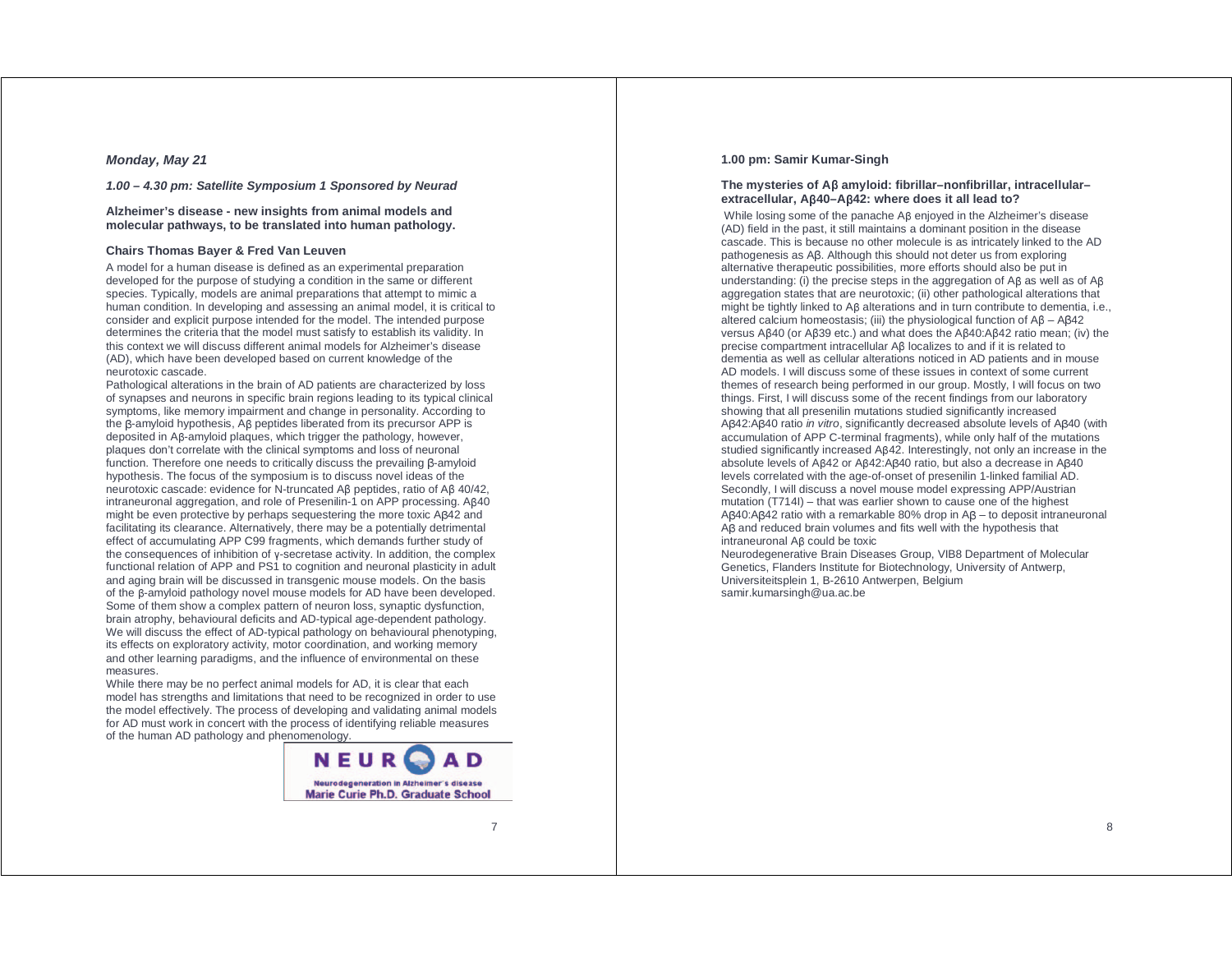*Monday, May 21*

***1.00 – 4.30 pm: Satellite Symposium 1 Sponsored by Neurad***

**Alzheimer's disease - new insights from animal models and molecular pathways, to be translated into human pathology.**

**Chairs Thomas Bayer & Fred Van Leuven**

A model for a human disease is defined as an experimental preparation developed for the purpose of studying a condition in the same or different species. Typically, models are animal preparations that attempt to mimic a human condition. In developing and assessing an animal model, it is critical to consider and explicit purpose intended for the model. The intended purpose determines the criteria that the model must satisfy to establish its validity. In this context we will discuss different animal models for Alzheimer's disease (AD), which have been developed based on current knowledge of the neurotoxic cascade.

Pathological alterations in the brain of AD patients are characterized by loss of synapses and neurons in specific brain regions leading to its typical clinical symptoms, like memory impairment and change in personality. According to the β-amyloid hypothesis, Aβ peptides liberated from its precursor APP is deposited in Aβ-amyloid plaques, which trigger the pathology, however, plaques don't correlate with the clinical symptoms and loss of neuronal function. Therefore one needs to critically discuss the prevailing β-amyloid hypothesis. The focus of the symposium is to discuss novel ideas of the neurotoxic cascade: evidence for N-truncated Aβ peptides, ratio of Aβ 40/42, intraneuronal aggregation, and role of Presenilin-1 on APP processing. Aβ40 might be even protective by perhaps sequestering the more toxic Aβ42 and facilitating its clearance. Alternatively, there may be a potentially detrimental effect of accumulating APP C99 fragments, which demands further study of the consequences of inhibition of γ-secretase activity. In addition, the complex functional relation of APP and PS1 to cognition and neuronal plasticity in adult and aging brain will be discussed in transgenic mouse models. On the basis of the β-amyloid pathology novel mouse models for AD have been developed. Some of them show a complex pattern of neuron loss, synaptic dysfunction, brain atrophy, behavioural deficits and AD-typical age-dependent pathology. We will discuss the effect of AD-typical pathology on behavioural phenotyping, its effects on exploratory activity, motor coordination, and working memory and other learning paradigms, and the influence of environmental on these measures.

While there may be no perfect animal models for AD, it is clear that each model has strengths and limitations that need to be recognized in order to use the model effectively. The process of developing and validating animal models for AD must work in concert with the process of identifying reliable measures of the human AD pathology and phenomenology.

NEURAD
Neurodegeneration in Alzheimer's disease
Marie Curie Ph.D. Graduate School

**1.00 pm: Samir Kumar-Singh**

**The mysteries of Aβ amyloid: fibrillar–nonfibrillar, intracellular–extracellular, Aβ40–Aβ42: where does it all lead to?**

While losing some of the panache Aβ enjoyed in the Alzheimer's disease (AD) field in the past, it still maintains a dominant position in the disease cascade. This is because no other molecule is as intricately linked to the AD pathogenesis as Aβ. Although this should not deter us from exploring alternative therapeutic possibilities, more efforts should also be put in understanding: (i) the precise steps in the aggregation of Aβ as well as of Aβ aggregation states that are neurotoxic; (ii) other pathological alterations that might be tightly linked to Aβ alterations and in turn contribute to dementia, i.e., altered calcium homeostasis; (iii) the physiological function of Aβ – Aβ42 versus Aβ40 (or Aβ39 etc.) and what does the Aβ40:Aβ42 ratio mean; (iv) the precise compartment intracellular Aβ localizes to and if it is related to dementia as well as cellular alterations noticed in AD patients and in mouse AD models. I will discuss some of these issues in context of some current themes of research being performed in our group. Mostly, I will focus on two things. First, I will discuss some of the recent findings from our laboratory showing that all presenilin mutations studied significantly increased Aβ42:Aβ40 ratio *in vitro*, significantly decreased absolute levels of Aβ40 (with accumulation of APP C-terminal fragments), while only half of the mutations studied significantly increased Aβ42. Interestingly, not only an increase in the absolute levels of Aβ42 or Aβ42:Aβ40 ratio, but also a decrease in Aβ40 levels correlated with the age-of-onset of presenilin 1-linked familial AD. Secondly, I will discuss a novel mouse model expressing APP/Austrian mutation (T714I) – that was earlier shown to cause one of the highest Aβ40:Aβ42 ratio with a remarkable 80% drop in Aβ – to deposit intraneuronal Aβ and reduced brain volumes and fits well with the hypothesis that intraneuronal Aβ could be toxic

Neurodegenerative Brain Diseases Group, VIB8 Department of Molecular Genetics, Flanders Institute for Biotechnology, University of Antwerp, Universiteitsplein 1, B-2610 Antwerpen, Belgium
samir.kumarsingh@ua.ac.be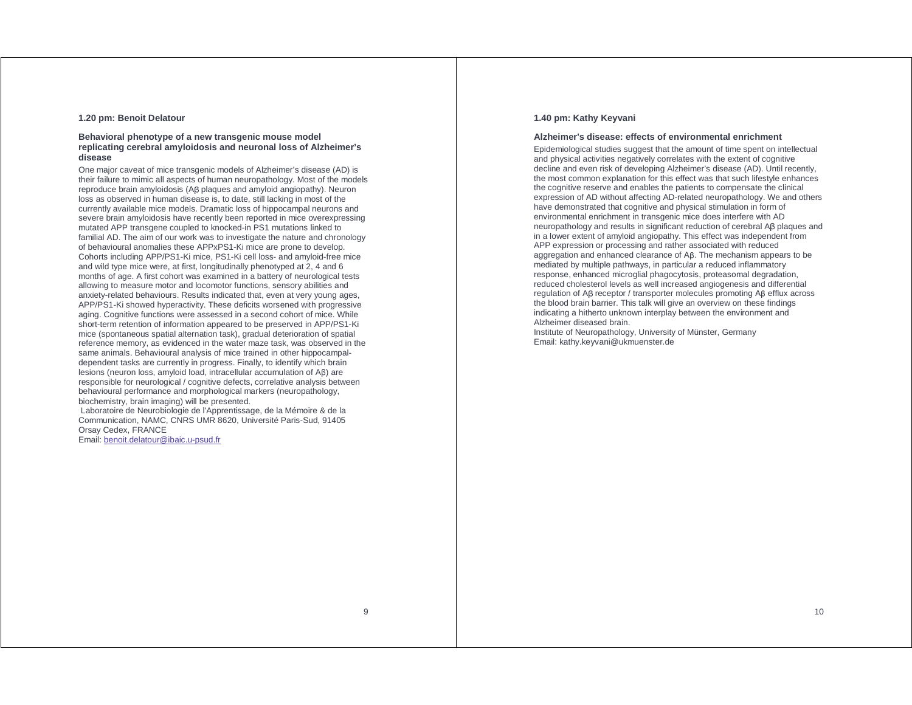**1.20 pm: Benoit Delatour**

**Behavioral phenotype of a new transgenic mouse model replicating cerebral amyloidosis and neuronal loss of Alzheimer's disease**

One major caveat of mice transgenic models of Alzheimer's disease (AD) is their failure to mimic all aspects of human neuropathology. Most of the models reproduce brain amyloidosis (Aβ plaques and amyloid angiopathy). Neuron loss as observed in human disease is, to date, still lacking in most of the currently available mice models. Dramatic loss of hippocampal neurons and severe brain amyloidosis have recently been reported in mice overexpressing mutated APP transgene coupled to knocked-in PS1 mutations linked to familial AD. The aim of our work was to investigate the nature and chronology of behavioural anomalies these APPxPS1-Ki mice are prone to develop. Cohorts including APP/PS1-Ki mice, PS1-Ki cell loss- and amyloid-free mice and wild type mice were, at first, longitudinally phenotyped at 2, 4 and 6 months of age. A first cohort was examined in a battery of neurological tests allowing to measure motor and locomotor functions, sensory abilities and anxiety-related behaviours. Results indicated that, even at very young ages, APP/PS1-Ki showed hyperactivity. These deficits worsened with progressive aging. Cognitive functions were assessed in a second cohort of mice. While short-term retention of information appeared to be preserved in APP/PS1-Ki mice (spontaneous spatial alternation task), gradual deterioration of spatial reference memory, as evidenced in the water maze task, was observed in the same animals. Behavioural analysis of mice trained in other hippocampal-dependent tasks are currently in progress. Finally, to identify which brain lesions (neuron loss, amyloid load, intracellular accumulation of Aβ) are responsible for neurological / cognitive defects, correlative analysis between behavioural performance and morphological markers (neuropathology, biochemistry, brain imaging) will be presented.

Laboratoire de Neurobiologie de l'Apprentissage, de la Mémoire & de la Communication, NAMC, CNRS UMR 8620, Université Paris-Sud, 91405 Orsay Cedex, FRANCE
Email: benoit.delatour@ibaic.u-psud.fr

**1.40 pm: Kathy Keyvani**

**Alzheimer's disease: effects of environmental enrichment**

Epidemiological studies suggest that the amount of time spent on intellectual and physical activities negatively correlates with the extent of cognitive decline and even risk of developing Alzheimer's disease (AD). Until recently, the most common explanation for this effect was that such lifestyle enhances the cognitive reserve and enables the patients to compensate the clinical expression of AD without affecting AD-related neuropathology. We and others have demonstrated that cognitive and physical stimulation in form of environmental enrichment in transgenic mice does interfere with AD neuropathology and results in significant reduction of cerebral Aβ plaques and in a lower extent of amyloid angiopathy. This effect was independent from APP expression or processing and rather associated with reduced aggregation and enhanced clearance of Aβ. The mechanism appears to be mediated by multiple pathways, in particular a reduced inflammatory response, enhanced microglial phagocytosis, proteasomal degradation, reduced cholesterol levels as well increased angiogenesis and differential regulation of Aβ receptor / transporter molecules promoting Aβ efflux across the blood brain barrier. This talk will give an overview on these findings indicating a hitherto unknown interplay between the environment and Alzheimer diseased brain.

Institute of Neuropathology, University of Münster, Germany
Email: kathy.keyvani@ukmuenster.de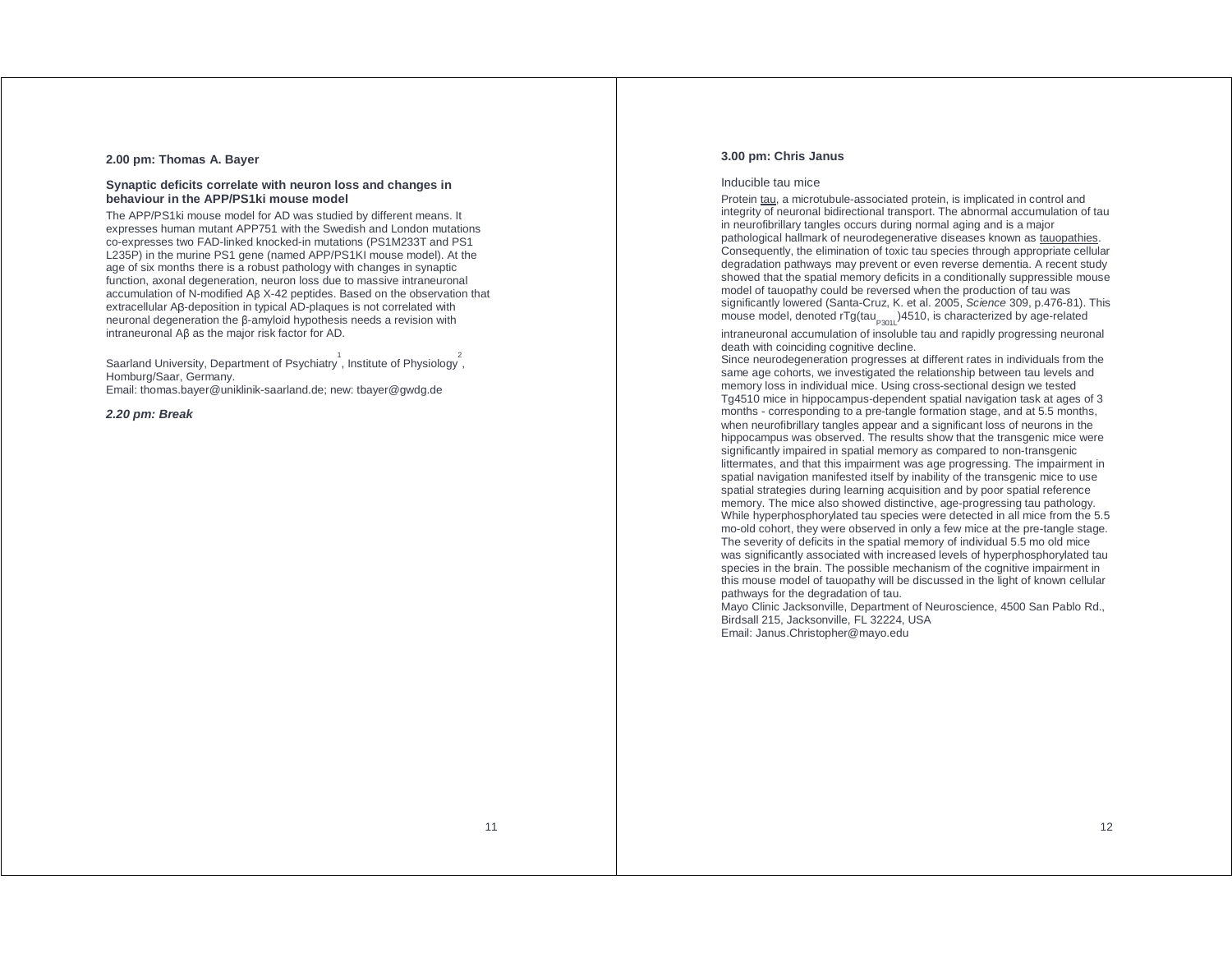**2.00 pm: Thomas A. Bayer**

**Synaptic deficits correlate with neuron loss and changes in behaviour in the APP/PS1ki mouse model**

The APP/PS1ki mouse model for AD was studied by different means. It expresses human mutant APP751 with the Swedish and London mutations co-expresses two FAD-linked knocked-in mutations (PS1M233T and PS1 L235P) in the murine PS1 gene (named APP/PS1KI mouse model). At the age of six months there is a robust pathology with changes in synaptic function, axonal degeneration, neuron loss due to massive intraneuronal accumulation of N-modified Aβ X-42 peptides. Based on the observation that extracellular Aβ-deposition in typical AD-plaques is not correlated with neuronal degeneration the β-amyloid hypothesis needs a revision with intraneuronal Aβ as the major risk factor for AD.

Saarland University, Department of Psychiatry[1], Institute of Physiology[2], Homburg/Saar, Germany.
Email: thomas.bayer@uniklinik-saarland.de; new: tbayer@gwdg.de

***2.20 pm: Break***

**3.00 pm: Chris Janus**

Inducible tau mice

Protein tau, a microtubule-associated protein, is implicated in control and integrity of neuronal bidirectional transport. The abnormal accumulation of tau in neurofibrillary tangles occurs during normal aging and is a major pathological hallmark of neurodegenerative diseases known as tauopathies. Consequently, the elimination of toxic tau species through appropriate cellular degradation pathways may prevent or even reverse dementia. A recent study showed that the spatial memory deficits in a conditionally suppressible mouse model of tauopathy could be reversed when the production of tau was significantly lowered (Santa-Cruz, K. et al. 2005, *Science* 309, p.476-81). This mouse model, denoted rTg($tau_{P301L}$)4510, is characterized by age-related intraneuronal accumulation of insoluble tau and rapidly progressing neuronal death with coinciding cognitive decline.

Since neurodegeneration progresses at different rates in individuals from the same age cohorts, we investigated the relationship between tau levels and memory loss in individual mice. Using cross-sectional design we tested Tg4510 mice in hippocampus-dependent spatial navigation task at ages of 3 months - corresponding to a pre-tangle formation stage, and at 5.5 months, when neurofibrillary tangles appear and a significant loss of neurons in the hippocampus was observed. The results show that the transgenic mice were significantly impaired in spatial memory as compared to non-transgenic littermates, and that this impairment was age progressing. The impairment in spatial navigation manifested itself by inability of the transgenic mice to use spatial strategies during learning acquisition and by poor spatial reference memory. The mice also showed distinctive, age-progressing tau pathology. While hyperphosphorylated tau species were detected in all mice from the 5.5 mo-old cohort, they were observed in only a few mice at the pre-tangle stage. The severity of deficits in the spatial memory of individual 5.5 mo old mice was significantly associated with increased levels of hyperphosphorylated tau species in the brain. The possible mechanism of the cognitive impairment in this mouse model of tauopathy will be discussed in the light of known cellular pathways for the degradation of tau.

Mayo Clinic Jacksonville, Department of Neuroscience, 4500 San Pablo Rd., Birdsall 215, Jacksonville, FL 32224, USA
Email: Janus.Christopher@mayo.edu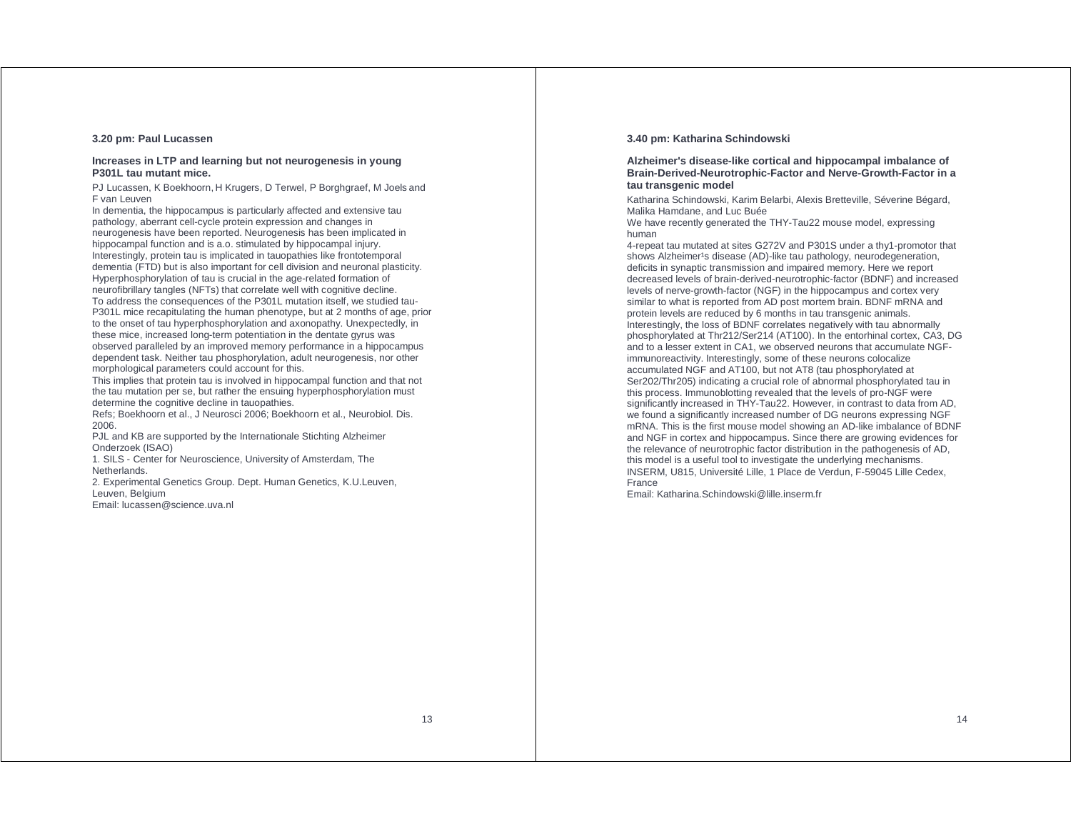**3.20 pm: Paul Lucassen**

**Increases in LTP and learning but not neurogenesis in young P301L tau mutant mice.**

PJ Lucassen, K Boekhoorn, H Krugers, D Terwel, P Borghgraef, M Joels and F van Leuven

In dementia, the hippocampus is particularly affected and extensive tau pathology, aberrant cell-cycle protein expression and changes in neurogenesis have been reported. Neurogenesis has been implicated in hippocampal function and is a.o. stimulated by hippocampal injury. Interestingly, protein tau is implicated in tauopathies like frontotemporal dementia (FTD) but is also important for cell division and neuronal plasticity. Hyperphosphorylation of tau is crucial in the age-related formation of neurofibrillary tangles (NFTs) that correlate well with cognitive decline. To address the consequences of the P301L mutation itself, we studied tau-P301L mice recapitulating the human phenotype, but at 2 months of age, prior to the onset of tau hyperphosphorylation and axonopathy. Unexpectedly, in these mice, increased long-term potentiation in the dentate gyrus was observed paralleled by an improved memory performance in a hippocampus dependent task. Neither tau phosphorylation, adult neurogenesis, nor other morphological parameters could account for this.

This implies that protein tau is involved in hippocampal function and that not the tau mutation per se, but rather the ensuing hyperphosphorylation must determine the cognitive decline in tauopathies.

Refs; Boekhoorn et al., J Neurosci 2006; Boekhoorn et al., Neurobiol. Dis. 2006.

PJL and KB are supported by the Internationale Stichting Alzheimer Onderzoek (ISAO)

1. SILS - Center for Neuroscience, University of Amsterdam, The Netherlands.
2. Experimental Genetics Group. Dept. Human Genetics, K.U.Leuven, Leuven, Belgium

Email: lucassen@science.uva.nl

**3.40 pm: Katharina Schindowski**

**Alzheimer's disease-like cortical and hippocampal imbalance of Brain-Derived-Neurotrophic-Factor and Nerve-Growth-Factor in a tau transgenic model**

Katharina Schindowski, Karim Belarbi, Alexis Bretteville, Séverine Bégard, Malika Hamdane, and Luc Buée

We have recently generated the THY-Tau22 mouse model, expressing human

4-repeat tau mutated at sites G272V and P301S under a thy1-promotor that shows Alzheimer¹s disease (AD)-like tau pathology, neurodegeneration, deficits in synaptic transmission and impaired memory. Here we report decreased levels of brain-derived-neurotrophic-factor (BDNF) and increased levels of nerve-growth-factor (NGF) in the hippocampus and cortex very similar to what is reported from AD post mortem brain. BDNF mRNA and protein levels are reduced by 6 months in tau transgenic animals. Interestingly, the loss of BDNF correlates negatively with tau abnormally phosphorylated at Thr212/Ser214 (AT100). In the entorhinal cortex, CA3, DG and to a lesser extent in CA1, we observed neurons that accumulate NGF-immunoreactivity. Interestingly, some of these neurons colocalize accumulated NGF and AT100, but not AT8 (tau phosphorylated at Ser202/Thr205) indicating a crucial role of abnormal phosphorylated tau in this process. Immunoblotting revealed that the levels of pro-NGF were significantly increased in THY-Tau22. However, in contrast to data from AD, we found a significantly increased number of DG neurons expressing NGF mRNA. This is the first mouse model showing an AD-like imbalance of BDNF and NGF in cortex and hippocampus. Since there are growing evidences for the relevance of neurotrophic factor distribution in the pathogenesis of AD, this model is a useful tool to investigate the underlying mechanisms.

INSERM, U815, Université Lille, 1 Place de Verdun, F-59045 Lille Cedex, France

Email: Katharina.Schindowski@lille.inserm.fr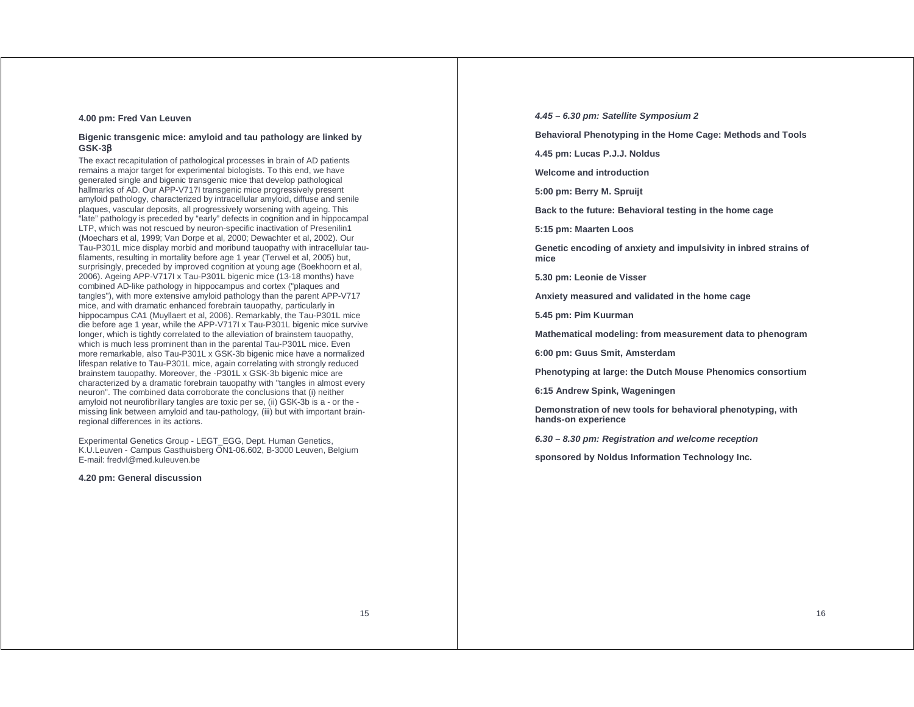**4.00 pm: Fred Van Leuven**

**Bigenic transgenic mice: amyloid and tau pathology are linked by GSK-3β**

The exact recapitulation of pathological processes in brain of AD patients remains a major target for experimental biologists. To this end, we have generated single and bigenic transgenic mice that develop pathological hallmarks of AD. Our APP-V717I transgenic mice progressively present amyloid pathology, characterized by intracellular amyloid, diffuse and senile plaques, vascular deposits, all progressively worsening with ageing. This "late" pathology is preceded by "early" defects in cognition and in hippocampal LTP, which was not rescued by neuron-specific inactivation of Presenilin1 (Moechars et al, 1999; Van Dorpe et al, 2000; Dewachter et al, 2002). Our Tau-P301L mice display morbid and moribund tauopathy with intracellular tau-filaments, resulting in mortality before age 1 year (Terwel et al, 2005) but, surprisingly, preceded by improved cognition at young age (Boekhoorn et al, 2006). Ageing APP-V717I x Tau-P301L bigenic mice (13-18 months) have combined AD-like pathology in hippocampus and cortex ("plaques and tangles"), with more extensive amyloid pathology than the parent APP-V717 mice, and with dramatic enhanced forebrain tauopathy, particularly in hippocampus CA1 (Muyllaert et al, 2006). Remarkably, the Tau-P301L mice die before age 1 year, while the APP-V717I x Tau-P301L bigenic mice survive longer, which is tightly correlated to the alleviation of brainstem tauopathy, which is much less prominent than in the parental Tau-P301L mice. Even more remarkable, also Tau-P301L x GSK-3b bigenic mice have a normalized lifespan relative to Tau-P301L mice, again correlating with strongly reduced brainstem tauopathy. Moreover, the -P301L x GSK-3b bigenic mice are characterized by a dramatic forebrain tauopathy with "tangles in almost every neuron". The combined data corroborate the conclusions that (i) neither amyloid not neurofibrillary tangles are toxic per se, (ii) GSK-3b is a - or the - missing link between amyloid and tau-pathology, (iii) but with important brain-regional differences in its actions.

Experimental Genetics Group - LEGT_EGG, Dept. Human Genetics, K.U.Leuven - Campus Gasthuisberg ON1-06.602, B-3000 Leuven, Belgium
E-mail: fredvl@med.kuleuven.be

**4.20 pm: General discussion**

***4.45 – 6.30 pm: Satellite Symposium 2***

**Behavioral Phenotyping in the Home Cage: Methods and Tools**

**4.45 pm: Lucas P.J.J. Noldus**

**Welcome and introduction**

**5:00 pm: Berry M. Spruijt**

**Back to the future: Behavioral testing in the home cage**

**5:15 pm: Maarten Loos**

**Genetic encoding of anxiety and impulsivity in inbred strains of mice**

**5.30 pm: Leonie de Visser**

**Anxiety measured and validated in the home cage**

**5.45 pm: Pim Kuurman**

**Mathematical modeling: from measurement data to phenogram**

**6:00 pm: Guus Smit, Amsterdam**

**Phenotyping at large: the Dutch Mouse Phenomics consortium**

**6:15 Andrew Spink, Wageningen**

**Demonstration of new tools for behavioral phenotyping, with hands-on experience**

***6.30 – 8.30 pm: Registration and welcome reception***

**sponsored by Noldus Information Technology Inc.**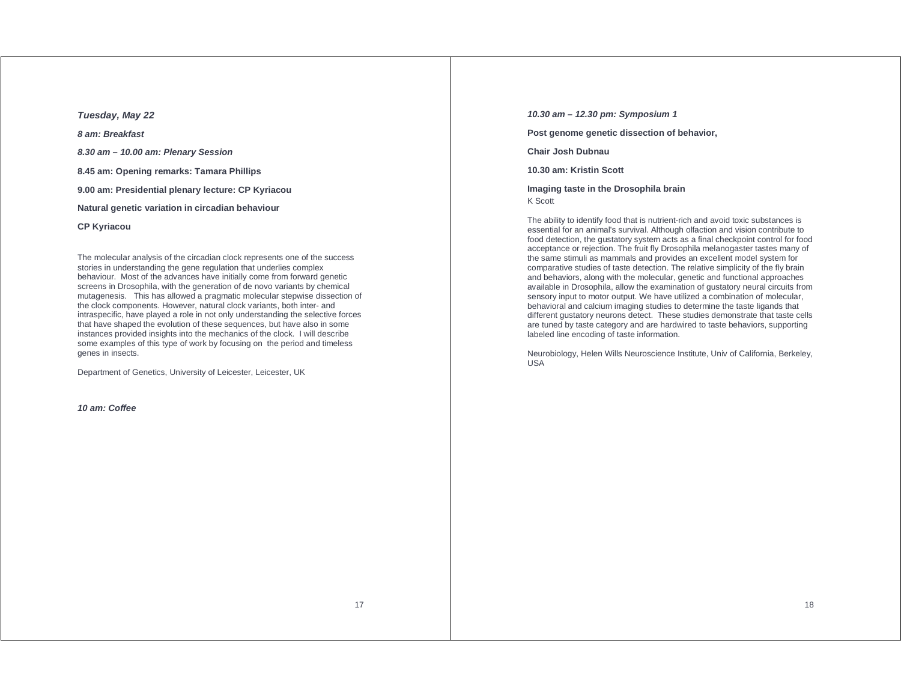*Tuesday, May 22*

*8 am: Breakfast*

*8.30 am – 10.00 am: Plenary Session*

**8.45 am: Opening remarks: Tamara Phillips**

**9.00 am: Presidential plenary lecture: CP Kyriacou**

**Natural genetic variation in circadian behaviour**

**CP Kyriacou**

The molecular analysis of the circadian clock represents one of the success stories in understanding the gene regulation that underlies complex behaviour. Most of the advances have initially come from forward genetic screens in Drosophila, with the generation of de novo variants by chemical mutagenesis. This has allowed a pragmatic molecular stepwise dissection of the clock components. However, natural clock variants, both inter- and intraspecific, have played a role in not only understanding the selective forces that have shaped the evolution of these sequences, but have also in some instances provided insights into the mechanics of the clock. I will describe some examples of this type of work by focusing on the period and timeless genes in insects.

Department of Genetics, University of Leicester, Leicester, UK

*10 am: Coffee*

*10.30 am – 12.30 pm: Symposium 1*

**Post genome genetic dissection of behavior,**

**Chair Josh Dubnau**

**10.30 am: Kristin Scott**

**Imaging taste in the Drosophila brain**
K Scott

The ability to identify food that is nutrient-rich and avoid toxic substances is essential for an animal's survival. Although olfaction and vision contribute to food detection, the gustatory system acts as a final checkpoint control for food acceptance or rejection. The fruit fly Drosophila melanogaster tastes many of the same stimuli as mammals and provides an excellent model system for comparative studies of taste detection. The relative simplicity of the fly brain and behaviors, along with the molecular, genetic and functional approaches available in Drosophila, allow the examination of gustatory neural circuits from sensory input to motor output. We have utilized a combination of molecular, behavioral and calcium imaging studies to determine the taste ligands that different gustatory neurons detect. These studies demonstrate that taste cells are tuned by taste category and are hardwired to taste behaviors, supporting labeled line encoding of taste information.

Neurobiology, Helen Wills Neuroscience Institute, Univ of California, Berkeley, USA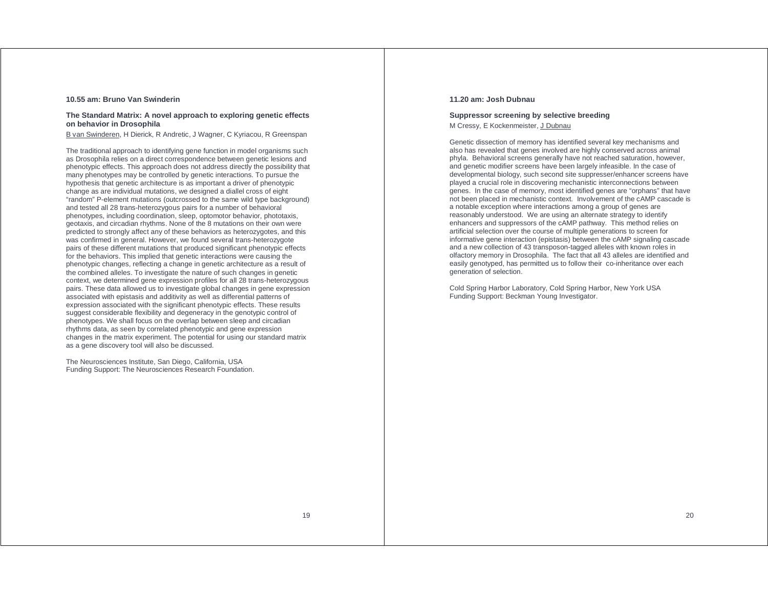**10.55 am: Bruno Van Swinderin**

**The Standard Matrix: A novel approach to exploring genetic effects on behavior in Drosophila**

B van Swinderen, H Dierick, R Andretic, J Wagner, C Kyriacou, R Greenspan

The traditional approach to identifying gene function in model organisms such as Drosophila relies on a direct correspondence between genetic lesions and phenotypic effects. This approach does not address directly the possibility that many phenotypes may be controlled by genetic interactions. To pursue the hypothesis that genetic architecture is as important a driver of phenotypic change as are individual mutations, we designed a diallel cross of eight "random" P-element mutations (outcrossed to the same wild type background) and tested all 28 trans-heterozygous pairs for a number of behavioral phenotypes, including coordination, sleep, optomotor behavior, phototaxis, geotaxis, and circadian rhythms. None of the 8 mutations on their own were predicted to strongly affect any of these behaviors as heterozygotes, and this was confirmed in general. However, we found several trans-heterozygote pairs of these different mutations that produced significant phenotypic effects for the behaviors. This implied that genetic interactions were causing the phenotypic changes, reflecting a change in genetic architecture as a result of the combined alleles. To investigate the nature of such changes in genetic context, we determined gene expression profiles for all 28 trans-heterozygous pairs. These data allowed us to investigate global changes in gene expression associated with epistasis and additivity as well as differential patterns of expression associated with the significant phenotypic effects. These results suggest considerable flexibility and degeneracy in the genotypic control of phenotypes. We shall focus on the overlap between sleep and circadian rhythms data, as seen by correlated phenotypic and gene expression changes in the matrix experiment. The potential for using our standard matrix as a gene discovery tool will also be discussed.

The Neurosciences Institute, San Diego, California, USA
Funding Support: The Neurosciences Research Foundation.

**11.20 am: Josh Dubnau**

**Suppressor screening by selective breeding**

M Cressy, E Kockenmeister, J Dubnau

Genetic dissection of memory has identified several key mechanisms and also has revealed that genes involved are highly conserved across animal phyla. Behavioral screens generally have not reached saturation, however, and genetic modifier screens have been largely infeasible. In the case of developmental biology, such second site suppresser/enhancer screens have played a crucial role in discovering mechanistic interconnections between genes. In the case of memory, most identified genes are "orphans" that have not been placed in mechanistic context. Involvement of the cAMP cascade is a notable exception where interactions among a group of genes are reasonably understood. We are using an alternate strategy to identify enhancers and suppressors of the cAMP pathway. This method relies on artificial selection over the course of multiple generations to screen for informative gene interaction (epistasis) between the cAMP signaling cascade and a new collection of 43 transposon-tagged alleles with known roles in olfactory memory in Drosophila. The fact that all 43 alleles are identified and easily genotyped, has permitted us to follow their co-inheritance over each generation of selection.

Cold Spring Harbor Laboratory, Cold Spring Harbor, New York USA
Funding Support: Beckman Young Investigator.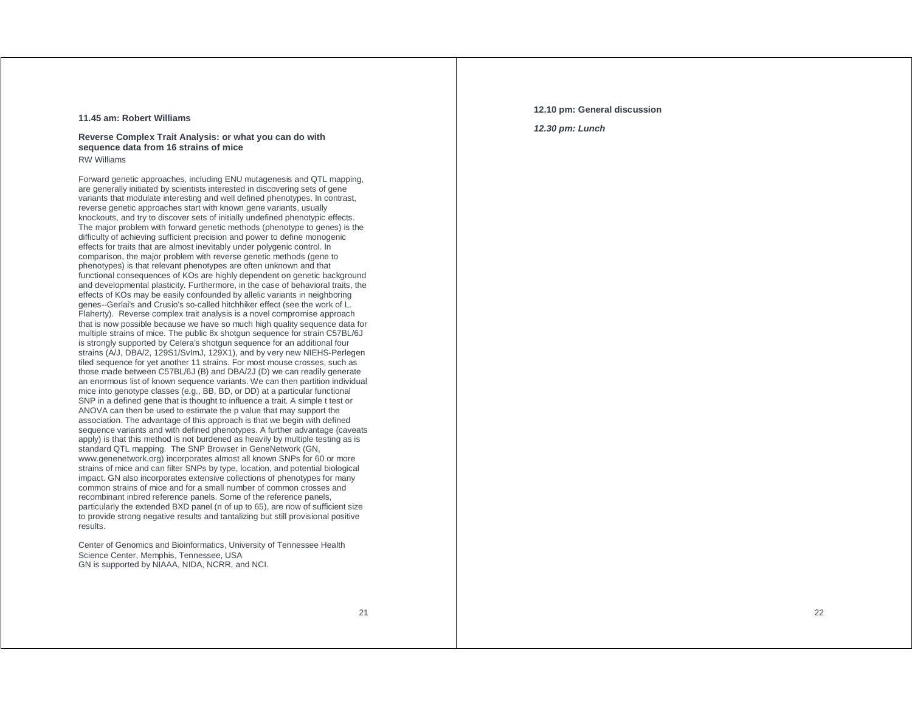**11.45 am: Robert Williams**

**Reverse Complex Trait Analysis: or what you can do with sequence data from 16 strains of mice**

RW Williams

Forward genetic approaches, including ENU mutagenesis and QTL mapping, are generally initiated by scientists interested in discovering sets of gene variants that modulate interesting and well defined phenotypes. In contrast, reverse genetic approaches start with known gene variants, usually knockouts, and try to discover sets of initially undefined phenotypic effects. The major problem with forward genetic methods (phenotype to genes) is the difficulty of achieving sufficient precision and power to define monogenic effects for traits that are almost inevitably under polygenic control. In comparison, the major problem with reverse genetic methods (gene to phenotypes) is that relevant phenotypes are often unknown and that functional consequences of KOs are highly dependent on genetic background and developmental plasticity. Furthermore, in the case of behavioral traits, the effects of KOs may be easily confounded by allelic variants in neighboring genes--Gerlai's and Crusio's so-called hitchhiker effect (see the work of L. Flaherty). Reverse complex trait analysis is a novel compromise approach that is now possible because we have so much high quality sequence data for multiple strains of mice. The public 8x shotgun sequence for strain C57BL/6J is strongly supported by Celera's shotgun sequence for an additional four strains (A/J, DBA/2, 129S1/SvImJ, 129X1), and by very new NIEHS-Perlegen tiled sequence for yet another 11 strains. For most mouse crosses, such as those made between C57BL/6J (B) and DBA/2J (D) we can readily generate an enormous list of known sequence variants. We can then partition individual mice into genotype classes (e.g., BB, BD, or DD) at a particular functional SNP in a defined gene that is thought to influence a trait. A simple t test or ANOVA can then be used to estimate the p value that may support the association. The advantage of this approach is that we begin with defined sequence variants and with defined phenotypes. A further advantage (caveats apply) is that this method is not burdened as heavily by multiple testing as is standard QTL mapping. The SNP Browser in GeneNetwork (GN, www.genenetwork.org) incorporates almost all known SNPs for 60 or more strains of mice and can filter SNPs by type, location, and potential biological impact. GN also incorporates extensive collections of phenotypes for many common strains of mice and for a small number of common crosses and recombinant inbred reference panels. Some of the reference panels, particularly the extended BXD panel (n of up to 65), are now of sufficient size to provide strong negative results and tantalizing but still provisional positive results.

Center of Genomics and Bioinformatics, University of Tennessee Health Science Center, Memphis, Tennessee, USA
GN is supported by NIAAA, NIDA, NCRR, and NCI.

**12.10 pm: General discussion**

***12.30 pm: Lunch***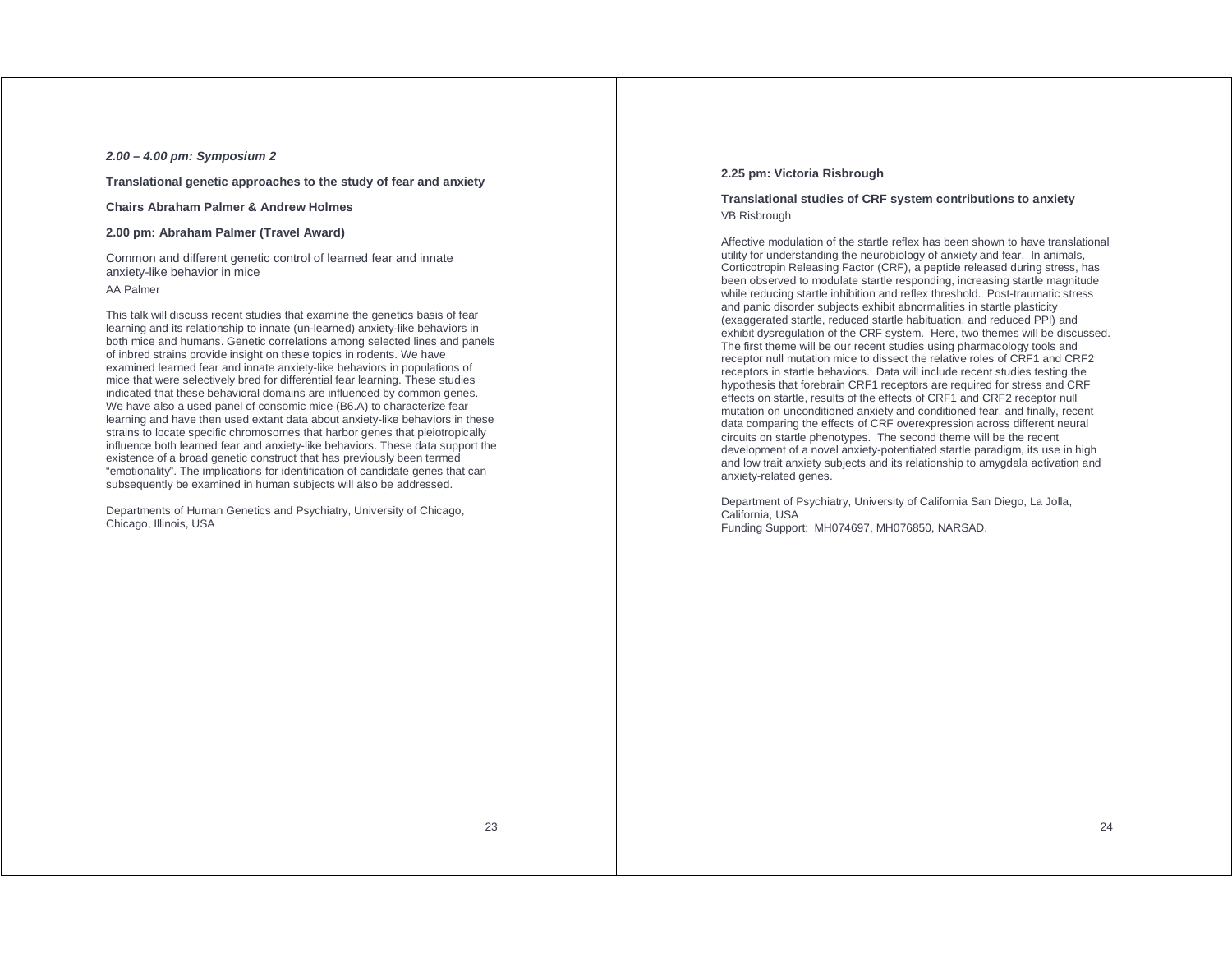***2.00 – 4.00 pm: Symposium 2***

**Translational genetic approaches to the study of fear and anxiety**

**Chairs Abraham Palmer & Andrew Holmes**

**2.00 pm: Abraham Palmer (Travel Award)**

Common and different genetic control of learned fear and innate anxiety-like behavior in mice

AA Palmer

This talk will discuss recent studies that examine the genetics basis of fear learning and its relationship to innate (un-learned) anxiety-like behaviors in both mice and humans. Genetic correlations among selected lines and panels of inbred strains provide insight on these topics in rodents. We have examined learned fear and innate anxiety-like behaviors in populations of mice that were selectively bred for differential fear learning. These studies indicated that these behavioral domains are influenced by common genes. We have also a used panel of consomic mice (B6.A) to characterize fear learning and have then used extant data about anxiety-like behaviors in these strains to locate specific chromosomes that harbor genes that pleiotropically influence both learned fear and anxiety-like behaviors. These data support the existence of a broad genetic construct that has previously been termed "emotionality". The implications for identification of candidate genes that can subsequently be examined in human subjects will also be addressed.

Departments of Human Genetics and Psychiatry, University of Chicago, Chicago, Illinois, USA

**2.25 pm: Victoria Risbrough**

**Translational studies of CRF system contributions to anxiety**

VB Risbrough

Affective modulation of the startle reflex has been shown to have translational utility for understanding the neurobiology of anxiety and fear. In animals, Corticotropin Releasing Factor (CRF), a peptide released during stress, has been observed to modulate startle responding, increasing startle magnitude while reducing startle inhibition and reflex threshold. Post-traumatic stress and panic disorder subjects exhibit abnormalities in startle plasticity (exaggerated startle, reduced startle habituation, and reduced PPI) and exhibit dysregulation of the CRF system. Here, two themes will be discussed. The first theme will be our recent studies using pharmacology tools and receptor null mutation mice to dissect the relative roles of CRF1 and CRF2 receptors in startle behaviors. Data will include recent studies testing the hypothesis that forebrain CRF1 receptors are required for stress and CRF effects on startle, results of the effects of CRF1 and CRF2 receptor null mutation on unconditioned anxiety and conditioned fear, and finally, recent data comparing the effects of CRF overexpression across different neural circuits on startle phenotypes. The second theme will be the recent development of a novel anxiety-potentiated startle paradigm, its use in high and low trait anxiety subjects and its relationship to amygdala activation and anxiety-related genes.

Department of Psychiatry, University of California San Diego, La Jolla, California, USA
Funding Support: MH074697, MH076850, NARSAD.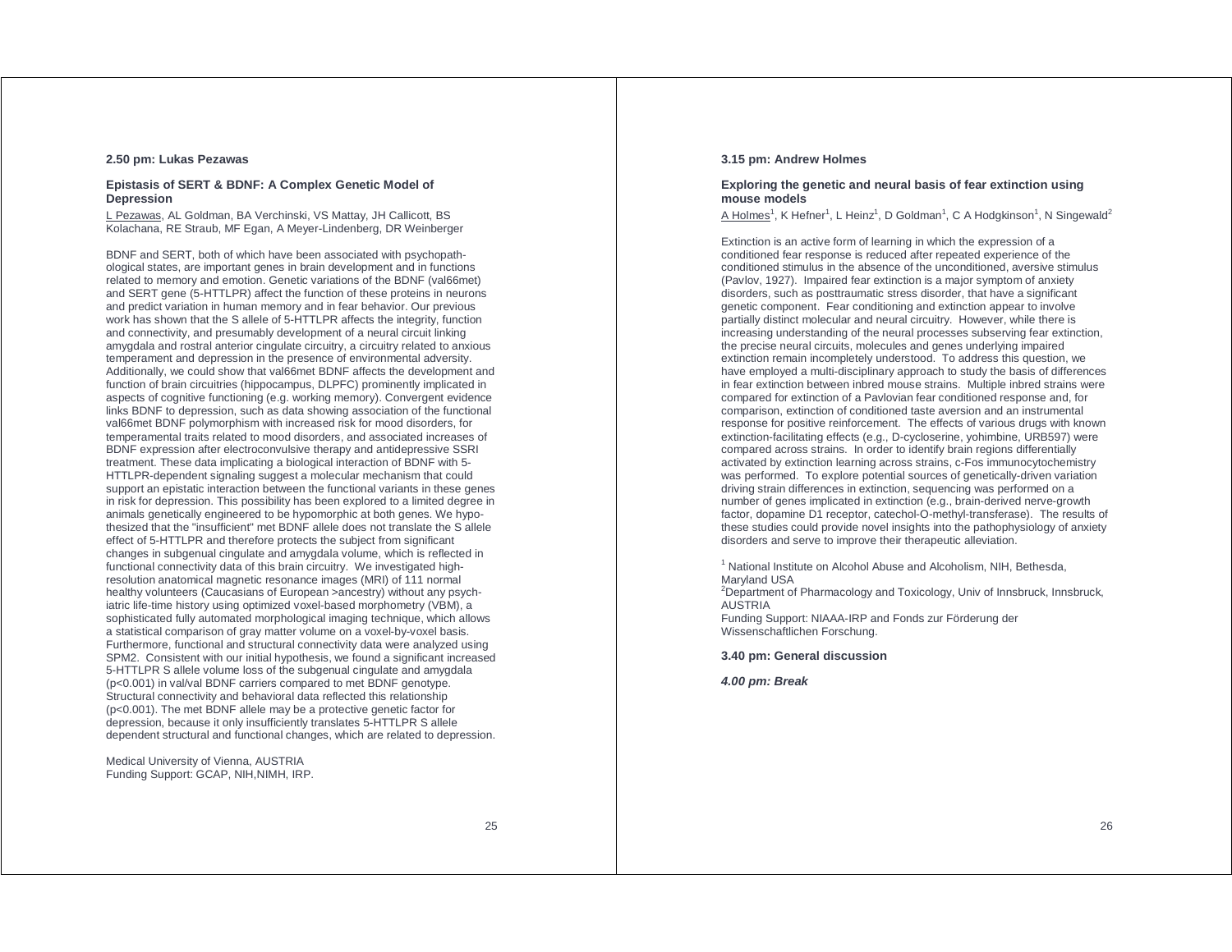**2.50 pm: Lukas Pezawas**

**Epistasis of SERT & BDNF: A Complex Genetic Model of Depression**

L Pezawas, AL Goldman, BA Verchinski, VS Mattay, JH Callicott, BS Kolachana, RE Straub, MF Egan, A Meyer-Lindenberg, DR Weinberger

BDNF and SERT, both of which have been associated with psychopathological states, are important genes in brain development and in functions related to memory and emotion. Genetic variations of the BDNF (val66met) and SERT gene (5-HTTLPR) affect the function of these proteins in neurons and predict variation in human memory and in fear behavior. Our previous work has shown that the S allele of 5-HTTLPR affects the integrity, function and connectivity, and presumably development of a neural circuit linking amygdala and rostral anterior cingulate circuitry, a circuitry related to anxious temperament and depression in the presence of environmental adversity. Additionally, we could show that val66met BDNF affects the development and function of brain circuitries (hippocampus, DLPFC) prominently implicated in aspects of cognitive functioning (e.g. working memory). Convergent evidence links BDNF to depression, such as data showing association of the functional val66met BDNF polymorphism with increased risk for mood disorders, for temperamental traits related to mood disorders, and associated increases of BDNF expression after electroconvulsive therapy and antidepressive SSRI treatment. These data implicating a biological interaction of BDNF with 5-HTTLPR-dependent signaling suggest a molecular mechanism that could support an epistatic interaction between the functional variants in these genes in risk for depression. This possibility has been explored to a limited degree in animals genetically engineered to be hypomorphic at both genes. We hypothesized that the "insufficient" met BDNF allele does not translate the S allele effect of 5-HTTLPR and therefore protects the subject from significant changes in subgenual cingulate and amygdala volume, which is reflected in functional connectivity data of this brain circuitry. We investigated high-resolution anatomical magnetic resonance images (MRI) of 111 normal healthy volunteers (Caucasians of European >ancestry) without any psychiatric life-time history using optimized voxel-based morphometry (VBM), a sophisticated fully automated morphological imaging technique, which allows a statistical comparison of gray matter volume on a voxel-by-voxel basis. Furthermore, functional and structural connectivity data were analyzed using SPM2. Consistent with our initial hypothesis, we found a significant increased 5-HTTLPR S allele volume loss of the subgenual cingulate and amygdala ($p<0.001$) in val/val BDNF carriers compared to met BDNF genotype. Structural connectivity and behavioral data reflected this relationship ($p<0.001$). The met BDNF allele may be a protective genetic factor for depression, because it only insufficiently translates 5-HTTLPR S allele dependent structural and functional changes, which are related to depression.

Medical University of Vienna, AUSTRIA
Funding Support: GCAP, NIH,NIMH, IRP.

**3.15 pm: Andrew Holmes**

**Exploring the genetic and neural basis of fear extinction using mouse models**

A Holmes[1], K Hefner[1], L Heinz[1], D Goldman[1], C A Hodgkinson[1], N Singewald[2]

Extinction is an active form of learning in which the expression of a conditioned fear response is reduced after repeated experience of the conditioned stimulus in the absence of the unconditioned, aversive stimulus (Pavlov, 1927). Impaired fear extinction is a major symptom of anxiety disorders, such as posttraumatic stress disorder, that have a significant genetic component. Fear conditioning and extinction appear to involve partially distinct molecular and neural circuitry. However, while there is increasing understanding of the neural processes subserving fear extinction, the precise neural circuits, molecules and genes underlying impaired extinction remain incompletely understood. To address this question, we have employed a multi-disciplinary approach to study the basis of differences in fear extinction between inbred mouse strains. Multiple inbred strains were compared for extinction of a Pavlovian fear conditioned response and, for comparison, extinction of conditioned taste aversion and an instrumental response for positive reinforcement. The effects of various drugs with known extinction-facilitating effects (e.g., D-cycloserine, yohimbine, URB597) were compared across strains. In order to identify brain regions differentially activated by extinction learning across strains, c-Fos immunocytochemistry was performed. To explore potential sources of genetically-driven variation driving strain differences in extinction, sequencing was performed on a number of genes implicated in extinction (e.g., brain-derived nerve-growth factor, dopamine D1 receptor, catechol-O-methyl-transferase). The results of these studies could provide novel insights into the pathophysiology of anxiety disorders and serve to improve their therapeutic alleviation.

[1] National Institute on Alcohol Abuse and Alcoholism, NIH, Bethesda, Maryland USA
[2]Department of Pharmacology and Toxicology, Univ of Innsbruck, Innsbruck, AUSTRIA
Funding Support: NIAAA-IRP and Fonds zur Förderung der Wissenschaftlichen Forschung.

**3.40 pm: General discussion**

***4.00 pm: Break***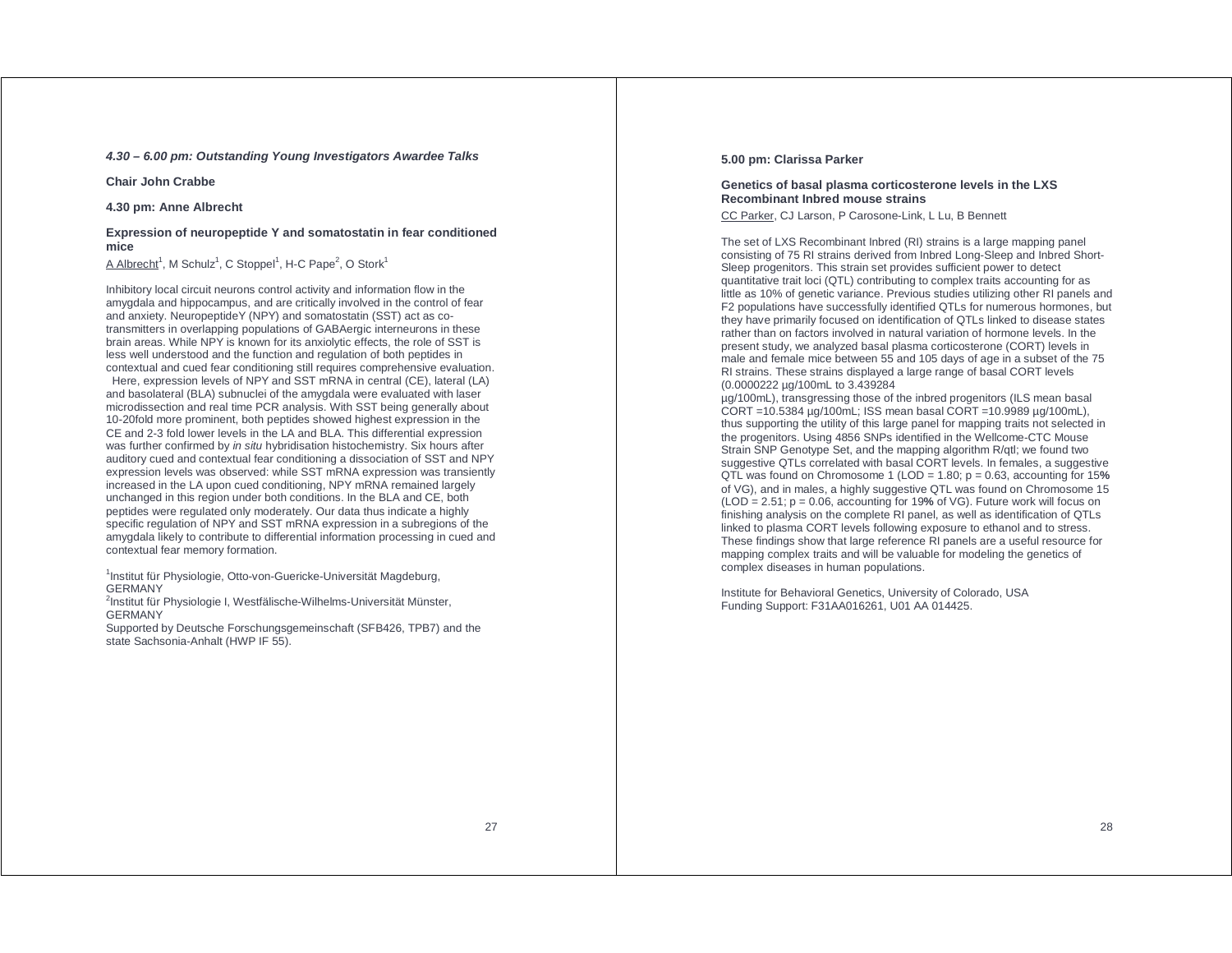***4.30 – 6.00 pm: Outstanding Young Investigators Awardee Talks***

**Chair John Crabbe**

**4.30 pm: Anne Albrecht**

**Expression of neuropeptide Y and somatostatin in fear conditioned mice**

A Albrecht[1], M Schulz[1], C Stoppel[1], H-C Pape[2], O Stork[1]

Inhibitory local circuit neurons control activity and information flow in the amygdala and hippocampus, and are critically involved in the control of fear and anxiety. NeuropeptideY (NPY) and somatostatin (SST) act as co-transmitters in overlapping populations of GABAergic interneurons in these brain areas. While NPY is known for its anxiolytic effects, the role of SST is less well understood and the function and regulation of both peptides in contextual and cued fear conditioning still requires comprehensive evaluation.

Here, expression levels of NPY and SST mRNA in central (CE), lateral (LA) and basolateral (BLA) subnuclei of the amygdala were evaluated with laser microdissection and real time PCR analysis. With SST being generally about 10-20fold more prominent, both peptides showed highest expression in the CE and 2-3 fold lower levels in the LA and BLA. This differential expression was further confirmed by *in situ* hybridisation histochemistry. Six hours after auditory cued and contextual fear conditioning a dissociation of SST and NPY expression levels was observed: while SST mRNA expression was transiently increased in the LA upon cued conditioning, NPY mRNA remained largely unchanged in this region under both conditions. In the BLA and CE, both peptides were regulated only moderately. Our data thus indicate a highly specific regulation of NPY and SST mRNA expression in a subregions of the amygdala likely to contribute to differential information processing in cued and contextual fear memory formation.

[1]Institut für Physiologie, Otto-von-Guericke-Universität Magdeburg, GERMANY
[2]Institut für Physiologie I, Westfälische-Wilhelms-Universität Münster, GERMANY
Supported by Deutsche Forschungsgemeinschaft (SFB426, TPB7) and the state Sachsonia-Anhalt (HWP IF 55).

**5.00 pm: Clarissa Parker**

**Genetics of basal plasma corticosterone levels in the LXS Recombinant Inbred mouse strains**

CC Parker, CJ Larson, P Carosone-Link, L Lu, B Bennett

The set of LXS Recombinant Inbred (RI) strains is a large mapping panel consisting of 75 RI strains derived from Inbred Long-Sleep and Inbred Short-Sleep progenitors. This strain set provides sufficient power to detect quantitative trait loci (QTL) contributing to complex traits accounting for as little as 10% of genetic variance. Previous studies utilizing other RI panels and F2 populations have successfully identified QTLs for numerous hormones, but they have primarily focused on identification of QTLs linked to disease states rather than on factors involved in natural variation of hormone levels. In the present study, we analyzed basal plasma corticosterone (CORT) levels in male and female mice between 55 and 105 days of age in a subset of the 75 RI strains. These strains displayed a large range of basal CORT levels (0.0000222 µg/100mL to 3.439284 µg/100mL), transgressing those of the inbred progenitors (ILS mean basal CORT =10.5384 µg/100mL; ISS mean basal CORT =10.9989 µg/100mL), thus supporting the utility of this large panel for mapping traits not selected in the progenitors. Using 4856 SNPs identified in the Wellcome-CTC Mouse Strain SNP Genotype Set, and the mapping algorithm R/qtl; we found two suggestive QTLs correlated with basal CORT levels. In females, a suggestive QTL was found on Chromosome 1 (LOD = 1.80; $p = 0.63$, accounting for 15% of VG), and in males, a highly suggestive QTL was found on Chromosome 15 (LOD = 2.51; $p = 0.06$, accounting for 19% of VG). Future work will focus on finishing analysis on the complete RI panel, as well as identification of QTLs linked to plasma CORT levels following exposure to ethanol and to stress. These findings show that large reference RI panels are a useful resource for mapping complex traits and will be valuable for modeling the genetics of complex diseases in human populations.

Institute for Behavioral Genetics, University of Colorado, USA
Funding Support: F31AA016261, U01 AA 014425.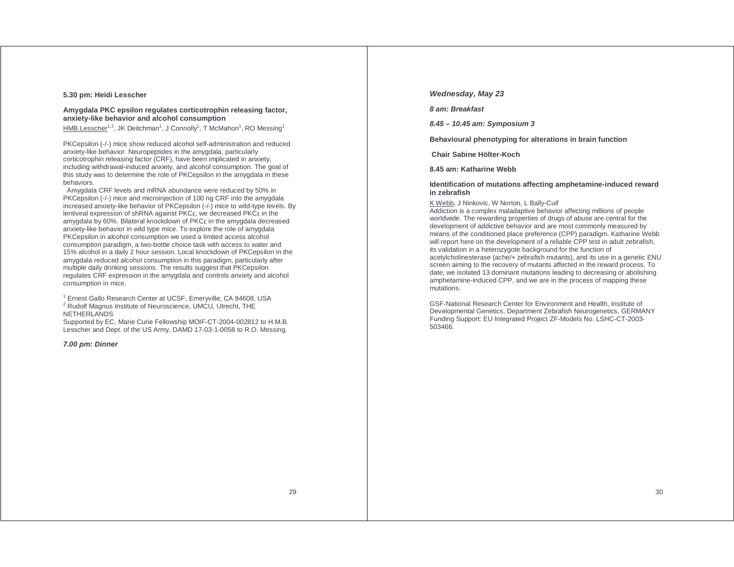**5.30 pm: Heidi Lesscher**

**Amygdala PKC epsilon regulates corticotrophin releasing factor, anxiety-like behavior and alcohol consumption**

HMB Lesscher[1,2], JK Deitchman[1], J Connolly[1], T McMahon[1], RO Messing[1]

PKCepsilon (-/-) mice show reduced alcohol self-administration and reduced anxiety-like behavior. Neuropeptides in the amygdala, particularly corticotrophin releasing factor (CRF), have been implicated in anxiety, including withdrawal-induced anxiety, and alcohol consumption. The goal of this study was to determine the role of PKCepsilon in the amygdala in these behaviors.

Amygdala CRF levels and mRNA abundance were reduced by 50% in PKCepsilon (-/-) mice and microinjection of 100 ng CRF into the amygdala increased anxiety-like behavior of PKCepsilon (-/-) mice to wild-type levels. By lentiviral expression of shRNA against PKCε, we decreased PKCε in the amygdala by 60%. Bilateral knockdown of PKCε in the amygdala decreased anxiety-like behavior in wild type mice. To explore the role of amygdala PKCepsilon in alcohol consumption we used a limited access alcohol consumption paradigm, a two-bottle choice task with access to water and 15% alcohol in a daily 2 hour session. Local knockdown of PKCepsilon in the amygdala reduced alcohol consumption in this paradigm, particularly after multiple daily drinking sessions. The results suggest that PKCepsilon regulates CRF expression in the amygdala and controls anxiety and alcohol consumption in mice.

[1] Ernest Gallo Research Center at UCSF, Emeryville, CA 94608, USA
[2] Rudolf Magnus Institute of Neuroscience, UMCU, Utrecht, THE NETHERLANDS
Supported by EC, Marie Curie Fellowship MOIF-CT-2004-002812 to H.M.B. Lesscher and Dept. of the US Army, DAMD 17-03-1-0058 to R.O. Messing.

***7.00 pm: Dinner***

***Wednesday, May 23***

***8 am: Breakfast***

***8.45 – 10.45 am: Symposium 3***

**Behavioural phenotyping for alterations in brain function**

**Chair Sabine Hölter-Koch**

**8.45 am: Katharine Webb**

**Identification of mutations affecting amphetamine-induced reward in zebrafish**

K Webb, J Ninkovic, W Norton, L Bally-Cuif

Addiction is a complex maladaptive behavior affecting millions of people worldwide. The rewarding properties of drugs of abuse are central for the development of addictive behavior and are most commonly measured by means of the conditioned place preference (CPP) paradigm. Katharine Webb will report here on the development of a reliable CPP test in adult zebrafish, its validation in a heterozygote background for the function of acetylcholinesterase (ache/+ zebrafish mutants), and its use in a genetic ENU screen aiming to the recovery of mutants affected in the reward process. To date, we isolated 13 dominant mutations leading to decreasing or abolishing amphetamine-induced CPP, and we are in the process of mapping these mutations.

GSF-National Research Center for Environment and Health, Institute of Developmental Genetics, Department Zebrafish Neurogenetics, GERMANY
Funding Support: EU Integrated Project ZF-Models No. LSHC-CT-2003-503466.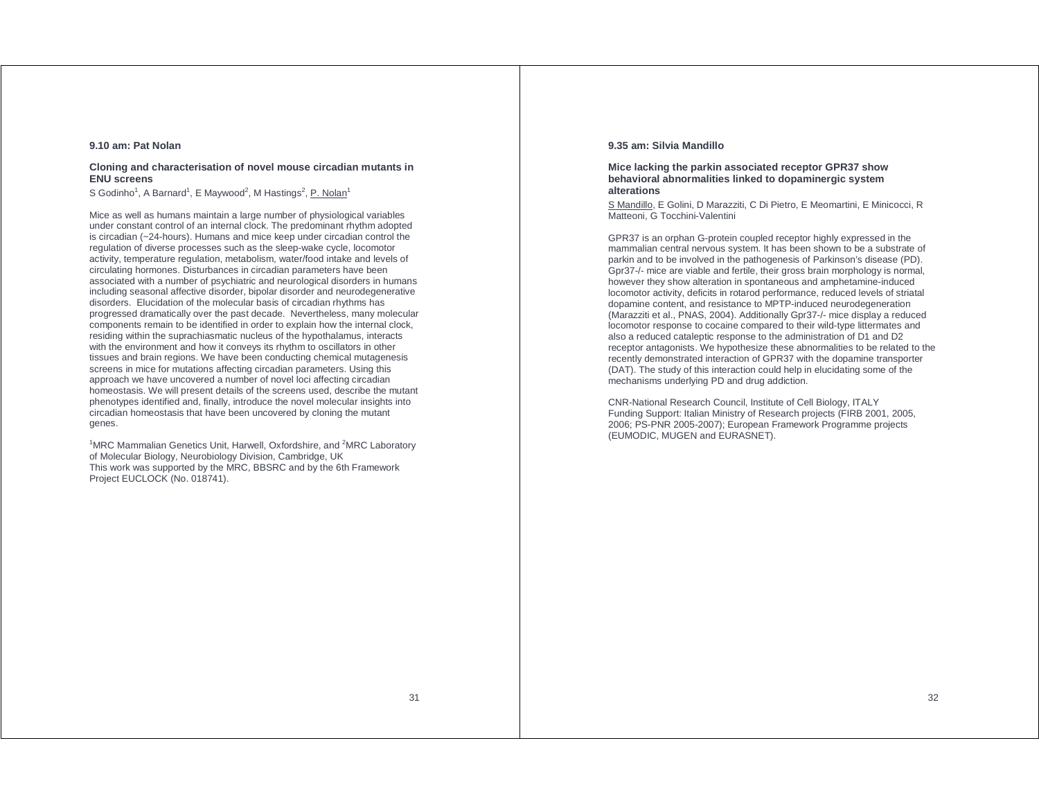**9.10 am: Pat Nolan**

**Cloning and characterisation of novel mouse circadian mutants in ENU screens**

S Godinho[1], A Barnard[1], E Maywood[2], M Hastings[2], P. Nolan[1]

Mice as well as humans maintain a large number of physiological variables under constant control of an internal clock. The predominant rhythm adopted is circadian (~24-hours). Humans and mice keep under circadian control the regulation of diverse processes such as the sleep-wake cycle, locomotor activity, temperature regulation, metabolism, water/food intake and levels of circulating hormones. Disturbances in circadian parameters have been associated with a number of psychiatric and neurological disorders in humans including seasonal affective disorder, bipolar disorder and neurodegenerative disorders. Elucidation of the molecular basis of circadian rhythms has progressed dramatically over the past decade. Nevertheless, many molecular components remain to be identified in order to explain how the internal clock, residing within the suprachiasmatic nucleus of the hypothalamus, interacts with the environment and how it conveys its rhythm to oscillators in other tissues and brain regions. We have been conducting chemical mutagenesis screens in mice for mutations affecting circadian parameters. Using this approach we have uncovered a number of novel loci affecting circadian homeostasis. We will present details of the screens used, describe the mutant phenotypes identified and, finally, introduce the novel molecular insights into circadian homeostasis that have been uncovered by cloning the mutant genes.

[1]MRC Mammalian Genetics Unit, Harwell, Oxfordshire, and [2]MRC Laboratory of Molecular Biology, Neurobiology Division, Cambridge, UK
This work was supported by the MRC, BBSRC and by the 6th Framework Project EUCLOCK (No. 018741).

**9.35 am: Silvia Mandillo**

**Mice lacking the parkin associated receptor GPR37 show behavioral abnormalities linked to dopaminergic system alterations**

S Mandillo, E Golini, D Marazziti, C Di Pietro, E Meomartini, E Minicocci, R Matteoni, G Tocchini-Valentini

GPR37 is an orphan G-protein coupled receptor highly expressed in the mammalian central nervous system. It has been shown to be a substrate of parkin and to be involved in the pathogenesis of Parkinson's disease (PD). Gpr37-/- mice are viable and fertile, their gross brain morphology is normal, however they show alteration in spontaneous and amphetamine-induced locomotor activity, deficits in rotarod performance, reduced levels of striatal dopamine content, and resistance to MPTP-induced neurodegeneration (Marazziti et al., PNAS, 2004). Additionally Gpr37-/- mice display a reduced locomotor response to cocaine compared to their wild-type littermates and also a reduced cataleptic response to the administration of D1 and D2 receptor antagonists. We hypothesize these abnormalities to be related to the recently demonstrated interaction of GPR37 with the dopamine transporter (DAT). The study of this interaction could help in elucidating some of the mechanisms underlying PD and drug addiction.

CNR-National Research Council, Institute of Cell Biology, ITALY
Funding Support: Italian Ministry of Research projects (FIRB 2001, 2005, 2006; PS-PNR 2005-2007); European Framework Programme projects (EUMODIC, MUGEN and EURASNET).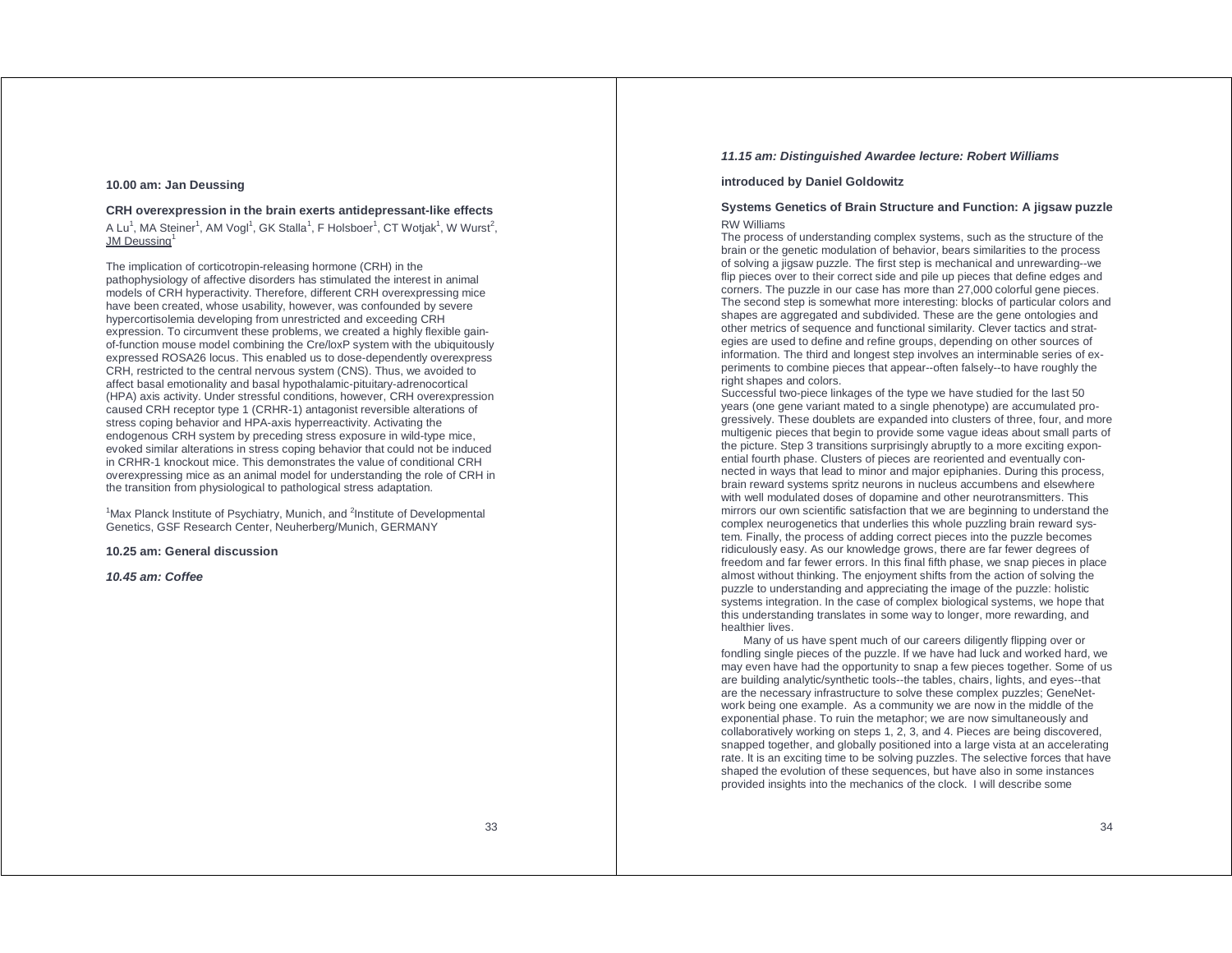**10.00 am: Jan Deussing**

**CRH overexpression in the brain exerts antidepressant-like effects**

A Lu[1], MA Steiner[1], AM Vogl[1], GK Stalla[1], F Holsboer[1], CT Wotjak[1], W Wurst[2], JM Deussing[1]

The implication of corticotropin-releasing hormone (CRH) in the pathophysiology of affective disorders has stimulated the interest in animal models of CRH hyperactivity. Therefore, different CRH overexpressing mice have been created, whose usability, however, was confounded by severe hypercortisolemia developing from unrestricted and exceeding CRH expression. To circumvent these problems, we created a highly flexible gain-of-function mouse model combining the Cre/loxP system with the ubiquitously expressed ROSA26 locus. This enabled us to dose-dependently overexpress CRH, restricted to the central nervous system (CNS). Thus, we avoided to affect basal emotionality and basal hypothalamic-pituitary-adrenocortical (HPA) axis activity. Under stressful conditions, however, CRH overexpression caused CRH receptor type 1 (CRHR-1) antagonist reversible alterations of stress coping behavior and HPA-axis hyperreactivity. Activating the endogenous CRH system by preceding stress exposure in wild-type mice, evoked similar alterations in stress coping behavior that could not be induced in CRHR-1 knockout mice. This demonstrates the value of conditional CRH overexpressing mice as an animal model for understanding the role of CRH in the transition from physiological to pathological stress adaptation.

[1]Max Planck Institute of Psychiatry, Munich, and [2]Institute of Developmental Genetics, GSF Research Center, Neuherberg/Munich, GERMANY

**10.25 am: General discussion**

***10.45 am: Coffee***

***11.15 am: Distinguished Awardee lecture: Robert Williams***

**introduced by Daniel Goldowitz**

**Systems Genetics of Brain Structure and Function: A jigsaw puzzle**

RW Williams

The process of understanding complex systems, such as the structure of the brain or the genetic modulation of behavior, bears similarities to the process of solving a jigsaw puzzle. The first step is mechanical and unrewarding--we flip pieces over to their correct side and pile up pieces that define edges and corners. The puzzle in our case has more than 27,000 colorful gene pieces. The second step is somewhat more interesting: blocks of particular colors and shapes are aggregated and subdivided. These are the gene ontologies and other metrics of sequence and functional similarity. Clever tactics and strategies are used to define and refine groups, depending on other sources of information. The third and longest step involves an interminable series of experiments to combine pieces that appear--often falsely--to have roughly the right shapes and colors.

Successful two-piece linkages of the type we have studied for the last 50 years (one gene variant mated to a single phenotype) are accumulated progressively. These doublets are expanded into clusters of three, four, and more multigenic pieces that begin to provide some vague ideas about small parts of the picture. Step 3 transitions surprisingly abruptly to a more exciting exponential fourth phase. Clusters of pieces are reoriented and eventually connected in ways that lead to minor and major epiphanies. During this process, brain reward systems spritz neurons in nucleus accumbens and elsewhere with well modulated doses of dopamine and other neurotransmitters. This mirrors our own scientific satisfaction that we are beginning to understand the complex neurogenetics that underlies this whole puzzling brain reward system. Finally, the process of adding correct pieces into the puzzle becomes ridiculously easy. As our knowledge grows, there are far fewer degrees of freedom and far fewer errors. In this final fifth phase, we snap pieces in place almost without thinking. The enjoyment shifts from the action of solving the puzzle to understanding and appreciating the image of the puzzle: holistic systems integration. In the case of complex biological systems, we hope that this understanding translates in some way to longer, more rewarding, and healthier lives.

Many of us have spent much of our careers diligently flipping over or fondling single pieces of the puzzle. If we have had luck and worked hard, we may even have had the opportunity to snap a few pieces together. Some of us are building analytic/synthetic tools--the tables, chairs, lights, and eyes--that are the necessary infrastructure to solve these complex puzzles; GeneNetwork being one example. As a community we are now in the middle of the exponential phase. To ruin the metaphor; we are now simultaneously and collaboratively working on steps 1, 2, 3, and 4. Pieces are being discovered, snapped together, and globally positioned into a large vista at an accelerating rate. It is an exciting time to be solving puzzles. The selective forces that have shaped the evolution of these sequences, but have also in some instances provided insights into the mechanics of the clock. I will describe some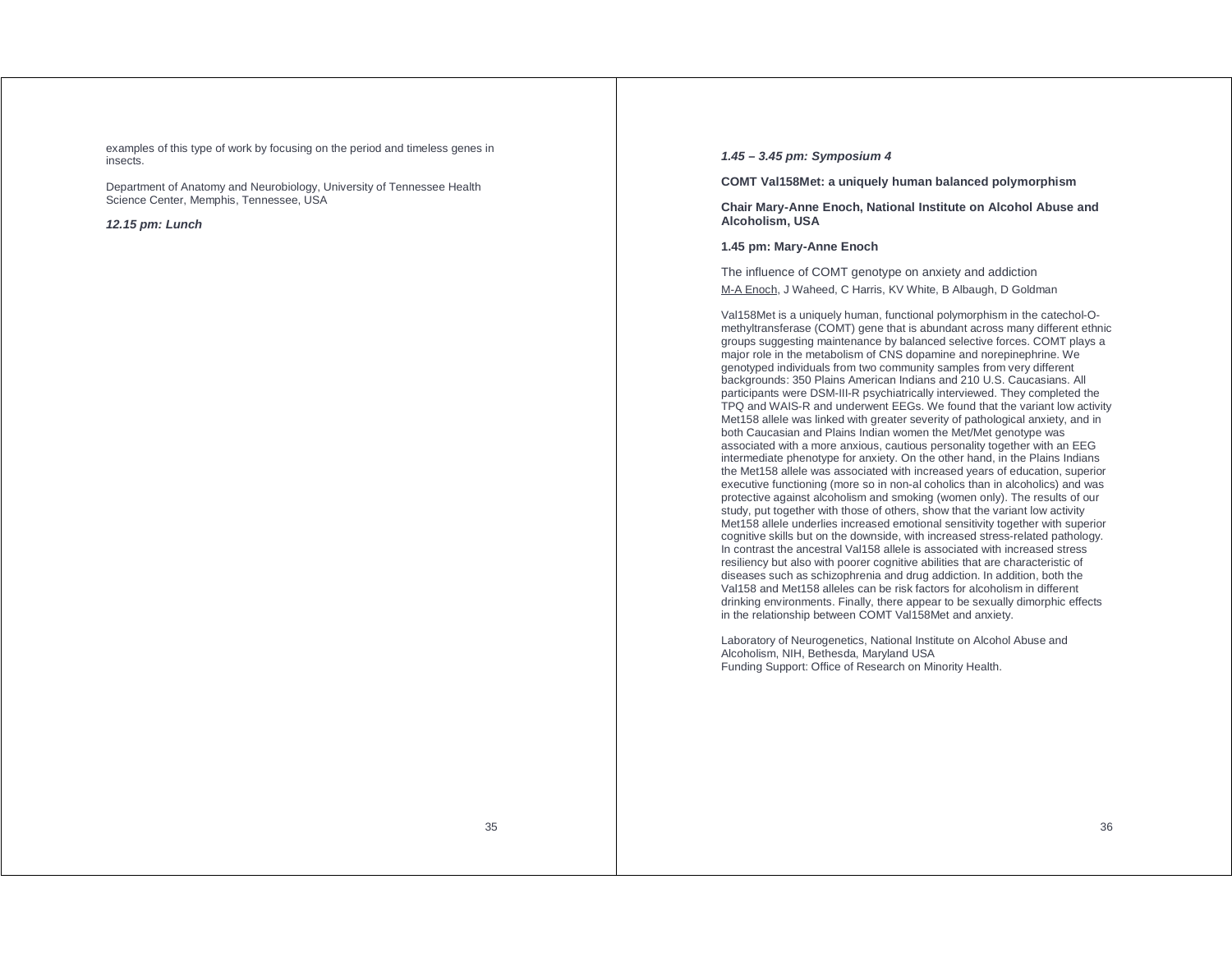examples of this type of work by focusing on the period and timeless genes in insects.

Department of Anatomy and Neurobiology, University of Tennessee Health Science Center, Memphis, Tennessee, USA

***12.15 pm: Lunch***

***1.45 – 3.45 pm: Symposium 4***

**COMT Val158Met: a uniquely human balanced polymorphism**

**Chair Mary-Anne Enoch, National Institute on Alcohol Abuse and Alcoholism, USA**

**1.45 pm: Mary-Anne Enoch**

The influence of COMT genotype on anxiety and addiction

M-A Enoch, J Waheed, C Harris, KV White, B Albaugh, D Goldman

Val158Met is a uniquely human, functional polymorphism in the catechol-O-methyltransferase (COMT) gene that is abundant across many different ethnic groups suggesting maintenance by balanced selective forces. COMT plays a major role in the metabolism of CNS dopamine and norepinephrine. We genotyped individuals from two community samples from very different backgrounds: 350 Plains American Indians and 210 U.S. Caucasians. All participants were DSM-III-R psychiatrically interviewed. They completed the TPQ and WAIS-R and underwent EEGs. We found that the variant low activity Met158 allele was linked with greater severity of pathological anxiety, and in both Caucasian and Plains Indian women the Met/Met genotype was associated with a more anxious, cautious personality together with an EEG intermediate phenotype for anxiety. On the other hand, in the Plains Indians the Met158 allele was associated with increased years of education, superior executive functioning (more so in non-al coholics than in alcoholics) and was protective against alcoholism and smoking (women only). The results of our study, put together with those of others, show that the variant low activity Met158 allele underlies increased emotional sensitivity together with superior cognitive skills but on the downside, with increased stress-related pathology. In contrast the ancestral Val158 allele is associated with increased stress resiliency but also with poorer cognitive abilities that are characteristic of diseases such as schizophrenia and drug addiction. In addition, both the Val158 and Met158 alleles can be risk factors for alcoholism in different drinking environments. Finally, there appear to be sexually dimorphic effects in the relationship between COMT Val158Met and anxiety.

Laboratory of Neurogenetics, National Institute on Alcohol Abuse and Alcoholism, NIH, Bethesda, Maryland USA
Funding Support: Office of Research on Minority Health.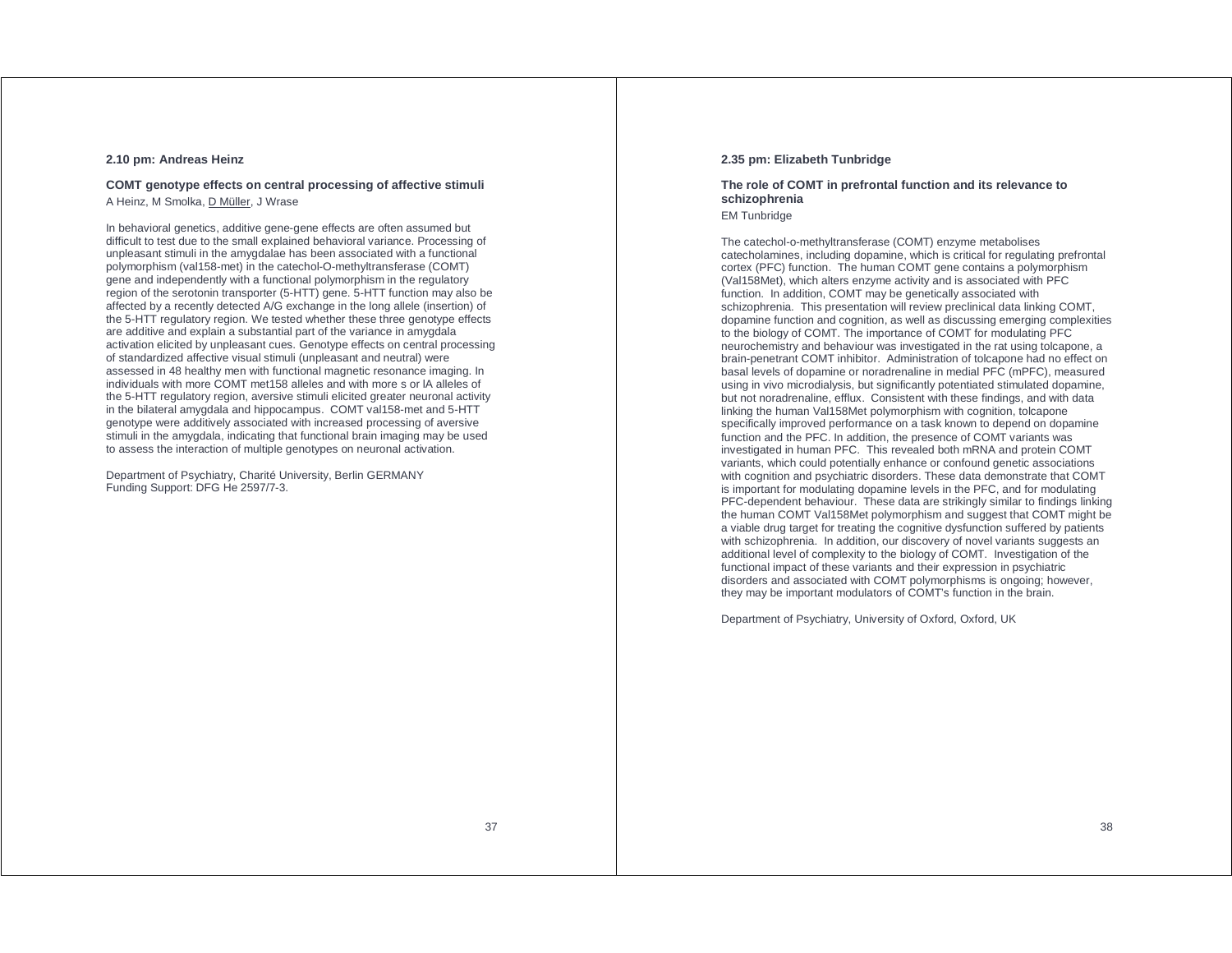**2.10 pm: Andreas Heinz**

**COMT genotype effects on central processing of affective stimuli**

A Heinz, M Smolka, D Müller, J Wrase

In behavioral genetics, additive gene-gene effects are often assumed but difficult to test due to the small explained behavioral variance. Processing of unpleasant stimuli in the amygdalae has been associated with a functional polymorphism (val158-met) in the catechol-O-methyltransferase (COMT) gene and independently with a functional polymorphism in the regulatory region of the serotonin transporter (5-HTT) gene. 5-HTT function may also be affected by a recently detected A/G exchange in the long allele (insertion) of the 5-HTT regulatory region. We tested whether these three genotype effects are additive and explain a substantial part of the variance in amygdala activation elicited by unpleasant cues. Genotype effects on central processing of standardized affective visual stimuli (unpleasant and neutral) were assessed in 48 healthy men with functional magnetic resonance imaging. In individuals with more COMT met158 alleles and with more s or lA alleles of the 5-HTT regulatory region, aversive stimuli elicited greater neuronal activity in the bilateral amygdala and hippocampus. COMT val158-met and 5-HTT genotype were additively associated with increased processing of aversive stimuli in the amygdala, indicating that functional brain imaging may be used to assess the interaction of multiple genotypes on neuronal activation.

Department of Psychiatry, Charité University, Berlin GERMANY
Funding Support: DFG He 2597/7-3.

**2.35 pm: Elizabeth Tunbridge**

**The role of COMT in prefrontal function and its relevance to schizophrenia**

EM Tunbridge

The catechol-o-methyltransferase (COMT) enzyme metabolises catecholamines, including dopamine, which is critical for regulating prefrontal cortex (PFC) function. The human COMT gene contains a polymorphism (Val158Met), which alters enzyme activity and is associated with PFC function. In addition, COMT may be genetically associated with schizophrenia. This presentation will review preclinical data linking COMT, dopamine function and cognition, as well as discussing emerging complexities to the biology of COMT. The importance of COMT for modulating PFC neurochemistry and behaviour was investigated in the rat using tolcapone, a brain-penetrant COMT inhibitor. Administration of tolcapone had no effect on basal levels of dopamine or noradrenaline in medial PFC (mPFC), measured using in vivo microdialysis, but significantly potentiated stimulated dopamine, but not noradrenaline, efflux. Consistent with these findings, and with data linking the human Val158Met polymorphism with cognition, tolcapone specifically improved performance on a task known to depend on dopamine function and the PFC. In addition, the presence of COMT variants was investigated in human PFC. This revealed both mRNA and protein COMT variants, which could potentially enhance or confound genetic associations with cognition and psychiatric disorders. These data demonstrate that COMT is important for modulating dopamine levels in the PFC, and for modulating PFC-dependent behaviour. These data are strikingly similar to findings linking the human COMT Val158Met polymorphism and suggest that COMT might be a viable drug target for treating the cognitive dysfunction suffered by patients with schizophrenia. In addition, our discovery of novel variants suggests an additional level of complexity to the biology of COMT. Investigation of the functional impact of these variants and their expression in psychiatric disorders and associated with COMT polymorphisms is ongoing; however, they may be important modulators of COMT's function in the brain.

Department of Psychiatry, University of Oxford, Oxford, UK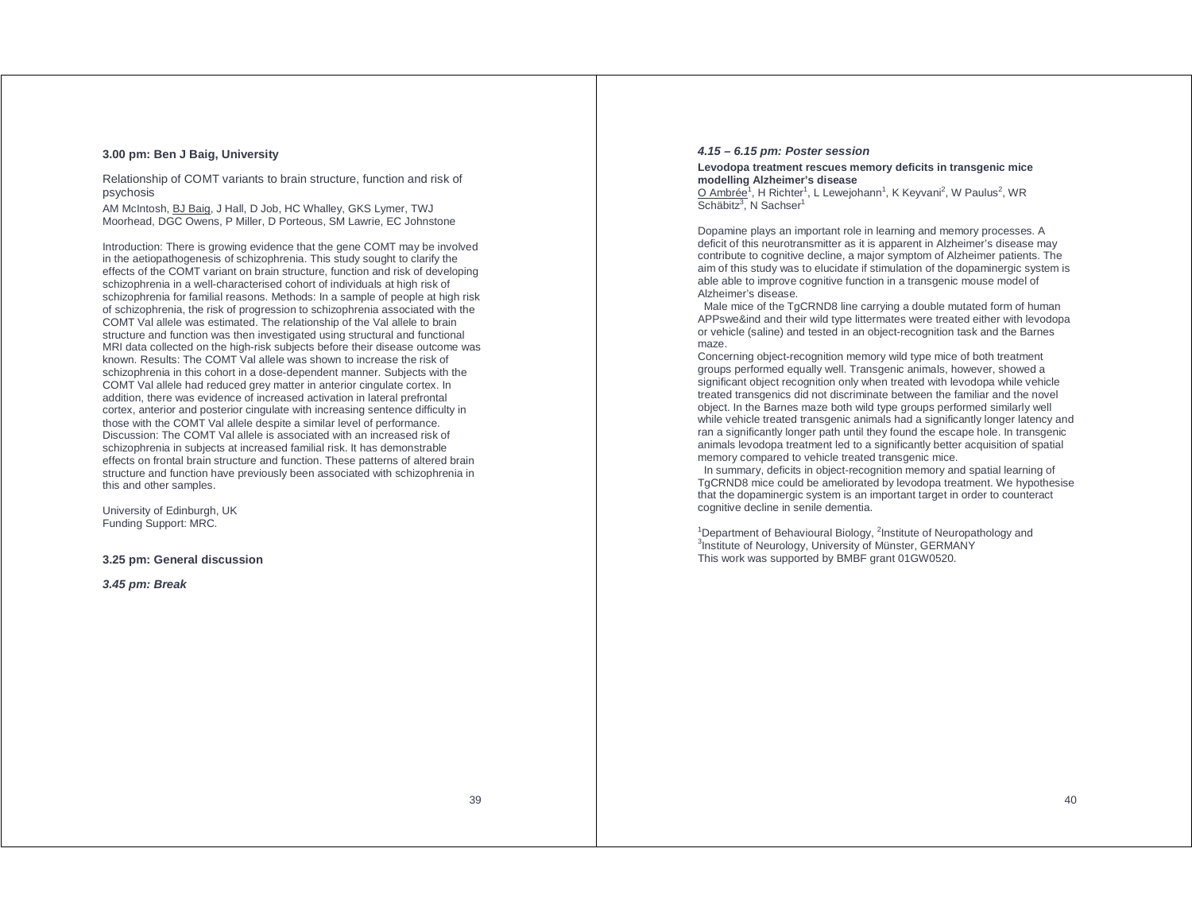### 3.00 pm: Ben J Baig, University

Relationship of COMT variants to brain structure, function and risk of psychosis

AM McIntosh, BJ Baig, J Hall, D Job, HC Whalley, GKS Lymer, TWJ Moorhead, DGC Owens, P Miller, D Porteous, SM Lawrie, EC Johnstone

Introduction: There is growing evidence that the gene COMT may be involved in the aetiopathogenesis of schizophrenia. This study sought to clarify the effects of the COMT variant on brain structure, function and risk of developing schizophrenia in a well-characterised cohort of individuals at high risk of schizophrenia for familial reasons. Methods: In a sample of people at high risk of schizophrenia, the risk of progression to schizophrenia associated with the COMT Val allele was estimated. The relationship of the Val allele to brain structure and function was then investigated using structural and functional MRI data collected on the high-risk subjects before their disease outcome was known. Results: The COMT Val allele was shown to increase the risk of schizophrenia in this cohort in a dose-dependent manner. Subjects with the COMT Val allele had reduced grey matter in anterior cingulate cortex. In addition, there was evidence of increased activation in lateral prefrontal cortex, anterior and posterior cingulate with increasing sentence difficulty in those with the COMT Val allele despite a similar level of performance. Discussion: The COMT Val allele is associated with an increased risk of schizophrenia in subjects at increased familial risk. It has demonstrable effects on frontal brain structure and function. These patterns of altered brain structure and function have previously been associated with schizophrenia in this and other samples.

University of Edinburgh, UK
Funding Support: MRC.

### 3.25 pm: General discussion

***3.45 pm: Break***

### *4.15 – 6.15 pm: Poster session*

**Levodopa treatment rescues memory deficits in transgenic mice modelling Alzheimer's disease**

O Ambrée[1], H Richter[1], L Lewejohann[1], K Keyvani[2], W Paulus[2], WR Schäbitz[3], N Sachser[1]

Dopamine plays an important role in learning and memory processes. A deficit of this neurotransmitter as it is apparent in Alzheimer's disease may contribute to cognitive decline, a major symptom of Alzheimer patients. The aim of this study was to elucidate if stimulation of the dopaminergic system is able able to improve cognitive function in a transgenic mouse model of Alzheimer's disease.

Male mice of the TgCRND8 line carrying a double mutated form of human APPswe&ind and their wild type littermates were treated either with levodopa or vehicle (saline) and tested in an object-recognition task and the Barnes maze.

Concerning object-recognition memory wild type mice of both treatment groups performed equally well. Transgenic animals, however, showed a significant object recognition only when treated with levodopa while vehicle treated transgenics did not discriminate between the familiar and the novel object. In the Barnes maze both wild type groups performed similarly well while vehicle treated transgenic animals had a significantly longer latency and ran a significantly longer path until they found the escape hole. In transgenic animals levodopa treatment led to a significantly better acquisition of spatial memory compared to vehicle treated transgenic mice.

In summary, deficits in object-recognition memory and spatial learning of TgCRND8 mice could be ameliorated by levodopa treatment. We hypothesise that the dopaminergic system is an important target in order to counteract cognitive decline in senile dementia.

[1]Department of Behavioural Biology, [2]Institute of Neuropathology and [3]Institute of Neurology, University of Münster, GERMANY
This work was supported by BMBF grant 01GW0520.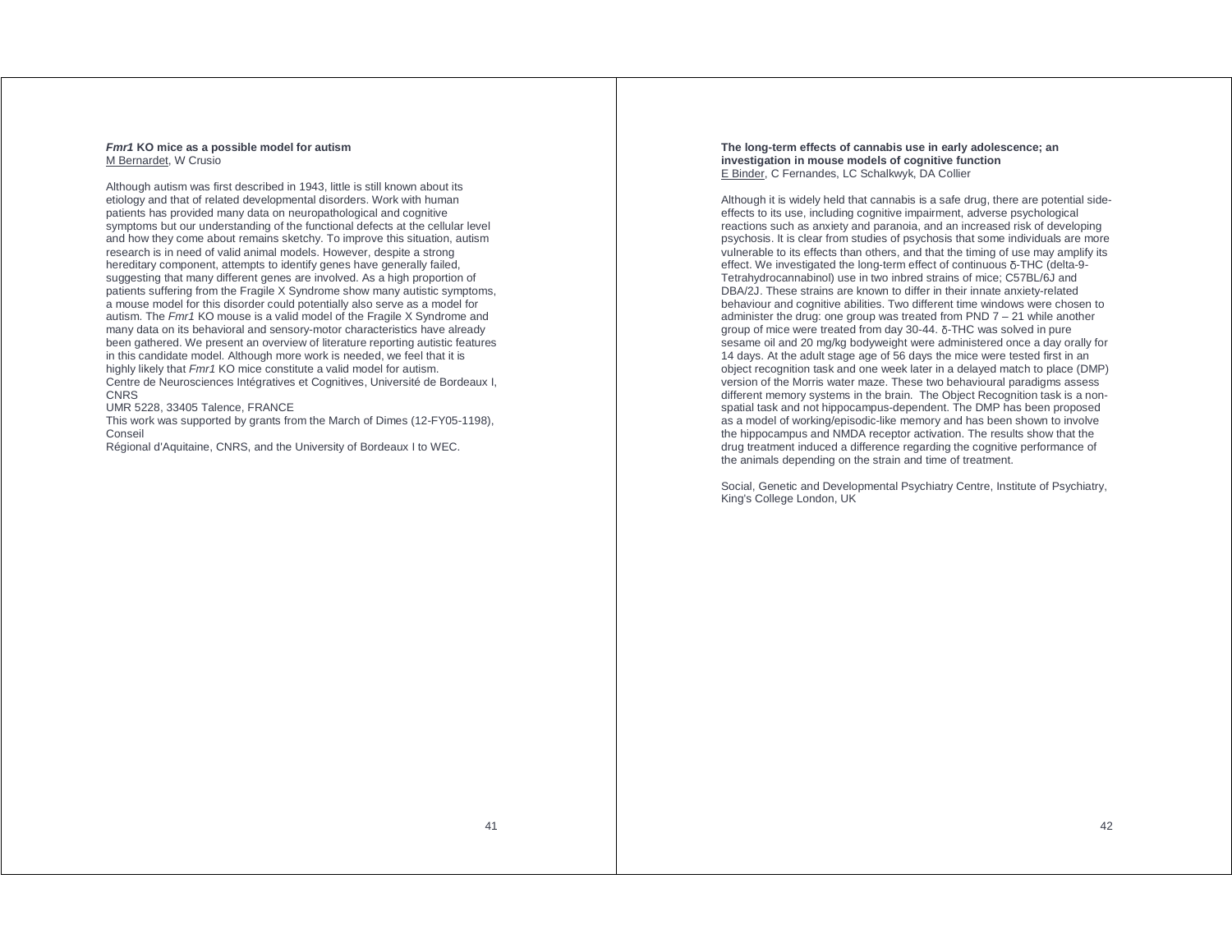### ***Fmr1*** **KO mice as a possible model for autism**

M Bernardet, W Crusio

Although autism was first described in 1943, little is still known about its etiology and that of related developmental disorders. Work with human patients has provided many data on neuropathological and cognitive symptoms but our understanding of the functional defects at the cellular level and how they come about remains sketchy. To improve this situation, autism research is in need of valid animal models. However, despite a strong hereditary component, attempts to identify genes have generally failed, suggesting that many different genes are involved. As a high proportion of patients suffering from the Fragile X Syndrome show many autistic symptoms, a mouse model for this disorder could potentially also serve as a model for autism. The *Fmr1* KO mouse is a valid model of the Fragile X Syndrome and many data on its behavioral and sensory-motor characteristics have already been gathered. We present an overview of literature reporting autistic features in this candidate model. Although more work is needed, we feel that it is highly likely that *Fmr1* KO mice constitute a valid model for autism.

Centre de Neurosciences Intégratives et Cognitives, Université de Bordeaux I, CNRS

UMR 5228, 33405 Talence, FRANCE

This work was supported by grants from the March of Dimes (12-FY05-1198), Conseil

Régional d'Aquitaine, CNRS, and the University of Bordeaux I to WEC.

### **The long-term effects of cannabis use in early adolescence; an investigation in mouse models of cognitive function**

E Binder, C Fernandes, LC Schalkwyk, DA Collier

Although it is widely held that cannabis is a safe drug, there are potential side-effects to its use, including cognitive impairment, adverse psychological reactions such as anxiety and paranoia, and an increased risk of developing psychosis. It is clear from studies of psychosis that some individuals are more vulnerable to its effects than others, and that the timing of use may amplify its effect. We investigated the long-term effect of continuous δ-THC (delta-9-Tetrahydrocannabinol) use in two inbred strains of mice; C57BL/6J and DBA/2J. These strains are known to differ in their innate anxiety-related behaviour and cognitive abilities. Two different time windows were chosen to administer the drug: one group was treated from PND 7 – 21 while another group of mice were treated from day 30-44. δ-THC was solved in pure sesame oil and 20 mg/kg bodyweight were administered once a day orally for 14 days. At the adult stage age of 56 days the mice were tested first in an object recognition task and one week later in a delayed match to place (DMP) version of the Morris water maze. These two behavioural paradigms assess different memory systems in the brain. The Object Recognition task is a non-spatial task and not hippocampus-dependent. The DMP has been proposed as a model of working/episodic-like memory and has been shown to involve the hippocampus and NMDA receptor activation. The results show that the drug treatment induced a difference regarding the cognitive performance of the animals depending on the strain and time of treatment.

Social, Genetic and Developmental Psychiatry Centre, Institute of Psychiatry, King's College London, UK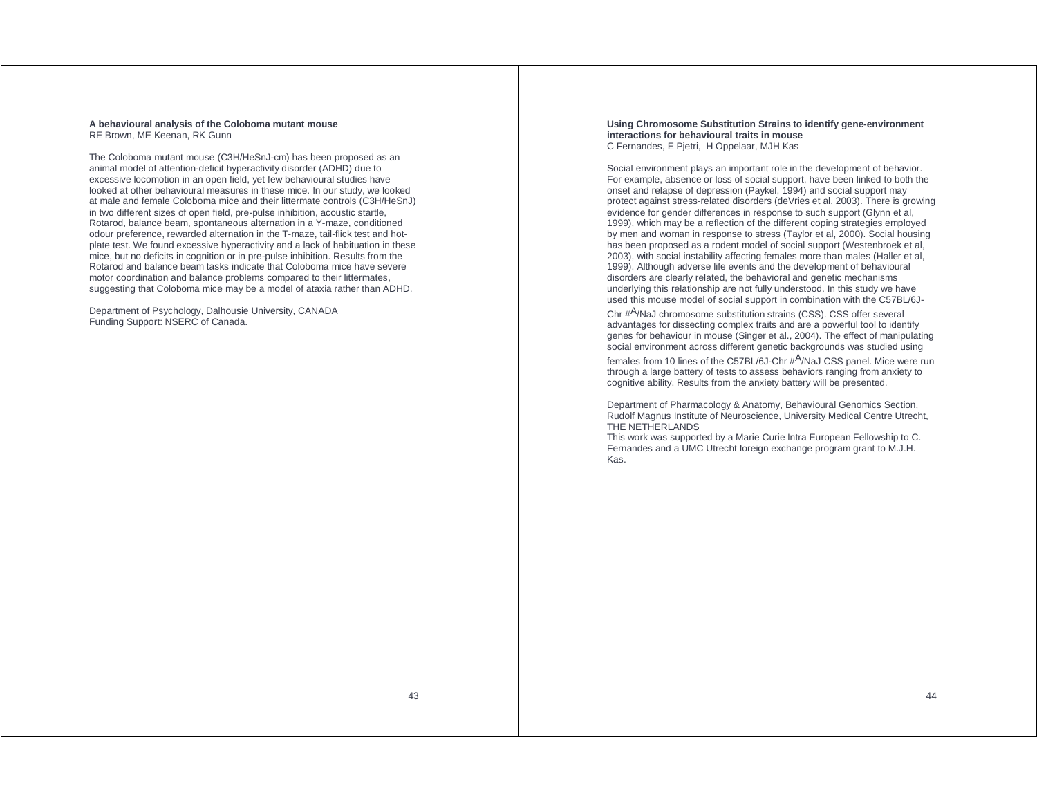**A behavioural analysis of the Coloboma mutant mouse**
RE Brown, ME Keenan, RK Gunn

The Coloboma mutant mouse (C3H/HeSnJ-cm) has been proposed as an animal model of attention-deficit hyperactivity disorder (ADHD) due to excessive locomotion in an open field, yet few behavioural studies have looked at other behavioural measures in these mice. In our study, we looked at male and female Coloboma mice and their littermate controls (C3H/HeSnJ) in two different sizes of open field, pre-pulse inhibition, acoustic startle, Rotarod, balance beam, spontaneous alternation in a Y-maze, conditioned odour preference, rewarded alternation in the T-maze, tail-flick test and hot-plate test. We found excessive hyperactivity and a lack of habituation in these mice, but no deficits in cognition or in pre-pulse inhibition. Results from the Rotarod and balance beam tasks indicate that Coloboma mice have severe motor coordination and balance problems compared to their littermates, suggesting that Coloboma mice may be a model of ataxia rather than ADHD.

Department of Psychology, Dalhousie University, CANADA
Funding Support: NSERC of Canada.

**Using Chromosome Substitution Strains to identify gene-environment interactions for behavioural traits in mouse**
C Fernandes, E Pjetri, H Oppelaar, MJH Kas

Social environment plays an important role in the development of behavior. For example, absence or loss of social support, have been linked to both the onset and relapse of depression (Paykel, 1994) and social support may protect against stress-related disorders (deVries et al, 2003). There is growing evidence for gender differences in response to such support (Glynn et al, 1999), which may be a reflection of the different coping strategies employed by men and woman in response to stress (Taylor et al, 2000). Social housing has been proposed as a rodent model of social support (Westenbroek et al, 2003), with social instability affecting females more than males (Haller et al, 1999). Although adverse life events and the development of behavioural disorders are clearly related, the behavioral and genetic mechanisms underlying this relationship are not fully understood. In this study we have used this mouse model of social support in combination with the C57BL/6J-Chr #$^{A}$/NaJ chromosome substitution strains (CSS). CSS offer several advantages for dissecting complex traits and are a powerful tool to identify genes for behaviour in mouse (Singer et al., 2004). The effect of manipulating social environment across different genetic backgrounds was studied using females from 10 lines of the C57BL/6J-Chr #$^{A}$/NaJ CSS panel. Mice were run through a large battery of tests to assess behaviors ranging from anxiety to cognitive ability. Results from the anxiety battery will be presented.

Department of Pharmacology & Anatomy, Behavioural Genomics Section, Rudolf Magnus Institute of Neuroscience, University Medical Centre Utrecht, THE NETHERLANDS
This work was supported by a Marie Curie Intra European Fellowship to C. Fernandes and a UMC Utrecht foreign exchange program grant to M.J.H. Kas.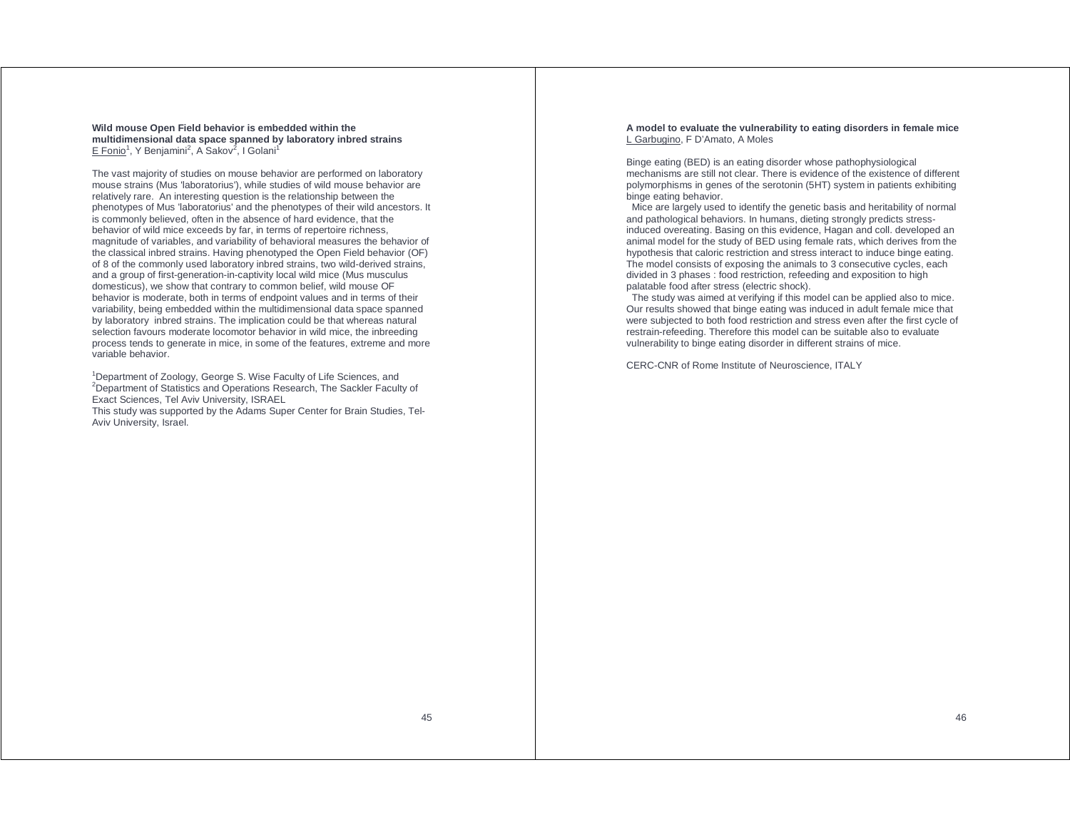**Wild mouse Open Field behavior is embedded within the multidimensional data space spanned by laboratory inbred strains**

E Fonio[1], Y Benjamini[2], A Sakov[2], I Golani[1]

The vast majority of studies on mouse behavior are performed on laboratory mouse strains (Mus 'laboratorius'), while studies of wild mouse behavior are relatively rare. An interesting question is the relationship between the phenotypes of Mus 'laboratorius' and the phenotypes of their wild ancestors. It is commonly believed, often in the absence of hard evidence, that the behavior of wild mice exceeds by far, in terms of repertoire richness, magnitude of variables, and variability of behavioral measures the behavior of the classical inbred strains. Having phenotyped the Open Field behavior (OF) of 8 of the commonly used laboratory inbred strains, two wild-derived strains, and a group of first-generation-in-captivity local wild mice (Mus musculus domesticus), we show that contrary to common belief, wild mouse OF behavior is moderate, both in terms of endpoint values and in terms of their variability, being embedded within the multidimensional data space spanned by laboratory inbred strains. The implication could be that whereas natural selection favours moderate locomotor behavior in wild mice, the inbreeding process tends to generate in mice, in some of the features, extreme and more variable behavior.

[1]Department of Zoology, George S. Wise Faculty of Life Sciences, and [2]Department of Statistics and Operations Research, The Sackler Faculty of Exact Sciences, Tel Aviv University, ISRAEL
This study was supported by the Adams Super Center for Brain Studies, Tel-Aviv University, Israel.

**A model to evaluate the vulnerability to eating disorders in female mice**

L Garbugino, F D'Amato, A Moles

Binge eating (BED) is an eating disorder whose pathophysiological mechanisms are still not clear. There is evidence of the existence of different polymorphisms in genes of the serotonin (5HT) system in patients exhibiting binge eating behavior.

Mice are largely used to identify the genetic basis and heritability of normal and pathological behaviors. In humans, dieting strongly predicts stress-induced overeating. Basing on this evidence, Hagan and coll. developed an animal model for the study of BED using female rats, which derives from the hypothesis that caloric restriction and stress interact to induce binge eating. The model consists of exposing the animals to 3 consecutive cycles, each divided in 3 phases : food restriction, refeeding and exposition to high palatable food after stress (electric shock).

The study was aimed at verifying if this model can be applied also to mice. Our results showed that binge eating was induced in adult female mice that were subjected to both food restriction and stress even after the first cycle of restrain-refeeding. Therefore this model can be suitable also to evaluate vulnerability to binge eating disorder in different strains of mice.

CERC-CNR of Rome Institute of Neuroscience, ITALY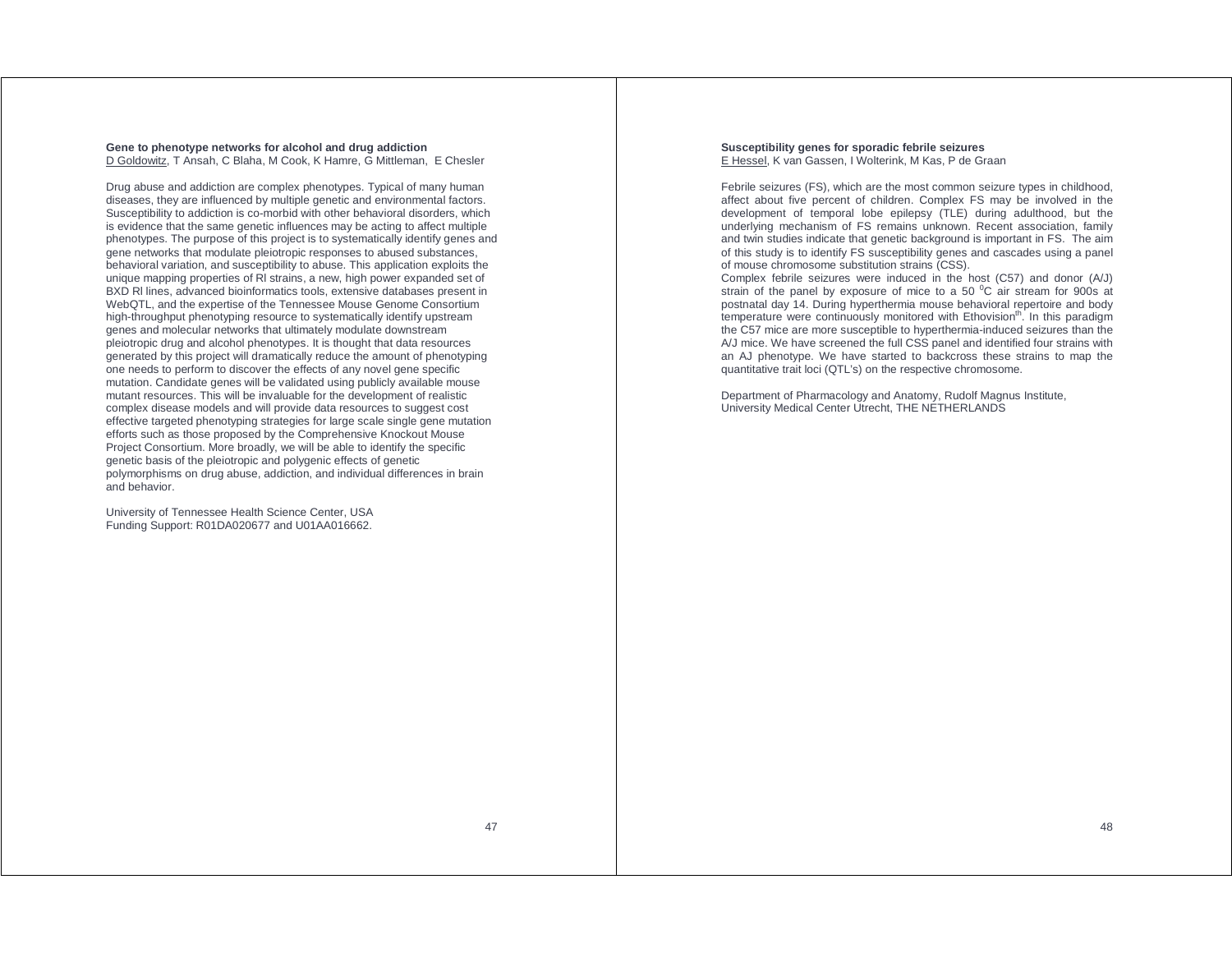**Gene to phenotype networks for alcohol and drug addiction**

D Goldowitz, T Ansah, C Blaha, M Cook, K Hamre, G Mittleman, E Chesler

Drug abuse and addiction are complex phenotypes. Typical of many human diseases, they are influenced by multiple genetic and environmental factors. Susceptibility to addiction is co-morbid with other behavioral disorders, which is evidence that the same genetic influences may be acting to affect multiple phenotypes. The purpose of this project is to systematically identify genes and gene networks that modulate pleiotropic responses to abused substances, behavioral variation, and susceptibility to abuse. This application exploits the unique mapping properties of RI strains, a new, high power expanded set of BXD RI lines, advanced bioinformatics tools, extensive databases present in WebQTL, and the expertise of the Tennessee Mouse Genome Consortium high-throughput phenotyping resource to systematically identify upstream genes and molecular networks that ultimately modulate downstream pleiotropic drug and alcohol phenotypes. It is thought that data resources generated by this project will dramatically reduce the amount of phenotyping one needs to perform to discover the effects of any novel gene specific mutation. Candidate genes will be validated using publicly available mouse mutant resources. This will be invaluable for the development of realistic complex disease models and will provide data resources to suggest cost effective targeted phenotyping strategies for large scale single gene mutation efforts such as those proposed by the Comprehensive Knockout Mouse Project Consortium. More broadly, we will be able to identify the specific genetic basis of the pleiotropic and polygenic effects of genetic polymorphisms on drug abuse, addiction, and individual differences in brain and behavior.

University of Tennessee Health Science Center, USA
Funding Support: R01DA020677 and U01AA016662.

**Susceptibility genes for sporadic febrile seizures**

E Hessel, K van Gassen, I Wolterink, M Kas, P de Graan

Febrile seizures (FS), which are the most common seizure types in childhood, affect about five percent of children. Complex FS may be involved in the development of temporal lobe epilepsy (TLE) during adulthood, but the underlying mechanism of FS remains unknown. Recent association, family and twin studies indicate that genetic background is important in FS. The aim of this study is to identify FS susceptibility genes and cascades using a panel of mouse chromosome substitution strains (CSS).

Complex febrile seizures were induced in the host (C57) and donor (A/J) strain of the panel by exposure of mice to a 50 $^{0}$C air stream for 900s at postnatal day 14. During hyperthermia mouse behavioral repertoire and body temperature were continuously monitored with Ethovision[th]. In this paradigm the C57 mice are more susceptible to hyperthermia-induced seizures than the A/J mice. We have screened the full CSS panel and identified four strains with an AJ phenotype. We have started to backcross these strains to map the quantitative trait loci (QTL's) on the respective chromosome.

Department of Pharmacology and Anatomy, Rudolf Magnus Institute, University Medical Center Utrecht, THE NETHERLANDS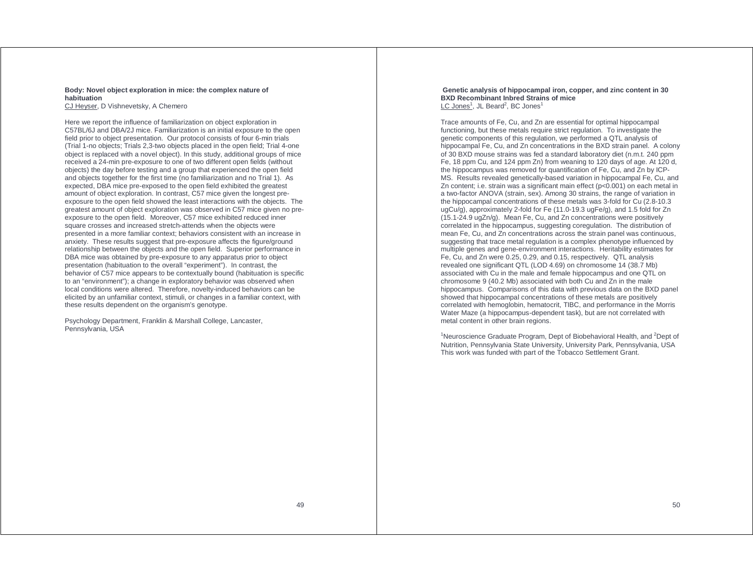**Body: Novel object exploration in mice: the complex nature of habituation**

CJ Heyser, D Vishnevetsky, A Chemero

Here we report the influence of familiarization on object exploration in C57BL/6J and DBA/2J mice. Familiarization is an initial exposure to the open field prior to object presentation. Our protocol consists of four 6-min trials (Trial 1-no objects; Trials 2,3-two objects placed in the open field; Trial 4-one object is replaced with a novel object). In this study, additional groups of mice received a 24-min pre-exposure to one of two different open fields (without objects) the day before testing and a group that experienced the open field and objects together for the first time (no familiarization and no Trial 1). As expected, DBA mice pre-exposed to the open field exhibited the greatest amount of object exploration. In contrast, C57 mice given the longest pre-exposure to the open field showed the least interactions with the objects. The greatest amount of object exploration was observed in C57 mice given no pre-exposure to the open field. Moreover, C57 mice exhibited reduced inner square crosses and increased stretch-attends when the objects were presented in a more familiar context; behaviors consistent with an increase in anxiety. These results suggest that pre-exposure affects the figure/ground relationship between the objects and the open field. Superior performance in DBA mice was obtained by pre-exposure to any apparatus prior to object presentation (habituation to the overall "experiment"). In contrast, the behavior of C57 mice appears to be contextually bound (habituation is specific to an "environment"); a change in exploratory behavior was observed when local conditions were altered. Therefore, novelty-induced behaviors can be elicited by an unfamiliar context, stimuli, or changes in a familiar context, with these results dependent on the organism's genotype.

Psychology Department, Franklin & Marshall College, Lancaster, Pennsylvania, USA

**Genetic analysis of hippocampal iron, copper, and zinc content in 30 BXD Recombinant Inbred Strains of mice**

LC Jones[1], JL Beard[2], BC Jones[1]

Trace amounts of Fe, Cu, and Zn are essential for optimal hippocampal functioning, but these metals require strict regulation. To investigate the genetic components of this regulation, we performed a QTL analysis of hippocampal Fe, Cu, and Zn concentrations in the BXD strain panel. A colony of 30 BXD mouse strains was fed a standard laboratory diet (n.m.t. 240 ppm Fe, 18 ppm Cu, and 124 ppm Zn) from weaning to 120 days of age. At 120 d, the hippocampus was removed for quantification of Fe, Cu, and Zn by ICP-MS. Results revealed genetically-based variation in hippocampal Fe, Cu, and Zn content; i.e. strain was a significant main effect ($p<0.001$) on each metal in a two-factor ANOVA (strain, sex). Among 30 strains, the range of variation in the hippocampal concentrations of these metals was 3-fold for Cu (2.8-10.3 ugCu/g), approximately 2-fold for Fe (11.0-19.3 ugFe/g), and 1.5 fold for Zn (15.1-24.9 ugZn/g). Mean Fe, Cu, and Zn concentrations were positively correlated in the hippocampus, suggesting coregulation. The distribution of mean Fe, Cu, and Zn concentrations across the strain panel was continuous, suggesting that trace metal regulation is a complex phenotype influenced by multiple genes and gene-environment interactions. Heritability estimates for Fe, Cu, and Zn were 0.25, 0.29, and 0.15, respectively. QTL analysis revealed one significant QTL (LOD 4.69) on chromosome 14 (38.7 Mb) associated with Cu in the male and female hippocampus and one QTL on chromosome 9 (40.2 Mb) associated with both Cu and Zn in the male hippocampus. Comparisons of this data with previous data on the BXD panel showed that hippocampal concentrations of these metals are positively correlated with hemoglobin, hematocrit, TIBC, and performance in the Morris Water Maze (a hippocampus-dependent task), but are not correlated with metal content in other brain regions.

[1]Neuroscience Graduate Program, Dept of Biobehavioral Health, and [2]Dept of Nutrition, Pennsylvania State University, University Park, Pennsylvania, USA
This work was funded with part of the Tobacco Settlement Grant.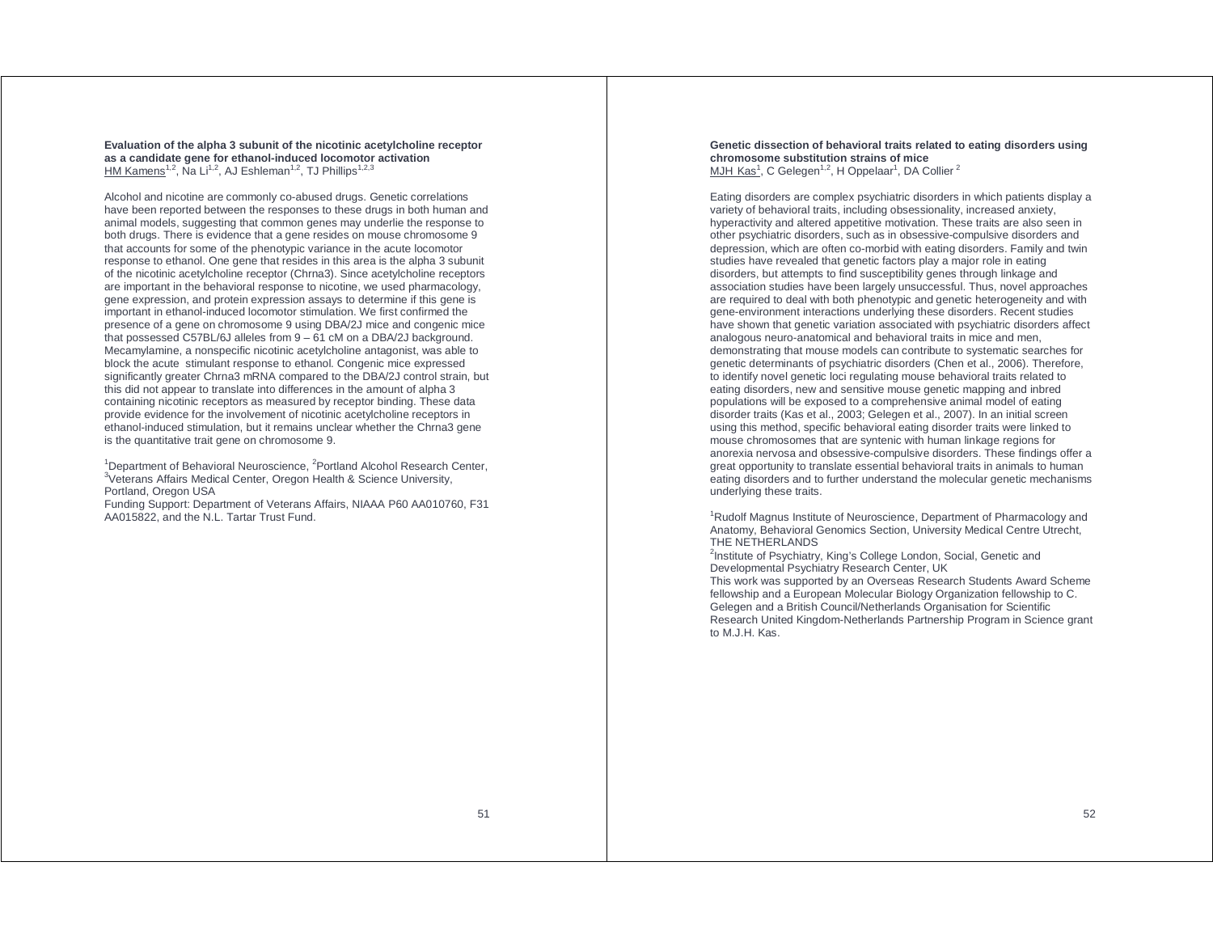**Evaluation of the alpha 3 subunit of the nicotinic acetylcholine receptor as a candidate gene for ethanol-induced locomotor activation**

HM Kamens[1,2], Na Li[1,2], AJ Eshleman[1,2], TJ Phillips[1,2,3]

Alcohol and nicotine are commonly co-abused drugs. Genetic correlations have been reported between the responses to these drugs in both human and animal models, suggesting that common genes may underlie the response to both drugs. There is evidence that a gene resides on mouse chromosome 9 that accounts for some of the phenotypic variance in the acute locomotor response to ethanol. One gene that resides in this area is the alpha 3 subunit of the nicotinic acetylcholine receptor (Chrna3). Since acetylcholine receptors are important in the behavioral response to nicotine, we used pharmacology, gene expression, and protein expression assays to determine if this gene is important in ethanol-induced locomotor stimulation. We first confirmed the presence of a gene on chromosome 9 using DBA/2J mice and congenic mice that possessed C57BL/6J alleles from 9 – 61 cM on a DBA/2J background. Mecamylamine, a nonspecific nicotinic acetylcholine antagonist, was able to block the acute stimulant response to ethanol. Congenic mice expressed significantly greater Chrna3 mRNA compared to the DBA/2J control strain, but this did not appear to translate into differences in the amount of alpha 3 containing nicotinic receptors as measured by receptor binding. These data provide evidence for the involvement of nicotinic acetylcholine receptors in ethanol-induced stimulation, but it remains unclear whether the Chrna3 gene is the quantitative trait gene on chromosome 9.

[1]Department of Behavioral Neuroscience, [2]Portland Alcohol Research Center, [3]Veterans Affairs Medical Center, Oregon Health & Science University, Portland, Oregon USA

Funding Support: Department of Veterans Affairs, NIAAA P60 AA010760, F31 AA015822, and the N.L. Tartar Trust Fund.

**Genetic dissection of behavioral traits related to eating disorders using chromosome substitution strains of mice**

MJH Kas[1], C Gelegen[1,2], H Oppelaar[1], DA Collier [2]

Eating disorders are complex psychiatric disorders in which patients display a variety of behavioral traits, including obsessionality, increased anxiety, hyperactivity and altered appetitive motivation. These traits are also seen in other psychiatric disorders, such as in obsessive-compulsive disorders and depression, which are often co-morbid with eating disorders. Family and twin studies have revealed that genetic factors play a major role in eating disorders, but attempts to find susceptibility genes through linkage and association studies have been largely unsuccessful. Thus, novel approaches are required to deal with both phenotypic and genetic heterogeneity and with gene-environment interactions underlying these disorders. Recent studies have shown that genetic variation associated with psychiatric disorders affect analogous neuro-anatomical and behavioral traits in mice and men, demonstrating that mouse models can contribute to systematic searches for genetic determinants of psychiatric disorders (Chen et al., 2006). Therefore, to identify novel genetic loci regulating mouse behavioral traits related to eating disorders, new and sensitive mouse genetic mapping and inbred populations will be exposed to a comprehensive animal model of eating disorder traits (Kas et al., 2003; Gelegen et al., 2007). In an initial screen using this method, specific behavioral eating disorder traits were linked to mouse chromosomes that are syntenic with human linkage regions for anorexia nervosa and obsessive-compulsive disorders. These findings offer a great opportunity to translate essential behavioral traits in animals to human eating disorders and to further understand the molecular genetic mechanisms underlying these traits.

[1]Rudolf Magnus Institute of Neuroscience, Department of Pharmacology and Anatomy, Behavioral Genomics Section, University Medical Centre Utrecht, THE NETHERLANDS

[2]Institute of Psychiatry, King's College London, Social, Genetic and Developmental Psychiatry Research Center, UK

This work was supported by an Overseas Research Students Award Scheme fellowship and a European Molecular Biology Organization fellowship to C. Gelegen and a British Council/Netherlands Organisation for Scientific Research United Kingdom-Netherlands Partnership Program in Science grant to M.J.H. Kas.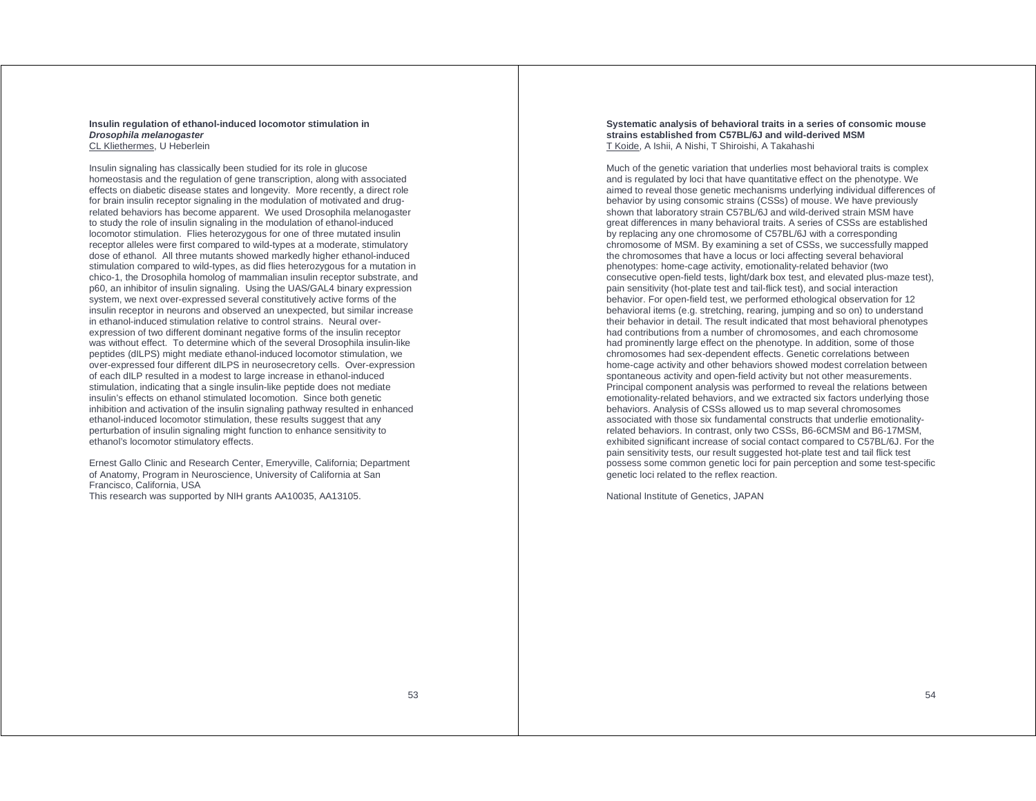### Insulin regulation of ethanol-induced locomotor stimulation in ***Drosophila melanogaster***

CL Kliethermes, U Heberlein

Insulin signaling has classically been studied for its role in glucose homeostasis and the regulation of gene transcription, along with associated effects on diabetic disease states and longevity. More recently, a direct role for brain insulin receptor signaling in the modulation of motivated and drug-related behaviors has become apparent. We used Drosophila melanogaster to study the role of insulin signaling in the modulation of ethanol-induced locomotor stimulation. Flies heterozygous for one of three mutated insulin receptor alleles were first compared to wild-types at a moderate, stimulatory dose of ethanol. All three mutants showed markedly higher ethanol-induced stimulation compared to wild-types, as did flies heterozygous for a mutation in chico-1, the Drosophila homolog of mammalian insulin receptor substrate, and p60, an inhibitor of insulin signaling. Using the UAS/GAL4 binary expression system, we next over-expressed several constitutively active forms of the insulin receptor in neurons and observed an unexpected, but similar increase in ethanol-induced stimulation relative to control strains. Neural over-expression of two different dominant negative forms of the insulin receptor was without effect. To determine which of the several Drosophila insulin-like peptides (dILPS) might mediate ethanol-induced locomotor stimulation, we over-expressed four different dILPS in neurosecretory cells. Over-expression of each dILP resulted in a modest to large increase in ethanol-induced stimulation, indicating that a single insulin-like peptide does not mediate insulin's effects on ethanol stimulated locomotion. Since both genetic inhibition and activation of the insulin signaling pathway resulted in enhanced ethanol-induced locomotor stimulation, these results suggest that any perturbation of insulin signaling might function to enhance sensitivity to ethanol's locomotor stimulatory effects.

Ernest Gallo Clinic and Research Center, Emeryville, California; Department of Anatomy, Program in Neuroscience, University of California at San Francisco, California, USA

This research was supported by NIH grants AA10035, AA13105.

### Systematic analysis of behavioral traits in a series of consomic mouse strains established from C57BL/6J and wild-derived MSM

T Koide, A Ishii, A Nishi, T Shiroishi, A Takahashi

Much of the genetic variation that underlies most behavioral traits is complex and is regulated by loci that have quantitative effect on the phenotype. We aimed to reveal those genetic mechanisms underlying individual differences of behavior by using consomic strains (CSSs) of mouse. We have previously shown that laboratory strain C57BL/6J and wild-derived strain MSM have great differences in many behavioral traits. A series of CSSs are established by replacing any one chromosome of C57BL/6J with a corresponding chromosome of MSM. By examining a set of CSSs, we successfully mapped the chromosomes that have a locus or loci affecting several behavioral phenotypes: home-cage activity, emotionality-related behavior (two consecutive open-field tests, light/dark box test, and elevated plus-maze test), pain sensitivity (hot-plate test and tail-flick test), and social interaction behavior. For open-field test, we performed ethological observation for 12 behavioral items (e.g. stretching, rearing, jumping and so on) to understand their behavior in detail. The result indicated that most behavioral phenotypes had contributions from a number of chromosomes, and each chromosome had prominently large effect on the phenotype. In addition, some of those chromosomes had sex-dependent effects. Genetic correlations between home-cage activity and other behaviors showed modest correlation between spontaneous activity and open-field activity but not other measurements. Principal component analysis was performed to reveal the relations between emotionality-related behaviors, and we extracted six factors underlying those behaviors. Analysis of CSSs allowed us to map several chromosomes associated with those six fundamental constructs that underlie emotionality-related behaviors. In contrast, only two CSSs, B6-6CMSM and B6-17MSM, exhibited significant increase of social contact compared to C57BL/6J. For the pain sensitivity tests, our result suggested hot-plate test and tail flick test possess some common genetic loci for pain perception and some test-specific genetic loci related to the reflex reaction.

National Institute of Genetics, JAPAN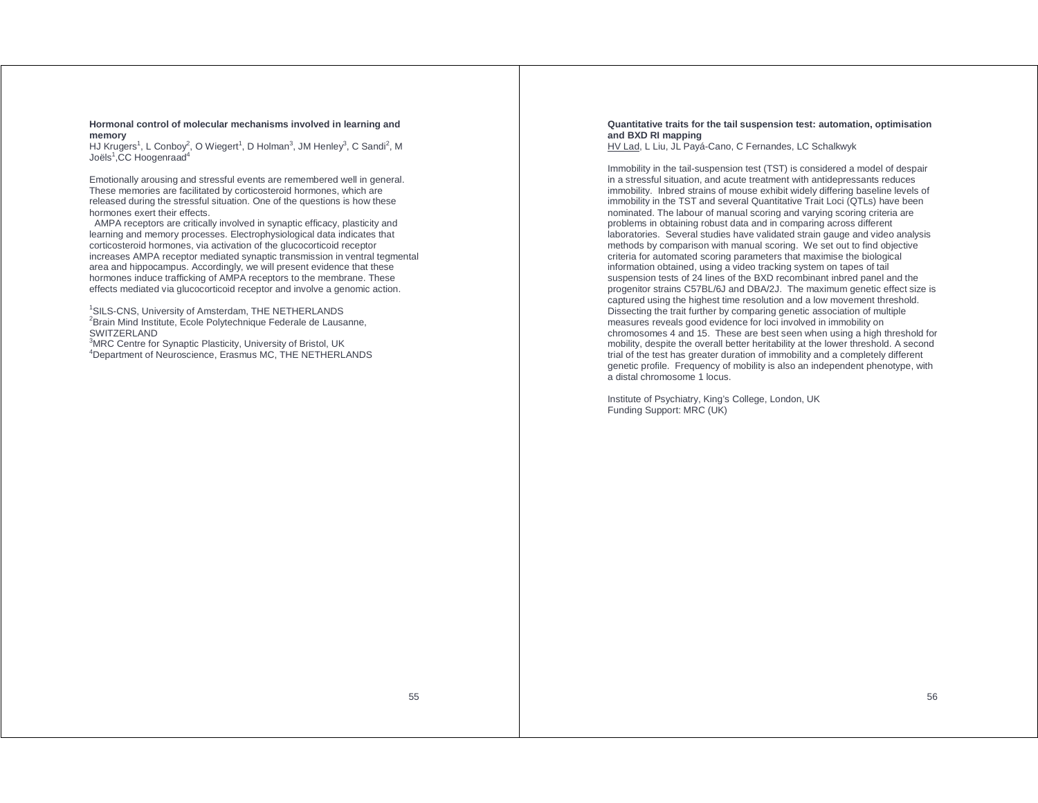**Hormonal control of molecular mechanisms involved in learning and memory**

HJ Krugers[1], L Conboy[2], O Wiegert[1], D Holman[3], JM Henley[3], C Sandi[2], M Joëls[1],CC Hoogenraad[4]

Emotionally arousing and stressful events are remembered well in general. These memories are facilitated by corticosteroid hormones, which are released during the stressful situation. One of the questions is how these hormones exert their effects.

AMPA receptors are critically involved in synaptic efficacy, plasticity and learning and memory processes. Electrophysiological data indicates that corticosteroid hormones, via activation of the glucocorticoid receptor increases AMPA receptor mediated synaptic transmission in ventral tegmental area and hippocampus. Accordingly, we will present evidence that these hormones induce trafficking of AMPA receptors to the membrane. These effects mediated via glucocorticoid receptor and involve a genomic action.

[1]SILS-CNS, University of Amsterdam, THE NETHERLANDS
[2]Brain Mind Institute, Ecole Polytechnique Federale de Lausanne, SWITZERLAND
[3]MRC Centre for Synaptic Plasticity, University of Bristol, UK
[4]Department of Neuroscience, Erasmus MC, THE NETHERLANDS

**Quantitative traits for the tail suspension test: automation, optimisation and BXD RI mapping**

HV Lad, L Liu, JL Payá-Cano, C Fernandes, LC Schalkwyk

Immobility in the tail-suspension test (TST) is considered a model of despair in a stressful situation, and acute treatment with antidepressants reduces immobility. Inbred strains of mouse exhibit widely differing baseline levels of immobility in the TST and several Quantitative Trait Loci (QTLs) have been nominated. The labour of manual scoring and varying scoring criteria are problems in obtaining robust data and in comparing across different laboratories. Several studies have validated strain gauge and video analysis methods by comparison with manual scoring. We set out to find objective criteria for automated scoring parameters that maximise the biological information obtained, using a video tracking system on tapes of tail suspension tests of 24 lines of the BXD recombinant inbred panel and the progenitor strains C57BL/6J and DBA/2J. The maximum genetic effect size is captured using the highest time resolution and a low movement threshold. Dissecting the trait further by comparing genetic association of multiple measures reveals good evidence for loci involved in immobility on chromosomes 4 and 15. These are best seen when using a high threshold for mobility, despite the overall better heritability at the lower threshold. A second trial of the test has greater duration of immobility and a completely different genetic profile. Frequency of mobility is also an independent phenotype, with a distal chromosome 1 locus.

Institute of Psychiatry, King's College, London, UK
Funding Support: MRC (UK)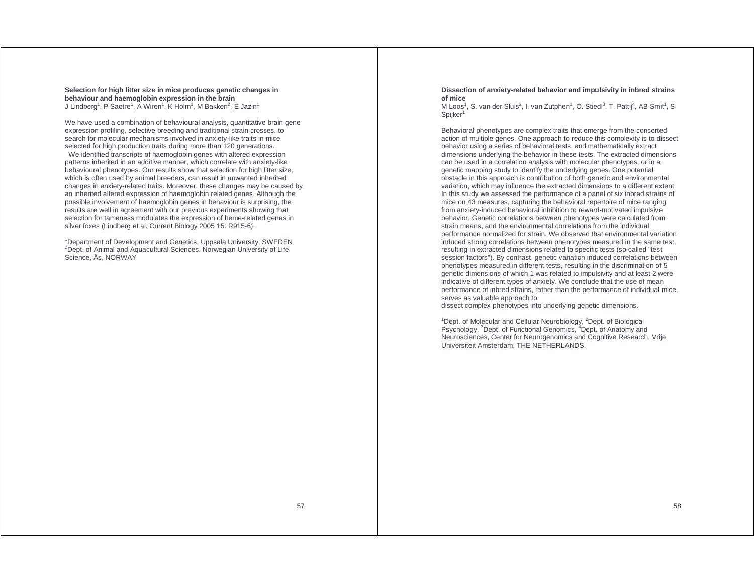**Selection for high litter size in mice produces genetic changes in behaviour and haemoglobin expression in the brain**

J Lindberg[1], P Saetre[1], A Wiren[1], K Holm[1], M Bakken[2], E Jazin[1]

We have used a combination of behavioural analysis, quantitative brain gene expression profiling, selective breeding and traditional strain crosses, to search for molecular mechanisms involved in anxiety-like traits in mice selected for high production traits during more than 120 generations.

We identified transcripts of haemoglobin genes with altered expression patterns inherited in an additive manner, which correlate with anxiety-like behavioural phenotypes. Our results show that selection for high litter size, which is often used by animal breeders, can result in unwanted inherited changes in anxiety-related traits. Moreover, these changes may be caused by an inherited altered expression of haemoglobin related genes. Although the possible involvement of haemoglobin genes in behaviour is surprising, the results are well in agreement with our previous experiments showing that selection for tameness modulates the expression of heme-related genes in silver foxes (Lindberg et al. Current Biology 2005 15: R915-6).

[1]Department of Development and Genetics, Uppsala University, SWEDEN
[2]Dept. of Animal and Aquacultural Sciences, Norwegian University of Life Science, Ås, NORWAY

**Dissection of anxiety-related behavior and impulsivity in inbred strains of mice**

M Loos[1], S. van der Sluis[2], I. van Zutphen[1], O. Stiedl[3], T. Pattij[4], AB Smit[1], S Spijker[1]

Behavioral phenotypes are complex traits that emerge from the concerted action of multiple genes. One approach to reduce this complexity is to dissect behavior using a series of behavioral tests, and mathematically extract dimensions underlying the behavior in these tests. The extracted dimensions can be used in a correlation analysis with molecular phenotypes, or in a genetic mapping study to identify the underlying genes. One potential obstacle in this approach is contribution of both genetic and environmental variation, which may influence the extracted dimensions to a different extent. In this study we assessed the performance of a panel of six inbred strains of mice on 43 measures, capturing the behavioral repertoire of mice ranging from anxiety-induced behavioral inhibition to reward-motivated impulsive behavior. Genetic correlations between phenotypes were calculated from strain means, and the environmental correlations from the individual performance normalized for strain. We observed that environmental variation induced strong correlations between phenotypes measured in the same test, resulting in extracted dimensions related to specific tests (so-called "test session factors"). By contrast, genetic variation induced correlations between phenotypes measured in different tests, resulting in the discrimination of 5 genetic dimensions of which 1 was related to impulsivity and at least 2 were indicative of different types of anxiety. We conclude that the use of mean performance of inbred strains, rather than the performance of individual mice, serves as valuable approach to dissect complex phenotypes into underlying genetic dimensions.

[1]Dept. of Molecular and Cellular Neurobiology, [2]Dept. of Biological Psychology, [3]Dept. of Functional Genomics, [4]Dept. of Anatomy and Neurosciences, Center for Neurogenomics and Cognitive Research, Vrije Universiteit Amsterdam, THE NETHERLANDS.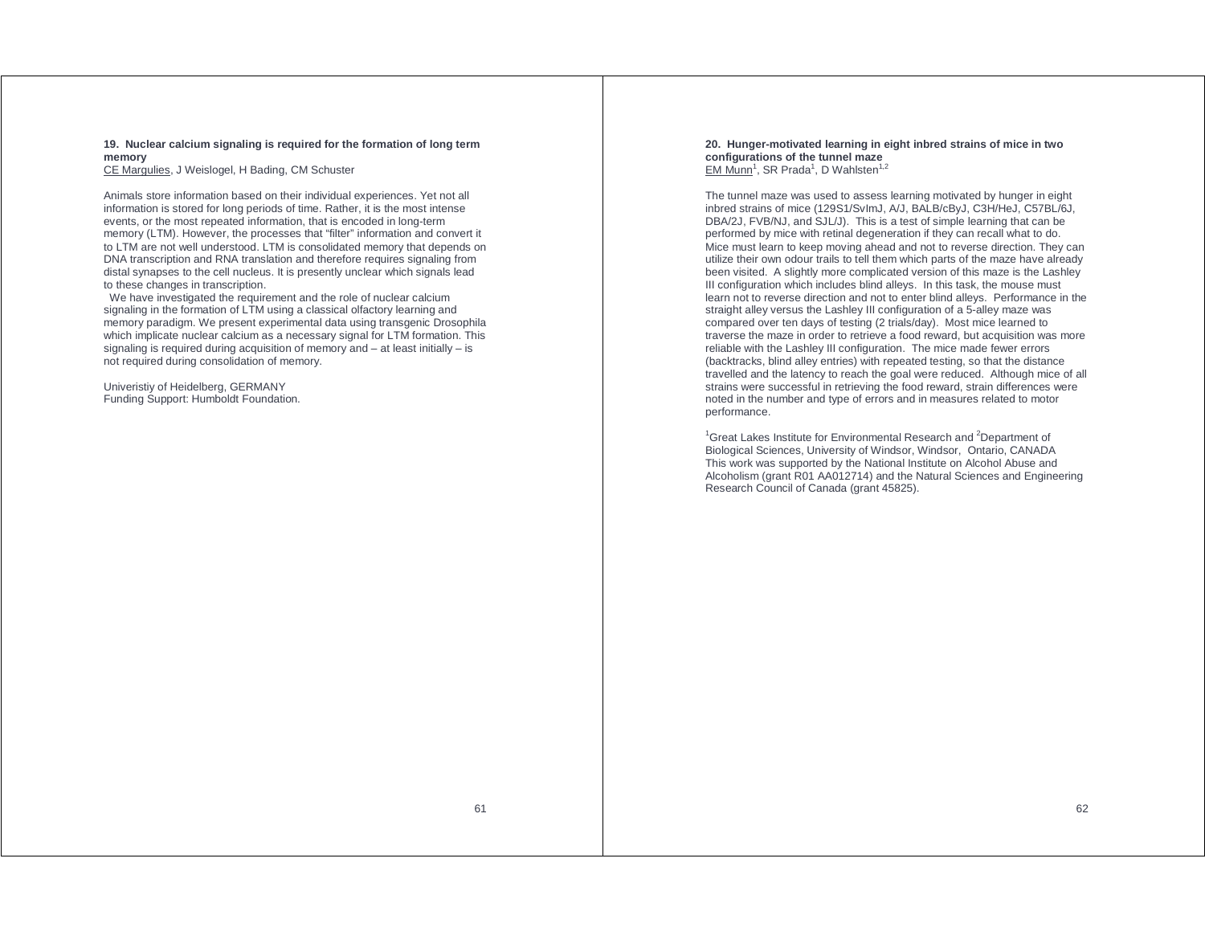### 19. Nuclear calcium signaling is required for the formation of long term memory

CE Margulies, J Weislogel, H Bading, CM Schuster

Animals store information based on their individual experiences. Yet not all information is stored for long periods of time. Rather, it is the most intense events, or the most repeated information, that is encoded in long-term memory (LTM). However, the processes that "filter" information and convert it to LTM are not well understood. LTM is consolidated memory that depends on DNA transcription and RNA translation and therefore requires signaling from distal synapses to the cell nucleus. It is presently unclear which signals lead to these changes in transcription.

We have investigated the requirement and the role of nuclear calcium signaling in the formation of LTM using a classical olfactory learning and memory paradigm. We present experimental data using transgenic Drosophila which implicate nuclear calcium as a necessary signal for LTM formation. This signaling is required during acquisition of memory and – at least initially – is not required during consolidation of memory.

Univeristiy of Heidelberg, GERMANY
Funding Support: Humboldt Foundation.

### 20. Hunger-motivated learning in eight inbred strains of mice in two configurations of the tunnel maze

EM Munn[1], SR Prada[1], D Wahlsten[1,2]

The tunnel maze was used to assess learning motivated by hunger in eight inbred strains of mice (129S1/SvImJ, A/J, BALB/cByJ, C3H/HeJ, C57BL/6J, DBA/2J, FVB/NJ, and SJL/J). This is a test of simple learning that can be performed by mice with retinal degeneration if they can recall what to do. Mice must learn to keep moving ahead and not to reverse direction. They can utilize their own odour trails to tell them which parts of the maze have already been visited. A slightly more complicated version of this maze is the Lashley III configuration which includes blind alleys. In this task, the mouse must learn not to reverse direction and not to enter blind alleys. Performance in the straight alley versus the Lashley III configuration of a 5-alley maze was compared over ten days of testing (2 trials/day). Most mice learned to traverse the maze in order to retrieve a food reward, but acquisition was more reliable with the Lashley III configuration. The mice made fewer errors (backtracks, blind alley entries) with repeated testing, so that the distance travelled and the latency to reach the goal were reduced. Although mice of all strains were successful in retrieving the food reward, strain differences were noted in the number and type of errors and in measures related to motor performance.

[1]Great Lakes Institute for Environmental Research and [2]Department of Biological Sciences, University of Windsor, Windsor, Ontario, CANADA
This work was supported by the National Institute on Alcohol Abuse and Alcoholism (grant R01 AA012714) and the Natural Sciences and Engineering Research Council of Canada (grant 45825).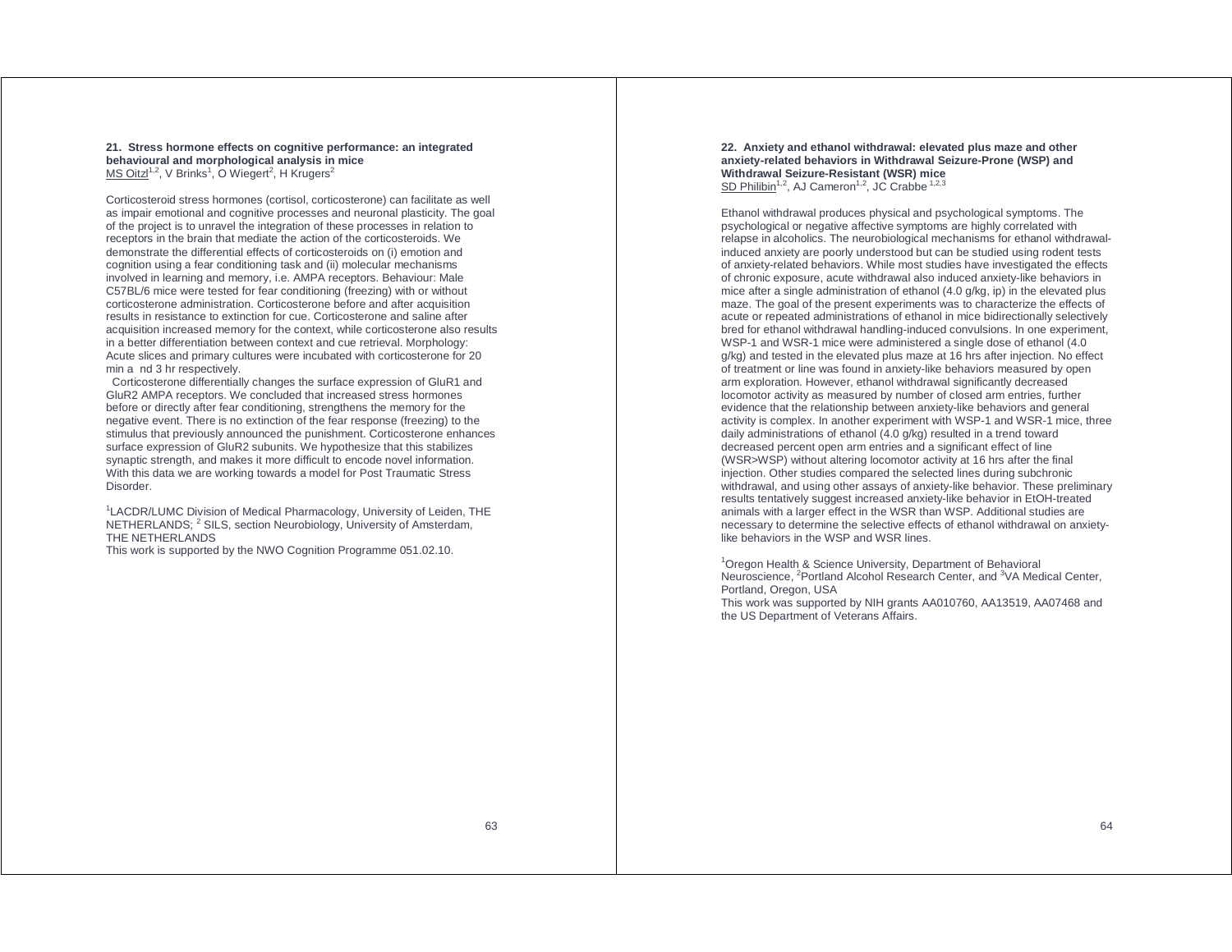### 21. Stress hormone effects on cognitive performance: an integrated behavioural and morphological analysis in mice

MS Oitzl[1,2], V Brinks[1], O Wiegert[2], H Krugers[2]

Corticosteroid stress hormones (cortisol, corticosterone) can facilitate as well as impair emotional and cognitive processes and neuronal plasticity. The goal of the project is to unravel the integration of these processes in relation to receptors in the brain that mediate the action of the corticosteroids. We demonstrate the differential effects of corticosteroids on (i) emotion and cognition using a fear conditioning task and (ii) molecular mechanisms involved in learning and memory, i.e. AMPA receptors. Behaviour: Male C57BL/6 mice were tested for fear conditioning (freezing) with or without corticosterone administration. Corticosterone before and after acquisition results in resistance to extinction for cue. Corticosterone and saline after acquisition increased memory for the context, while corticosterone also results in a better differentiation between context and cue retrieval. Morphology: Acute slices and primary cultures were incubated with corticosterone for 20 min a nd 3 hr respectively.

Corticosterone differentially changes the surface expression of GluR1 and GluR2 AMPA receptors. We concluded that increased stress hormones before or directly after fear conditioning, strengthens the memory for the negative event. There is no extinction of the fear response (freezing) to the stimulus that previously announced the punishment. Corticosterone enhances surface expression of GluR2 subunits. We hypothesize that this stabilizes synaptic strength, and makes it more difficult to encode novel information. With this data we are working towards a model for Post Traumatic Stress Disorder.

[1]LACDR/LUMC Division of Medical Pharmacology, University of Leiden, THE NETHERLANDS; [2] SILS, section Neurobiology, University of Amsterdam, THE NETHERLANDS

This work is supported by the NWO Cognition Programme 051.02.10.

### 22. Anxiety and ethanol withdrawal: elevated plus maze and other anxiety-related behaviors in Withdrawal Seizure-Prone (WSP) and Withdrawal Seizure-Resistant (WSR) mice

SD Philibin[1,2], AJ Cameron[1,2], JC Crabbe [1,2,3]

Ethanol withdrawal produces physical and psychological symptoms. The psychological or negative affective symptoms are highly correlated with relapse in alcoholics. The neurobiological mechanisms for ethanol withdrawal-induced anxiety are poorly understood but can be studied using rodent tests of anxiety-related behaviors. While most studies have investigated the effects of chronic exposure, acute withdrawal also induced anxiety-like behaviors in mice after a single administration of ethanol (4.0 g/kg, ip) in the elevated plus maze. The goal of the present experiments was to characterize the effects of acute or repeated administrations of ethanol in mice bidirectionally selectively bred for ethanol withdrawal handling-induced convulsions. In one experiment, WSP-1 and WSR-1 mice were administered a single dose of ethanol (4.0 g/kg) and tested in the elevated plus maze at 16 hrs after injection. No effect of treatment or line was found in anxiety-like behaviors measured by open arm exploration. However, ethanol withdrawal significantly decreased locomotor activity as measured by number of closed arm entries, further evidence that the relationship between anxiety-like behaviors and general activity is complex. In another experiment with WSP-1 and WSR-1 mice, three daily administrations of ethanol (4.0 g/kg) resulted in a trend toward decreased percent open arm entries and a significant effect of line (WSR>WSP) without altering locomotor activity at 16 hrs after the final injection. Other studies compared the selected lines during subchronic withdrawal, and using other assays of anxiety-like behavior. These preliminary results tentatively suggest increased anxiety-like behavior in EtOH-treated animals with a larger effect in the WSR than WSP. Additional studies are necessary to determine the selective effects of ethanol withdrawal on anxiety-like behaviors in the WSP and WSR lines.

[1]Oregon Health & Science University, Department of Behavioral Neuroscience, [2]Portland Alcohol Research Center, and [3]VA Medical Center, Portland, Oregon, USA

This work was supported by NIH grants AA010760, AA13519, AA07468 and the US Department of Veterans Affairs.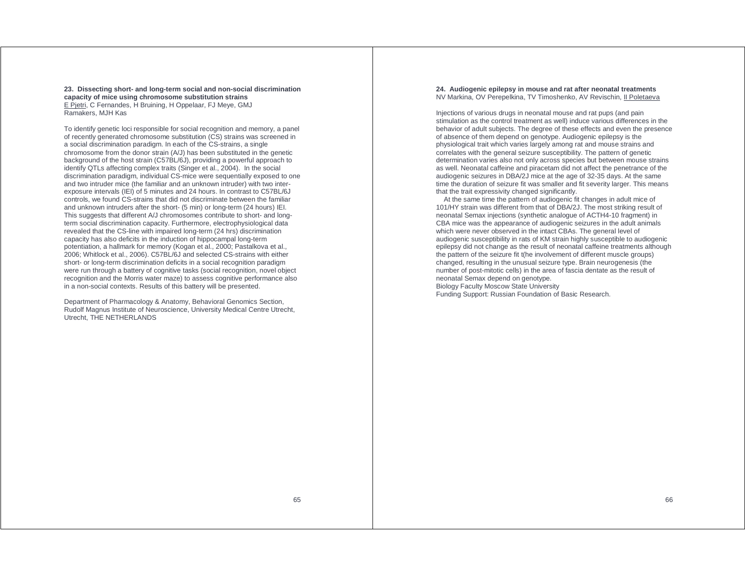**23. Dissecting short- and long-term social and non-social discrimination capacity of mice using chromosome substitution strains**
E Pjetri, C Fernandes, H Bruining, H Oppelaar, FJ Meye, GMJ Ramakers, MJH Kas

To identify genetic loci responsible for social recognition and memory, a panel of recently generated chromosome substitution (CS) strains was screened in a social discrimination paradigm. In each of the CS-strains, a single chromosome from the donor strain (A/J) has been substituted in the genetic background of the host strain (C57BL/6J), providing a powerful approach to identify QTLs affecting complex traits (Singer et al., 2004). In the social discrimination paradigm, individual CS-mice were sequentially exposed to one and two intruder mice (the familiar and an unknown intruder) with two inter-exposure intervals (IEI) of 5 minutes and 24 hours. In contrast to C57BL/6J controls, we found CS-strains that did not discriminate between the familiar and unknown intruders after the short- (5 min) or long-term (24 hours) IEI. This suggests that different A/J chromosomes contribute to short- and long-term social discrimination capacity. Furthermore, electrophysiological data revealed that the CS-line with impaired long-term (24 hrs) discrimination capacity has also deficits in the induction of hippocampal long-term potentiation, a hallmark for memory (Kogan et al., 2000; Pastalkova et al., 2006; Whitlock et al., 2006). C57BL/6J and selected CS-strains with either short- or long-term discrimination deficits in a social recognition paradigm were run through a battery of cognitive tasks (social recognition, novel object recognition and the Morris water maze) to assess cognitive performance also in a non-social contexts. Results of this battery will be presented.

Department of Pharmacology & Anatomy, Behavioral Genomics Section, Rudolf Magnus Institute of Neuroscience, University Medical Centre Utrecht, Utrecht, THE NETHERLANDS

**24. Audiogenic epilepsy in mouse and rat after neonatal treatments**
NV Markina, OV Perepelkina, TV Timoshenko, AV Revischin, II Poletaeva

Injections of various drugs in neonatal mouse and rat pups (and pain stimulation as the control treatment as well) induce various differences in the behavior of adult subjects. The degree of these effects and even the presence of absence of them depend on genotype. Audiogenic epilepsy is the physiological trait which varies largely among rat and mouse strains and correlates with the general seizure susceptibility. The pattern of genetic determination varies also not only across species but between mouse strains as well. Neonatal caffeine and piracetam did not affect the penetrance of the audiogenic seizures in DBA/2J mice at the age of 32-35 days. At the same time the duration of seizure fit was smaller and fit severity larger. This means that the trait expressivity changed significantly.

At the same time the pattern of audiogenic fit changes in adult mice of 101/HY strain was different from that of DBA/2J. The most striking result of neonatal Semax injections (synthetic analogue of ACTH4-10 fragment) in CBA mice was the appearance of audiogenic seizures in the adult animals which were never observed in the intact CBAs. The general level of audiogenic susceptibility in rats of KM strain highly susceptible to audiogenic epilepsy did not change as the result of neonatal caffeine treatments although the pattern of the seizure fit t(he involvement of different muscle groups) changed, resulting in the unusual seizure type. Brain neurogenesis (the number of post-mitotic cells) in the area of fascia dentate as the result of neonatal Semax depend on genotype.

Biology Faculty Moscow State University
Funding Support: Russian Foundation of Basic Research.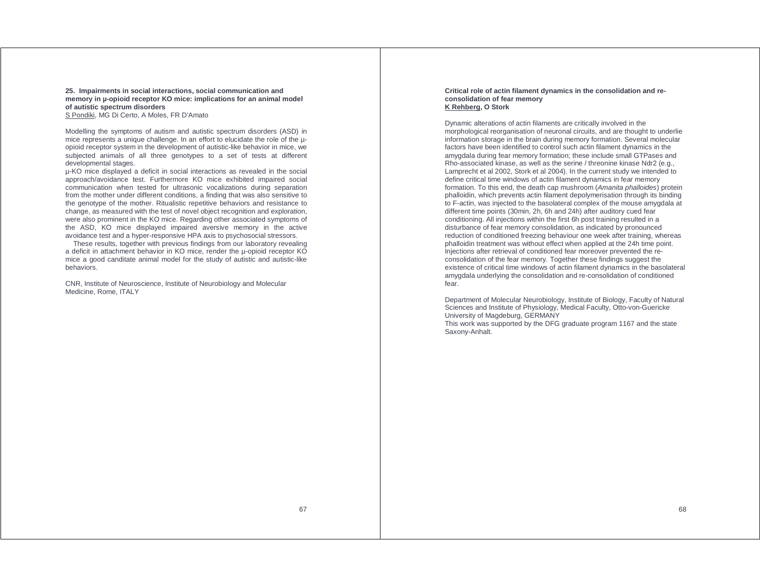**25. Impairments in social interactions, social communication and memory in µ-opioid receptor KO mice: implications for an animal model of autistic spectrum disorders**

S Pondiki, MG Di Certo, A Moles, FR D'Amato

Modelling the symptoms of autism and autistic spectrum disorders (ASD) in mice represents a unique challenge. In an effort to elucidate the role of the µ-opioid receptor system in the development of autistic-like behavior in mice, we subjected animals of all three genotypes to a set of tests at different developmental stages.

µ-KO mice displayed a deficit in social interactions as revealed in the social approach/avoidance test. Furthermore KO mice exhibited impaired social communication when tested for ultrasonic vocalizations during separation from the mother under different conditions, a finding that was also sensitive to the genotype of the mother. Ritualistic repetitive behaviors and resistance to change, as measured with the test of novel object recognition and exploration, were also prominent in the KO mice. Regarding other associated symptoms of the ASD, KO mice displayed impaired aversive memory in the active avoidance test and a hyper-responsive HPA axis to psychosocial stressors.

These results, together with previous findings from our laboratory revealing a deficit in attachment behavior in KO mice, render the µ-opioid receptor KO mice a good canditate animal model for the study of autistic and autistic-like behaviors.

CNR, Institute of Neuroscience, Institute of Neurobiology and Molecular Medicine, Rome, ITALY

**Critical role of actin filament dynamics in the consolidation and re-consolidation of fear memory**

**K Rehberg, O Stork**

Dynamic alterations of actin filaments are critically involved in the morphological reorganisation of neuronal circuits, and are thought to underlie information storage in the brain during memory formation. Several molecular factors have been identified to control such actin filament dynamics in the amygdala during fear memory formation; these include small GTPases and Rho-associated kinase, as well as the serine / threonine kinase Ndr2 (e.g., Lamprecht et al 2002, Stork et al 2004). In the current study we intended to define critical time windows of actin filament dynamics in fear memory formation. To this end, the death cap mushroom (*Amanita phalloides*) protein phalloidin, which prevents actin filament depolymerisation through its binding to F-actin, was injected to the basolateral complex of the mouse amygdala at different time points (30min, 2h, 6h and 24h) after auditory cued fear conditioning. All injections within the first 6h post training resulted in a disturbance of fear memory consolidation, as indicated by pronounced reduction of conditioned freezing behaviour one week after training, whereas phalloidin treatment was without effect when applied at the 24h time point. Injections after retrieval of conditioned fear moreover prevented the re-consolidation of the fear memory. Together these findings suggest the existence of critical time windows of actin filament dynamics in the basolateral amygdala underlying the consolidation and re-consolidation of conditioned fear.

Department of Molecular Neurobiology, Institute of Biology, Faculty of Natural Sciences and Institute of Physiology, Medical Faculty, Otto-von-Guericke University of Magdeburg, GERMANY

This work was supported by the DFG graduate program 1167 and the state Saxony-Anhalt.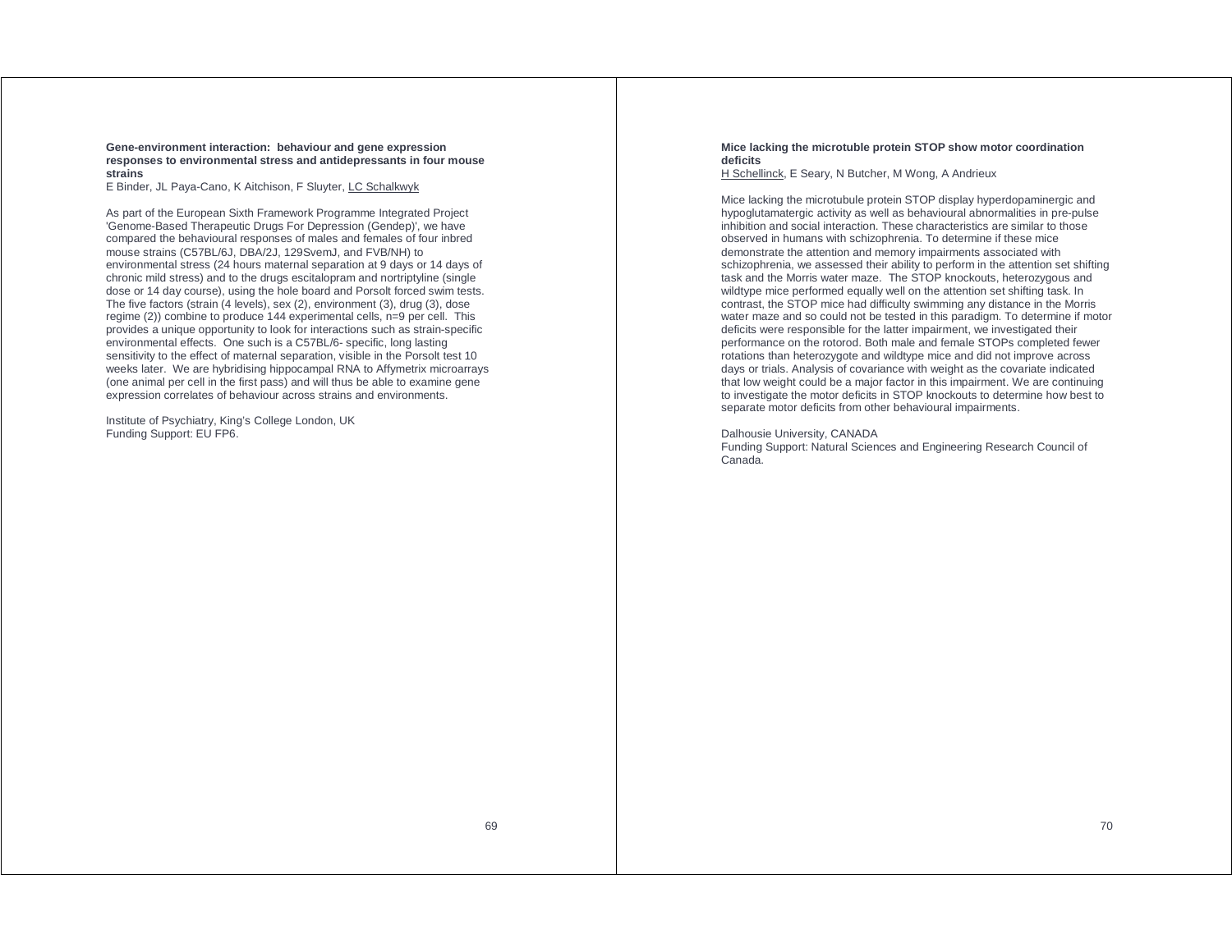**Gene-environment interaction: behaviour and gene expression responses to environmental stress and antidepressants in four mouse strains**

E Binder, JL Paya-Cano, K Aitchison, F Sluyter, LC Schalkwyk

As part of the European Sixth Framework Programme Integrated Project 'Genome-Based Therapeutic Drugs For Depression (Gendep)', we have compared the behavioural responses of males and females of four inbred mouse strains (C57BL/6J, DBA/2J, 129SvemJ, and FVB/NH) to environmental stress (24 hours maternal separation at 9 days or 14 days of chronic mild stress) and to the drugs escitalopram and nortriptyline (single dose or 14 day course), using the hole board and Porsolt forced swim tests. The five factors (strain (4 levels), sex (2), environment (3), drug (3), dose regime (2)) combine to produce 144 experimental cells, n=9 per cell. This provides a unique opportunity to look for interactions such as strain-specific environmental effects. One such is a C57BL/6- specific, long lasting sensitivity to the effect of maternal separation, visible in the Porsolt test 10 weeks later. We are hybridising hippocampal RNA to Affymetrix microarrays (one animal per cell in the first pass) and will thus be able to examine gene expression correlates of behaviour across strains and environments.

Institute of Psychiatry, King's College London, UK
Funding Support: EU FP6.

**Mice lacking the microtuble protein STOP show motor coordination deficits**

H Schellinck, E Seary, N Butcher, M Wong, A Andrieux

Mice lacking the microtubule protein STOP display hyperdopaminergic and hypoglutamatergic activity as well as behavioural abnormalities in pre-pulse inhibition and social interaction. These characteristics are similar to those observed in humans with schizophrenia. To determine if these mice demonstrate the attention and memory impairments associated with schizophrenia, we assessed their ability to perform in the attention set shifting task and the Morris water maze. The STOP knockouts, heterozygous and wildtype mice performed equally well on the attention set shifting task. In contrast, the STOP mice had difficulty swimming any distance in the Morris water maze and so could not be tested in this paradigm. To determine if motor deficits were responsible for the latter impairment, we investigated their performance on the rotorod. Both male and female STOPs completed fewer rotations than heterozygote and wildtype mice and did not improve across days or trials. Analysis of covariance with weight as the covariate indicated that low weight could be a major factor in this impairment. We are continuing to investigate the motor deficits in STOP knockouts to determine how best to separate motor deficits from other behavioural impairments.

Dalhousie University, CANADA
Funding Support: Natural Sciences and Engineering Research Council of Canada.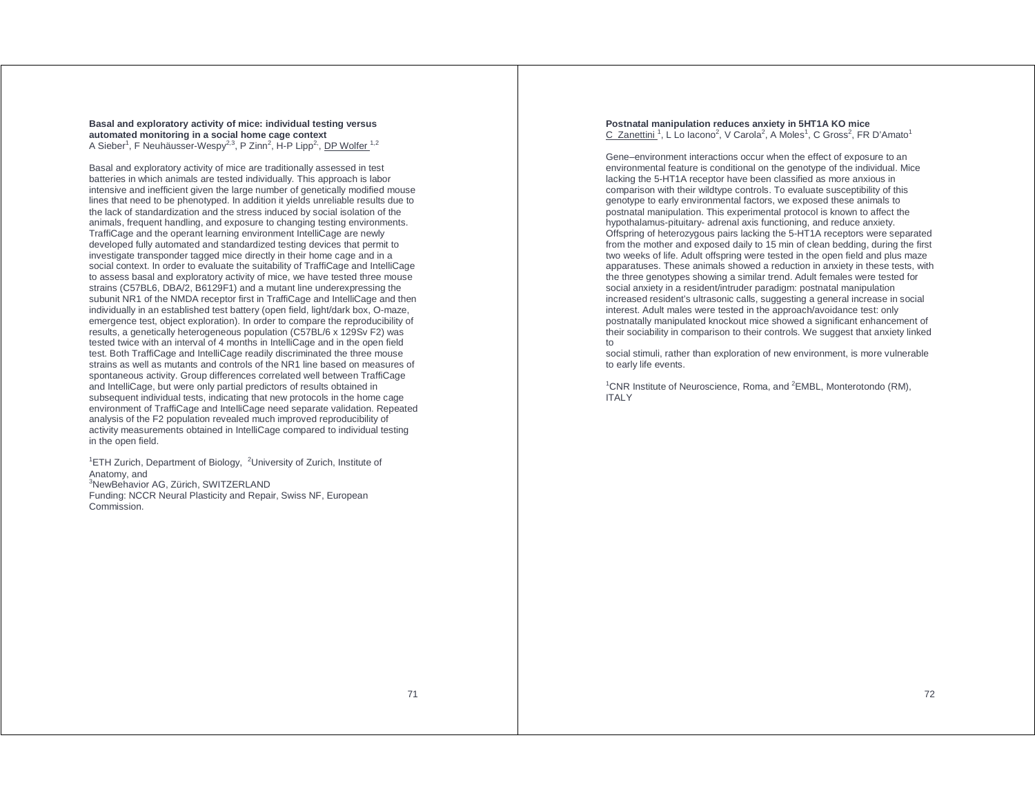**Basal and exploratory activity of mice: individual testing versus automated monitoring in a social home cage context**
A Sieber[1], F Neuhäusser-Wespy[2,3], P Zinn[2], H-P Lipp[2], DP Wolfer [1,2]

Basal and exploratory activity of mice are traditionally assessed in test batteries in which animals are tested individually. This approach is labor intensive and inefficient given the large number of genetically modified mouse lines that need to be phenotyped. In addition it yields unreliable results due to the lack of standardization and the stress induced by social isolation of the animals, frequent handling, and exposure to changing testing environments. TraffiCage and the operant learning environment IntelliCage are newly developed fully automated and standardized testing devices that permit to investigate transponder tagged mice directly in their home cage and in a social context. In order to evaluate the suitability of TraffiCage and IntelliCage to assess basal and exploratory activity of mice, we have tested three mouse strains (C57BL6, DBA/2, B6129F1) and a mutant line underexpressing the subunit NR1 of the NMDA receptor first in TraffiCage and IntelliCage and then individually in an established test battery (open field, light/dark box, O-maze, emergence test, object exploration). In order to compare the reproducibility of results, a genetically heterogeneous population (C57BL/6 x 129Sv F2) was tested twice with an interval of 4 months in IntelliCage and in the open field test. Both TraffiCage and IntelliCage readily discriminated the three mouse strains as well as mutants and controls of the NR1 line based on measures of spontaneous activity. Group differences correlated well between TraffiCage and IntelliCage, but were only partial predictors of results obtained in subsequent individual tests, indicating that new protocols in the home cage environment of TraffiCage and IntelliCage need separate validation. Repeated analysis of the F2 population revealed much improved reproducibility of activity measurements obtained in IntelliCage compared to individual testing in the open field.

[1]ETH Zurich, Department of Biology, [2]University of Zurich, Institute of Anatomy, and
[3]NewBehavior AG, Zürich, SWITZERLAND
Funding: NCCR Neural Plasticity and Repair, Swiss NF, European Commission.

**Postnatal manipulation reduces anxiety in 5HT1A KO mice**
C Zanettini [1], L Lo Iacono[2], V Carola[2], A Moles[1], C Gross[2], FR D'Amato[1]

Gene–environment interactions occur when the effect of exposure to an environmental feature is conditional on the genotype of the individual. Mice lacking the 5-HT1A receptor have been classified as more anxious in comparison with their wildtype controls. To evaluate susceptibility of this genotype to early environmental factors, we exposed these animals to postnatal manipulation. This experimental protocol is known to affect the hypothalamus-pituitary- adrenal axis functioning, and reduce anxiety. Offspring of heterozygous pairs lacking the 5-HT1A receptors were separated from the mother and exposed daily to 15 min of clean bedding, during the first two weeks of life. Adult offspring were tested in the open field and plus maze apparatuses. These animals showed a reduction in anxiety in these tests, with the three genotypes showing a similar trend. Adult females were tested for social anxiety in a resident/intruder paradigm: postnatal manipulation increased resident's ultrasonic calls, suggesting a general increase in social interest. Adult males were tested in the approach/avoidance test: only postnatally manipulated knockout mice showed a significant enhancement of their sociability in comparison to their controls. We suggest that anxiety linked to social stimuli, rather than exploration of new environment, is more vulnerable to early life events.

[1]CNR Institute of Neuroscience, Roma, and [2]EMBL, Monterotondo (RM), ITALY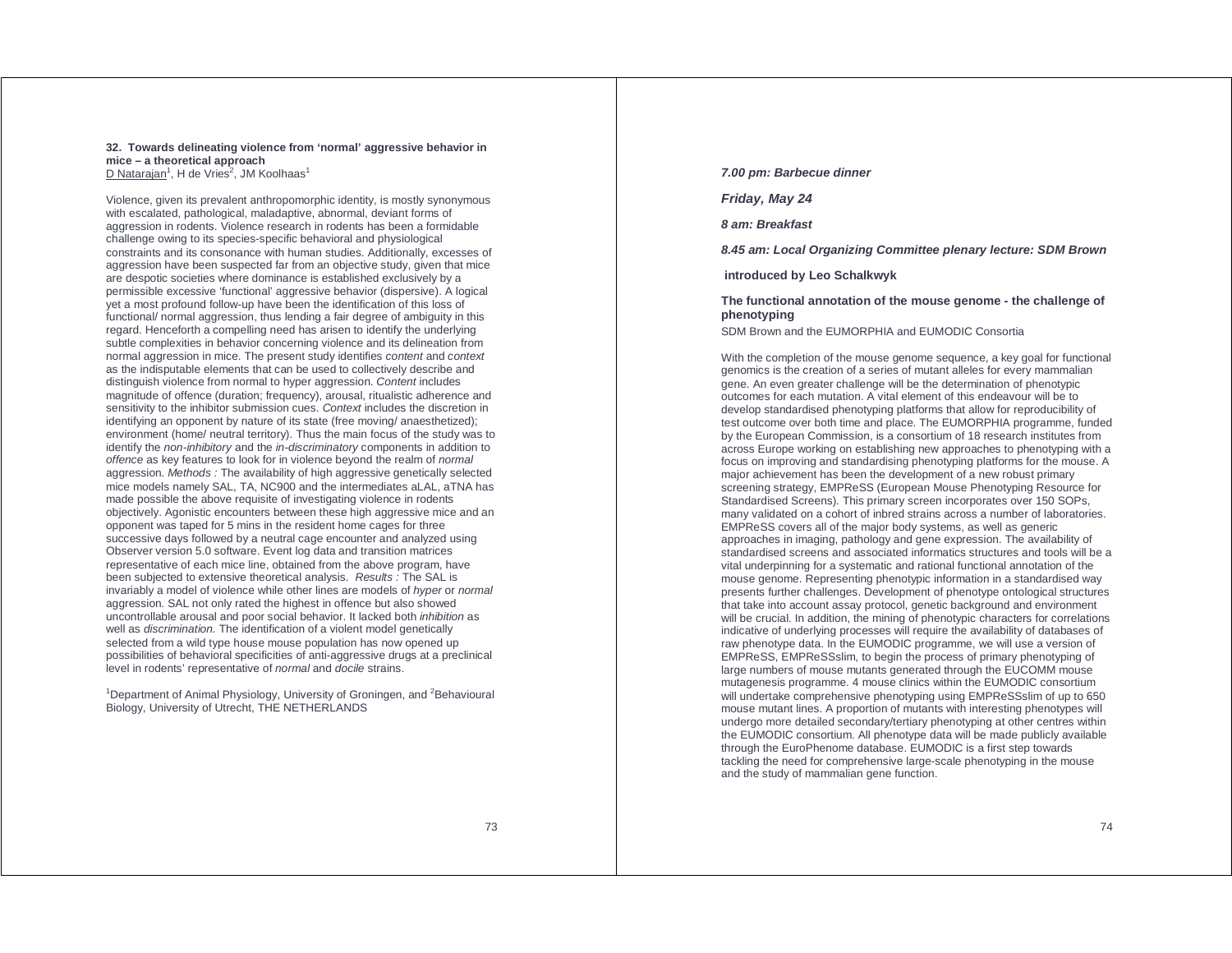### 32. Towards delineating violence from 'normal' aggressive behavior in mice – a theoretical approach

D Natarajan[1], H de Vries[2], JM Koolhaas[1]

Violence, given its prevalent anthropomorphic identity, is mostly synonymous with escalated, pathological, maladaptive, abnormal, deviant forms of aggression in rodents. Violence research in rodents has been a formidable challenge owing to its species-specific behavioral and physiological constraints and its consonance with human studies. Additionally, excesses of aggression have been suspected far from an objective study, given that mice are despotic societies where dominance is established exclusively by a permissible excessive 'functional' aggressive behavior (dispersive). A logical yet a most profound follow-up have been the identification of this loss of functional/ normal aggression, thus lending a fair degree of ambiguity in this regard. Henceforth a compelling need has arisen to identify the underlying subtle complexities in behavior concerning violence and its delineation from normal aggression in mice. The present study identifies *content* and *context* as the indisputable elements that can be used to collectively describe and distinguish violence from normal to hyper aggression. *Content* includes magnitude of offence (duration; frequency), arousal, ritualistic adherence and sensitivity to the inhibitor submission cues. *Context* includes the discretion in identifying an opponent by nature of its state (free moving/ anaesthetized); environment (home/ neutral territory). Thus the main focus of the study was to identify the *non-inhibitory* and the *in-discriminatory* components in addition to *offence* as key features to look for in violence beyond the realm of *normal* aggression. *Methods :* The availability of high aggressive genetically selected mice models namely SAL, TA, NC900 and the intermediates aLAL, aTNA has made possible the above requisite of investigating violence in rodents objectively. Agonistic encounters between these high aggressive mice and an opponent was taped for 5 mins in the resident home cages for three successive days followed by a neutral cage encounter and analyzed using Observer version 5.0 software. Event log data and transition matrices representative of each mice line, obtained from the above program, have been subjected to extensive theoretical analysis. *Results :* The SAL is invariably a model of violence while other lines are models of *hyper* or *normal* aggression. SAL not only rated the highest in offence but also showed uncontrollable arousal and poor social behavior. It lacked both *inhibition* as well as *discrimination.* The identification of a violent model genetically selected from a wild type house mouse population has now opened up possibilities of behavioral specificities of anti-aggressive drugs at a preclinical level in rodents' representative of *normal* and *docile* strains.

[1]Department of Animal Physiology, University of Groningen, and [2]Behavioural Biology, University of Utrecht, THE NETHERLANDS

***7.00 pm: Barbecue dinner***

***Friday, May 24***

***8 am: Breakfast***

***8.45 am: Local Organizing Committee plenary lecture: SDM Brown***

**introduced by Leo Schalkwyk**

### The functional annotation of the mouse genome - the challenge of phenotyping

SDM Brown and the EUMORPHIA and EUMODIC Consortia

With the completion of the mouse genome sequence, a key goal for functional genomics is the creation of a series of mutant alleles for every mammalian gene. An even greater challenge will be the determination of phenotypic outcomes for each mutation. A vital element of this endeavour will be to develop standardised phenotyping platforms that allow for reproducibility of test outcome over both time and place. The EUMORPHIA programme, funded by the European Commission, is a consortium of 18 research institutes from across Europe working on establishing new approaches to phenotyping with a focus on improving and standardising phenotyping platforms for the mouse. A major achievement has been the development of a new robust primary screening strategy, EMPReSS (European Mouse Phenotyping Resource for Standardised Screens). This primary screen incorporates over 150 SOPs, many validated on a cohort of inbred strains across a number of laboratories. EMPReSS covers all of the major body systems, as well as generic approaches in imaging, pathology and gene expression. The availability of standardised screens and associated informatics structures and tools will be a vital underpinning for a systematic and rational functional annotation of the mouse genome. Representing phenotypic information in a standardised way presents further challenges. Development of phenotype ontological structures that take into account assay protocol, genetic background and environment will be crucial. In addition, the mining of phenotypic characters for correlations indicative of underlying processes will require the availability of databases of raw phenotype data. In the EUMODIC programme, we will use a version of EMPReSS, EMPReSSslim, to begin the process of primary phenotyping of large numbers of mouse mutants generated through the EUCOMM mouse mutagenesis programme. 4 mouse clinics within the EUMODIC consortium will undertake comprehensive phenotyping using EMPReSSslim of up to 650 mouse mutant lines. A proportion of mutants with interesting phenotypes will undergo more detailed secondary/tertiary phenotyping at other centres within the EUMODIC consortium. All phenotype data will be made publicly available through the EuroPhenome database. EUMODIC is a first step towards tackling the need for comprehensive large-scale phenotyping in the mouse and the study of mammalian gene function.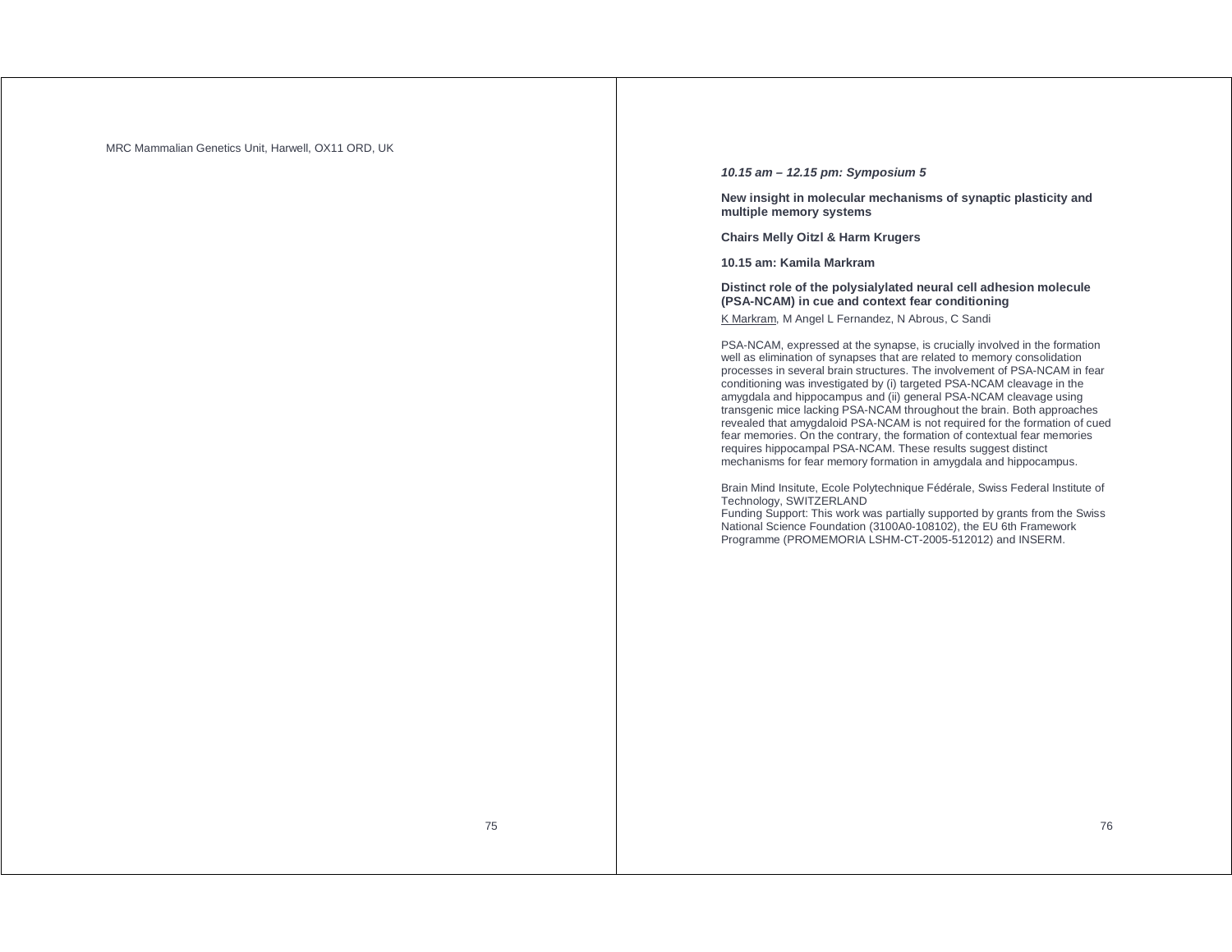MRC Mammalian Genetics Unit, Harwell, OX11 ORD, UK

***10.15 am – 12.15 pm: Symposium 5***

**New insight in molecular mechanisms of synaptic plasticity and multiple memory systems**

**Chairs Melly Oitzl & Harm Krugers**

**10.15 am: Kamila Markram**

**Distinct role of the polysialylated neural cell adhesion molecule (PSA-NCAM) in cue and context fear conditioning**

K Markram, M Angel L Fernandez, N Abrous, C Sandi

PSA-NCAM, expressed at the synapse, is crucially involved in the formation well as elimination of synapses that are related to memory consolidation processes in several brain structures. The involvement of PSA-NCAM in fear conditioning was investigated by (i) targeted PSA-NCAM cleavage in the amygdala and hippocampus and (ii) general PSA-NCAM cleavage using transgenic mice lacking PSA-NCAM throughout the brain. Both approaches revealed that amygdaloid PSA-NCAM is not required for the formation of cued fear memories. On the contrary, the formation of contextual fear memories requires hippocampal PSA-NCAM. These results suggest distinct mechanisms for fear memory formation in amygdala and hippocampus.

Brain Mind Insitute, Ecole Polytechnique Fédérale, Swiss Federal Institute of Technology, SWITZERLAND
Funding Support: This work was partially supported by grants from the Swiss National Science Foundation (3100A0-108102), the EU 6th Framework Programme (PROMEMORIA LSHM-CT-2005-512012) and INSERM.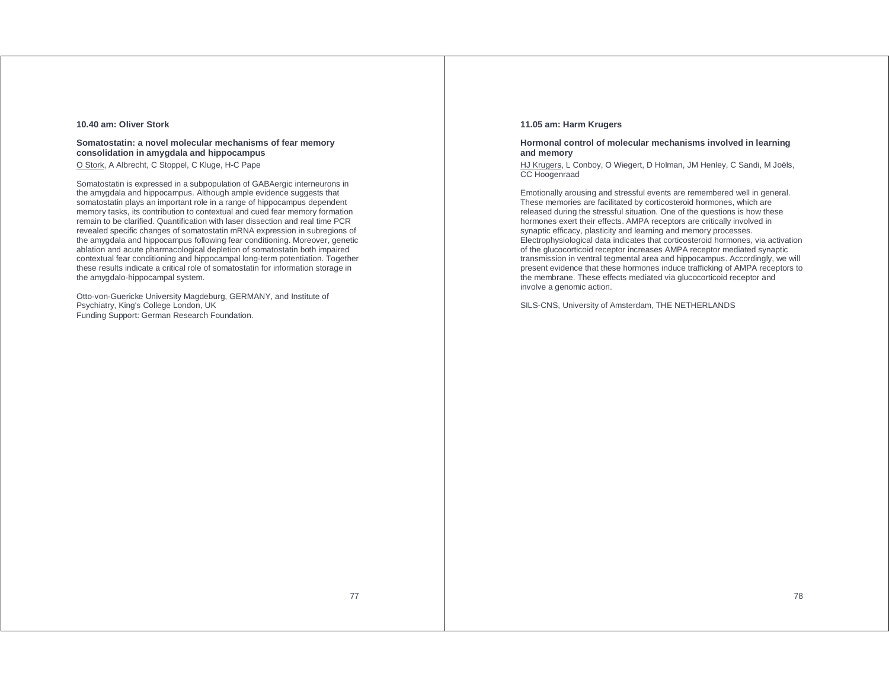**10.40 am: Oliver Stork**

**Somatostatin: a novel molecular mechanisms of fear memory consolidation in amygdala and hippocampus**

O Stork, A Albrecht, C Stoppel, C Kluge, H-C Pape

Somatostatin is expressed in a subpopulation of GABAergic interneurons in the amygdala and hippocampus. Although ample evidence suggests that somatostatin plays an important role in a range of hippocampus dependent memory tasks, its contribution to contextual and cued fear memory formation remain to be clarified. Quantification with laser dissection and real time PCR revealed specific changes of somatostatin mRNA expression in subregions of the amygdala and hippocampus following fear conditioning. Moreover, genetic ablation and acute pharmacological depletion of somatostatin both impaired contextual fear conditioning and hippocampal long-term potentiation. Together these results indicate a critical role of somatostatin for information storage in the amygdalo-hippocampal system.

Otto-von-Guericke University Magdeburg, GERMANY, and Institute of Psychiatry, King's College London, UK
Funding Support: German Research Foundation.

**11.05 am: Harm Krugers**

**Hormonal control of molecular mechanisms involved in learning and memory**

HJ Krugers, L Conboy, O Wiegert, D Holman, JM Henley, C Sandi, M Joëls, CC Hoogenraad

Emotionally arousing and stressful events are remembered well in general. These memories are facilitated by corticosteroid hormones, which are released during the stressful situation. One of the questions is how these hormones exert their effects. AMPA receptors are critically involved in synaptic efficacy, plasticity and learning and memory processes. Electrophysiological data indicates that corticosteroid hormones, via activation of the glucocorticoid receptor increases AMPA receptor mediated synaptic transmission in ventral tegmental area and hippocampus. Accordingly, we will present evidence that these hormones induce trafficking of AMPA receptors to the membrane. These effects mediated via glucocorticoid receptor and involve a genomic action.

SILS-CNS, University of Amsterdam, THE NETHERLANDS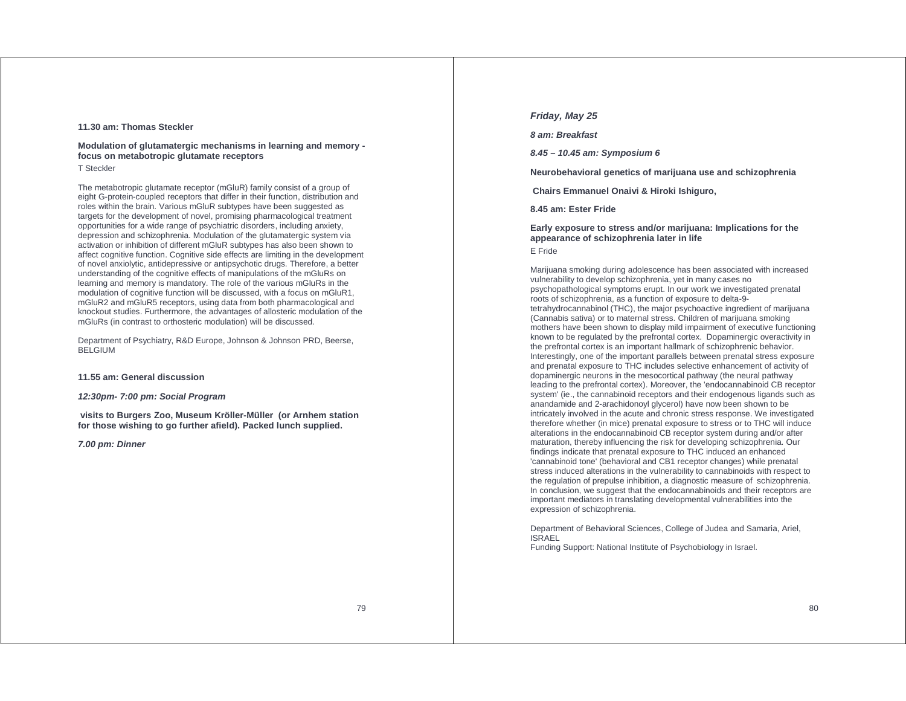**11.30 am: Thomas Steckler**

**Modulation of glutamatergic mechanisms in learning and memory - focus on metabotropic glutamate receptors**
T Steckler

The metabotropic glutamate receptor (mGluR) family consist of a group of eight G-protein-coupled receptors that differ in their function, distribution and roles within the brain. Various mGluR subtypes have been suggested as targets for the development of novel, promising pharmacological treatment opportunities for a wide range of psychiatric disorders, including anxiety, depression and schizophrenia. Modulation of the glutamatergic system via activation or inhibition of different mGluR subtypes has also been shown to affect cognitive function. Cognitive side effects are limiting in the development of novel anxiolytic, antidepressive or antipsychotic drugs. Therefore, a better understanding of the cognitive effects of manipulations of the mGluRs on learning and memory is mandatory. The role of the various mGluRs in the modulation of cognitive function will be discussed, with a focus on mGluR1, mGluR2 and mGluR5 receptors, using data from both pharmacological and knockout studies. Furthermore, the advantages of allosteric modulation of the mGluRs (in contrast to orthosteric modulation) will be discussed.

Department of Psychiatry, R&D Europe, Johnson & Johnson PRD, Beerse, BELGIUM

**11.55 am: General discussion**

***12:30pm- 7:00 pm: Social Program***

**visits to Burgers Zoo, Museum Kröller-Müller (or Arnhem station for those wishing to go further afield). Packed lunch supplied.**

***7.00 pm: Dinner***

***Friday, May 25***

***8 am: Breakfast***

***8.45 – 10.45 am: Symposium 6***

**Neurobehavioral genetics of marijuana use and schizophrenia**

**Chairs Emmanuel Onaivi & Hiroki Ishiguro,**

**8.45 am: Ester Fride**

**Early exposure to stress and/or marijuana: Implications for the appearance of schizophrenia later in life**
E Fride

Marijuana smoking during adolescence has been associated with increased vulnerability to develop schizophrenia, yet in many cases no psychopathological symptoms erupt. In our work we investigated prenatal roots of schizophrenia, as a function of exposure to delta-9-tetrahydrocannabinol (THC), the major psychoactive ingredient of marijuana (Cannabis sativa) or to maternal stress. Children of marijuana smoking mothers have been shown to display mild impairment of executive functioning known to be regulated by the prefrontal cortex. Dopaminergic overactivity in the prefrontal cortex is an important hallmark of schizophrenic behavior. Interestingly, one of the important parallels between prenatal stress exposure and prenatal exposure to THC includes selective enhancement of activity of dopaminergic neurons in the mesocortical pathway (the neural pathway leading to the prefrontal cortex). Moreover, the 'endocannabinoid CB receptor system' (ie., the cannabinoid receptors and their endogenous ligands such as anandamide and 2-arachidonoyl glycerol) have now been shown to be intricately involved in the acute and chronic stress response. We investigated therefore whether (in mice) prenatal exposure to stress or to THC will induce alterations in the endocannabinoid CB receptor system during and/or after maturation, thereby influencing the risk for developing schizophrenia. Our findings indicate that prenatal exposure to THC induced an enhanced 'cannabinoid tone' (behavioral and CB1 receptor changes) while prenatal stress induced alterations in the vulnerability to cannabinoids with respect to the regulation of prepulse inhibition, a diagnostic measure of schizophrenia. In conclusion, we suggest that the endocannabinoids and their receptors are important mediators in translating developmental vulnerabilities into the expression of schizophrenia.

Department of Behavioral Sciences, College of Judea and Samaria, Ariel, ISRAEL
Funding Support: National Institute of Psychobiology in Israel.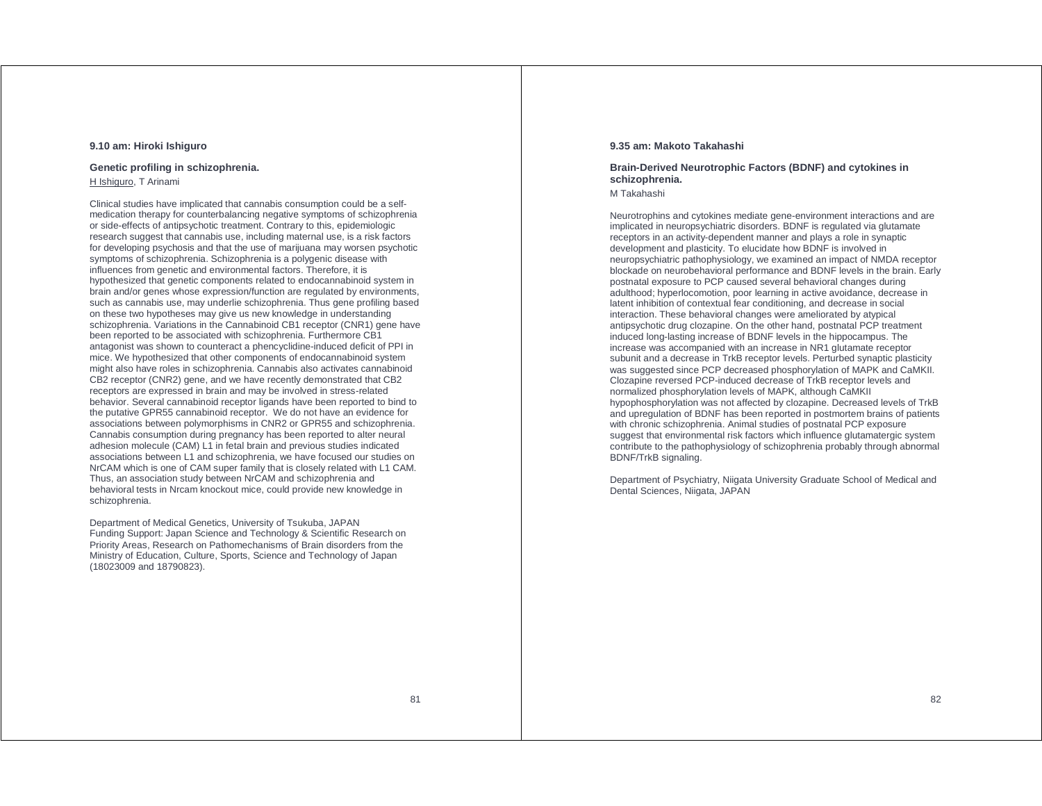**9.10 am: Hiroki Ishiguro**

**Genetic profiling in schizophrenia.**

H Ishiguro, T Arinami

Clinical studies have implicated that cannabis consumption could be a self-medication therapy for counterbalancing negative symptoms of schizophrenia or side-effects of antipsychotic treatment. Contrary to this, epidemiologic research suggest that cannabis use, including maternal use, is a risk factors for developing psychosis and that the use of marijuana may worsen psychotic symptoms of schizophrenia. Schizophrenia is a polygenic disease with influences from genetic and environmental factors. Therefore, it is hypothesized that genetic components related to endocannabinoid system in brain and/or genes whose expression/function are regulated by environments, such as cannabis use, may underlie schizophrenia. Thus gene profiling based on these two hypotheses may give us new knowledge in understanding schizophrenia. Variations in the Cannabinoid CB1 receptor (CNR1) gene have been reported to be associated with schizophrenia. Furthermore CB1 antagonist was shown to counteract a phencyclidine-induced deficit of PPI in mice. We hypothesized that other components of endocannabinoid system might also have roles in schizophrenia. Cannabis also activates cannabinoid CB2 receptor (CNR2) gene, and we have recently demonstrated that CB2 receptors are expressed in brain and may be involved in stress-related behavior. Several cannabinoid receptor ligands have been reported to bind to the putative GPR55 cannabinoid receptor. We do not have an evidence for associations between polymorphisms in CNR2 or GPR55 and schizophrenia. Cannabis consumption during pregnancy has been reported to alter neural adhesion molecule (CAM) L1 in fetal brain and previous studies indicated associations between L1 and schizophrenia, we have focused our studies on NrCAM which is one of CAM super family that is closely related with L1 CAM. Thus, an association study between NrCAM and schizophrenia and behavioral tests in Nrcam knockout mice, could provide new knowledge in schizophrenia.

Department of Medical Genetics, University of Tsukuba, JAPAN
Funding Support: Japan Science and Technology & Scientific Research on Priority Areas, Research on Pathomechanisms of Brain disorders from the Ministry of Education, Culture, Sports, Science and Technology of Japan (18023009 and 18790823).

**9.35 am: Makoto Takahashi**

**Brain-Derived Neurotrophic Factors (BDNF) and cytokines in schizophrenia.**

M Takahashi

Neurotrophins and cytokines mediate gene-environment interactions and are implicated in neuropsychiatric disorders. BDNF is regulated via glutamate receptors in an activity-dependent manner and plays a role in synaptic development and plasticity. To elucidate how BDNF is involved in neuropsychiatric pathophysiology, we examined an impact of NMDA receptor blockade on neurobehavioral performance and BDNF levels in the brain. Early postnatal exposure to PCP caused several behavioral changes during adulthood; hyperlocomotion, poor learning in active avoidance, decrease in latent inhibition of contextual fear conditioning, and decrease in social interaction. These behavioral changes were ameliorated by atypical antipsychotic drug clozapine. On the other hand, postnatal PCP treatment induced long-lasting increase of BDNF levels in the hippocampus. The increase was accompanied with an increase in NR1 glutamate receptor subunit and a decrease in TrkB receptor levels. Perturbed synaptic plasticity was suggested since PCP decreased phosphorylation of MAPK and CaMKII. Clozapine reversed PCP-induced decrease of TrkB receptor levels and normalized phosphorylation levels of MAPK, although CaMKII hypophosphorylation was not affected by clozapine. Decreased levels of TrkB and upregulation of BDNF has been reported in postmortem brains of patients with chronic schizophrenia. Animal studies of postnatal PCP exposure suggest that environmental risk factors which influence glutamatergic system contribute to the pathophysiology of schizophrenia probably through abnormal BDNF/TrkB signaling.

Department of Psychiatry, Niigata University Graduate School of Medical and Dental Sciences, Niigata, JAPAN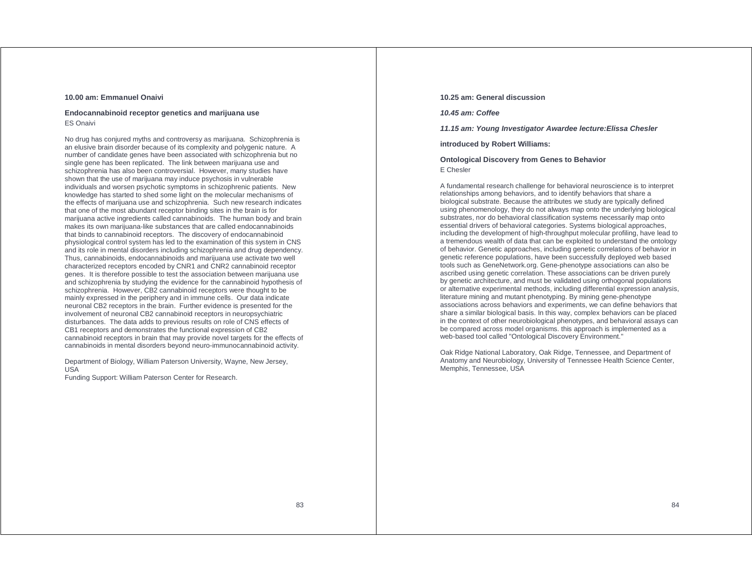**10.00 am: Emmanuel Onaivi**

**Endocannabinoid receptor genetics and marijuana use**

ES Onaivi

No drug has conjured myths and controversy as marijuana. Schizophrenia is an elusive brain disorder because of its complexity and polygenic nature. A number of candidate genes have been associated with schizophrenia but no single gene has been replicated. The link between marijuana use and schizophrenia has also been controversial. However, many studies have shown that the use of marijuana may induce psychosis in vulnerable individuals and worsen psychotic symptoms in schizophrenic patients. New knowledge has started to shed some light on the molecular mechanisms of the effects of marijuana use and schizophrenia. Such new research indicates that one of the most abundant receptor binding sites in the brain is for marijuana active ingredients called cannabinoids. The human body and brain makes its own marijuana-like substances that are called endocannabinoids that binds to cannabinoid receptors. The discovery of endocannabinoid physiological control system has led to the examination of this system in CNS and its role in mental disorders including schizophrenia and drug dependency. Thus, cannabinoids, endocannabinoids and marijuana use activate two well characterized receptors encoded by CNR1 and CNR2 cannabinoid receptor genes. It is therefore possible to test the association between marijuana use and schizophrenia by studying the evidence for the cannabinoid hypothesis of schizophrenia. However, CB2 cannabinoid receptors were thought to be mainly expressed in the periphery and in immune cells. Our data indicate neuronal CB2 receptors in the brain. Further evidence is presented for the involvement of neuronal CB2 cannabinoid receptors in neuropsychiatric disturbances. The data adds to previous results on role of CNS effects of CB1 receptors and demonstrates the functional expression of CB2 cannabinoid receptors in brain that may provide novel targets for the effects of cannabinoids in mental disorders beyond neuro-immunocannabinoid activity.

Department of Biology, William Paterson University, Wayne, New Jersey, USA
Funding Support: William Paterson Center for Research.

**10.25 am: General discussion**

***10.45 am: Coffee***

***11.15 am: Young Investigator Awardee lecture:Elissa Chesler***

**introduced by Robert Williams:**

**Ontological Discovery from Genes to Behavior**

E Chesler

A fundamental research challenge for behavioral neuroscience is to interpret relationships among behaviors, and to identify behaviors that share a biological substrate. Because the attributes we study are typically defined using phenomenology, they do not always map onto the underlying biological substrates, nor do behavioral classification systems necessarily map onto essential drivers of behavioral categories. Systems biological approaches, including the development of high-throughput molecular profiling, have lead to a tremendous wealth of data that can be exploited to understand the ontology of behavior. Genetic approaches, including genetic correlations of behavior in genetic reference populations, have been successfully deployed web based tools such as GeneNetwork.org. Gene-phenotype associations can also be ascribed using genetic correlation. These associations can be driven purely by genetic architecture, and must be validated using orthogonal populations or alternative experimental methods, including differential expression analysis, literature mining and mutant phenotyping. By mining gene-phenotype associations across behaviors and experiments, we can define behaviors that share a similar biological basis. In this way, complex behaviors can be placed in the context of other neurobiological phenotypes, and behavioral assays can be compared across model organisms. this approach is implemented as a web-based tool called "Ontological Discovery Environment."

Oak Ridge National Laboratory, Oak Ridge, Tennessee, and Department of Anatomy and Neurobiology, University of Tennessee Health Science Center, Memphis, Tennessee, USA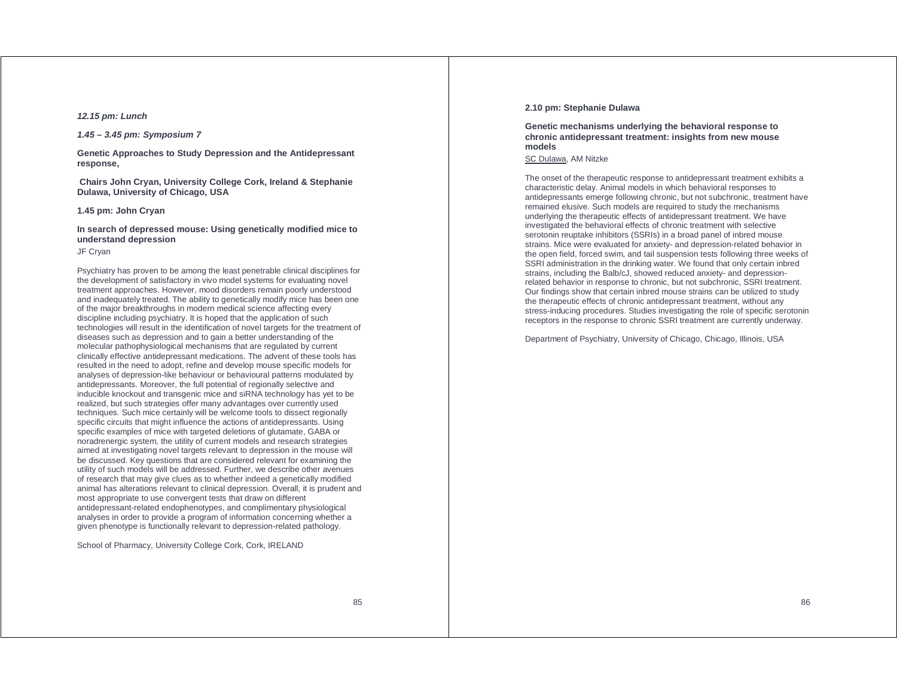*12.15 pm: Lunch*

*1.45 – 3.45 pm: Symposium 7*

**Genetic Approaches to Study Depression and the Antidepressant response,**

**Chairs John Cryan, University College Cork, Ireland & Stephanie Dulawa, University of Chicago, USA**

**1.45 pm: John Cryan**

**In search of depressed mouse: Using genetically modified mice to understand depression**

JF Cryan

Psychiatry has proven to be among the least penetrable clinical disciplines for the development of satisfactory in vivo model systems for evaluating novel treatment approaches. However, mood disorders remain poorly understood and inadequately treated. The ability to genetically modify mice has been one of the major breakthroughs in modern medical science affecting every discipline including psychiatry. It is hoped that the application of such technologies will result in the identification of novel targets for the treatment of diseases such as depression and to gain a better understanding of the molecular pathophysiological mechanisms that are regulated by current clinically effective antidepressant medications. The advent of these tools has resulted in the need to adopt, refine and develop mouse specific models for analyses of depression-like behaviour or behavioural patterns modulated by antidepressants. Moreover, the full potential of regionally selective and inducible knockout and transgenic mice and siRNA technology has yet to be realized, but such strategies offer many advantages over currently used techniques. Such mice certainly will be welcome tools to dissect regionally specific circuits that might influence the actions of antidepressants. Using specific examples of mice with targeted deletions of glutamate, GABA or noradrenergic system, the utility of current models and research strategies aimed at investigating novel targets relevant to depression in the mouse will be discussed. Key questions that are considered relevant for examining the utility of such models will be addressed. Further, we describe other avenues of research that may give clues as to whether indeed a genetically modified animal has alterations relevant to clinical depression. Overall, it is prudent and most appropriate to use convergent tests that draw on different antidepressant-related endophenotypes, and complimentary physiological analyses in order to provide a program of information concerning whether a given phenotype is functionally relevant to depression-related pathology.

School of Pharmacy, University College Cork, Cork, IRELAND

**2.10 pm: Stephanie Dulawa**

**Genetic mechanisms underlying the behavioral response to chronic antidepressant treatment: insights from new mouse models**

SC Dulawa, AM Nitzke

The onset of the therapeutic response to antidepressant treatment exhibits a characteristic delay. Animal models in which behavioral responses to antidepressants emerge following chronic, but not subchronic, treatment have remained elusive. Such models are required to study the mechanisms underlying the therapeutic effects of antidepressant treatment. We have investigated the behavioral effects of chronic treatment with selective serotonin reuptake inhibitors (SSRIs) in a broad panel of inbred mouse strains. Mice were evaluated for anxiety- and depression-related behavior in the open field, forced swim, and tail suspension tests following three weeks of SSRI administration in the drinking water. We found that only certain inbred strains, including the Balb/cJ, showed reduced anxiety- and depression-related behavior in response to chronic, but not subchronic, SSRI treatment. Our findings show that certain inbred mouse strains can be utilized to study the therapeutic effects of chronic antidepressant treatment, without any stress-inducing procedures. Studies investigating the role of specific serotonin receptors in the response to chronic SSRI treatment are currently underway.

Department of Psychiatry, University of Chicago, Chicago, Illinois, USA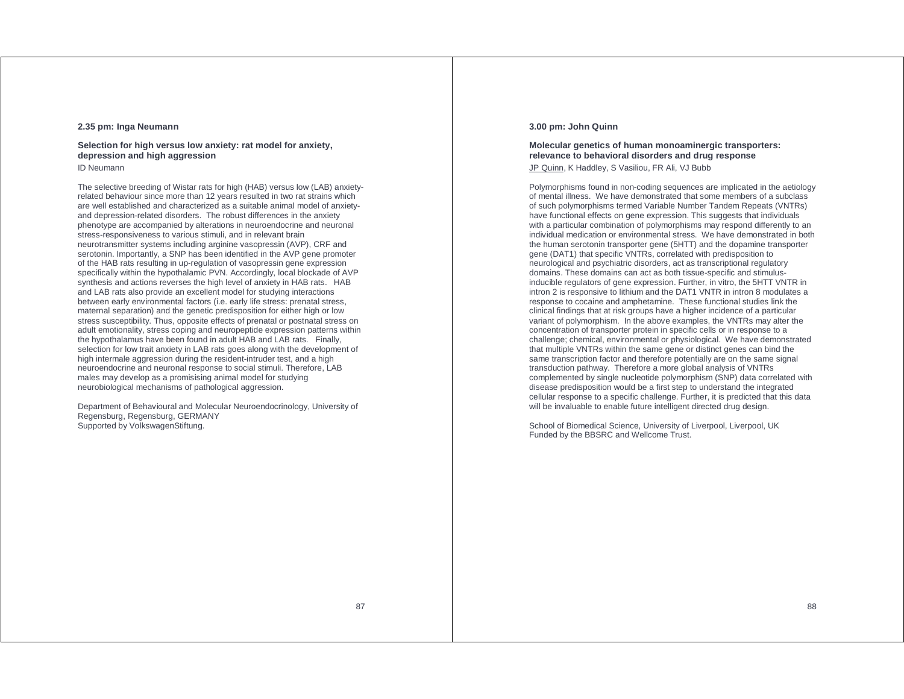### 2.35 pm: Inga Neumann

**Selection for high versus low anxiety: rat model for anxiety, depression and high aggression**

ID Neumann

The selective breeding of Wistar rats for high (HAB) versus low (LAB) anxiety-related behaviour since more than 12 years resulted in two rat strains which are well established and characterized as a suitable animal model of anxiety- and depression-related disorders. The robust differences in the anxiety phenotype are accompanied by alterations in neuroendocrine and neuronal stress-responsiveness to various stimuli, and in relevant brain neurotransmitter systems including arginine vasopressin (AVP), CRF and serotonin. Importantly, a SNP has been identified in the AVP gene promoter of the HAB rats resulting in up-regulation of vasopressin gene expression specifically within the hypothalamic PVN. Accordingly, local blockade of AVP synthesis and actions reverses the high level of anxiety in HAB rats. HAB and LAB rats also provide an excellent model for studying interactions between early environmental factors (i.e. early life stress: prenatal stress, maternal separation) and the genetic predisposition for either high or low stress susceptibility. Thus, opposite effects of prenatal or postnatal stress on adult emotionality, stress coping and neuropeptide expression patterns within the hypothalamus have been found in adult HAB and LAB rats. Finally, selection for low trait anxiety in LAB rats goes along with the development of high intermale aggression during the resident-intruder test, and a high neuroendocrine and neuronal response to social stimuli. Therefore, LAB males may develop as a promisising animal model for studying neurobiological mechanisms of pathological aggression.

Department of Behavioural and Molecular Neuroendocrinology, University of Regensburg, Regensburg, GERMANY
Supported by VolkswagenStiftung.

### 3.00 pm: John Quinn

**Molecular genetics of human monoaminergic transporters: relevance to behavioral disorders and drug response**

JP Quinn, K Haddley, S Vasiliou, FR Ali, VJ Bubb

Polymorphisms found in non-coding sequences are implicated in the aetiology of mental illness. We have demonstrated that some members of a subclass of such polymorphisms termed Variable Number Tandem Repeats (VNTRs) have functional effects on gene expression. This suggests that individuals with a particular combination of polymorphisms may respond differently to an individual medication or environmental stress. We have demonstrated in both the human serotonin transporter gene (5HTT) and the dopamine transporter gene (DAT1) that specific VNTRs, correlated with predisposition to neurological and psychiatric disorders, act as transcriptional regulatory domains. These domains can act as both tissue-specific and stimulus-inducible regulators of gene expression. Further, in vitro, the 5HTT VNTR in intron 2 is responsive to lithium and the DAT1 VNTR in intron 8 modulates a response to cocaine and amphetamine. These functional studies link the clinical findings that at risk groups have a higher incidence of a particular variant of polymorphism. In the above examples, the VNTRs may alter the concentration of transporter protein in specific cells or in response to a challenge; chemical, environmental or physiological. We have demonstrated that multiple VNTRs within the same gene or distinct genes can bind the same transcription factor and therefore potentially are on the same signal transduction pathway. Therefore a more global analysis of VNTRs complemented by single nucleotide polymorphism (SNP) data correlated with disease predisposition would be a first step to understand the integrated cellular response to a specific challenge. Further, it is predicted that this data will be invaluable to enable future intelligent directed drug design.

School of Biomedical Science, University of Liverpool, Liverpool, UK
Funded by the BBSRC and Wellcome Trust.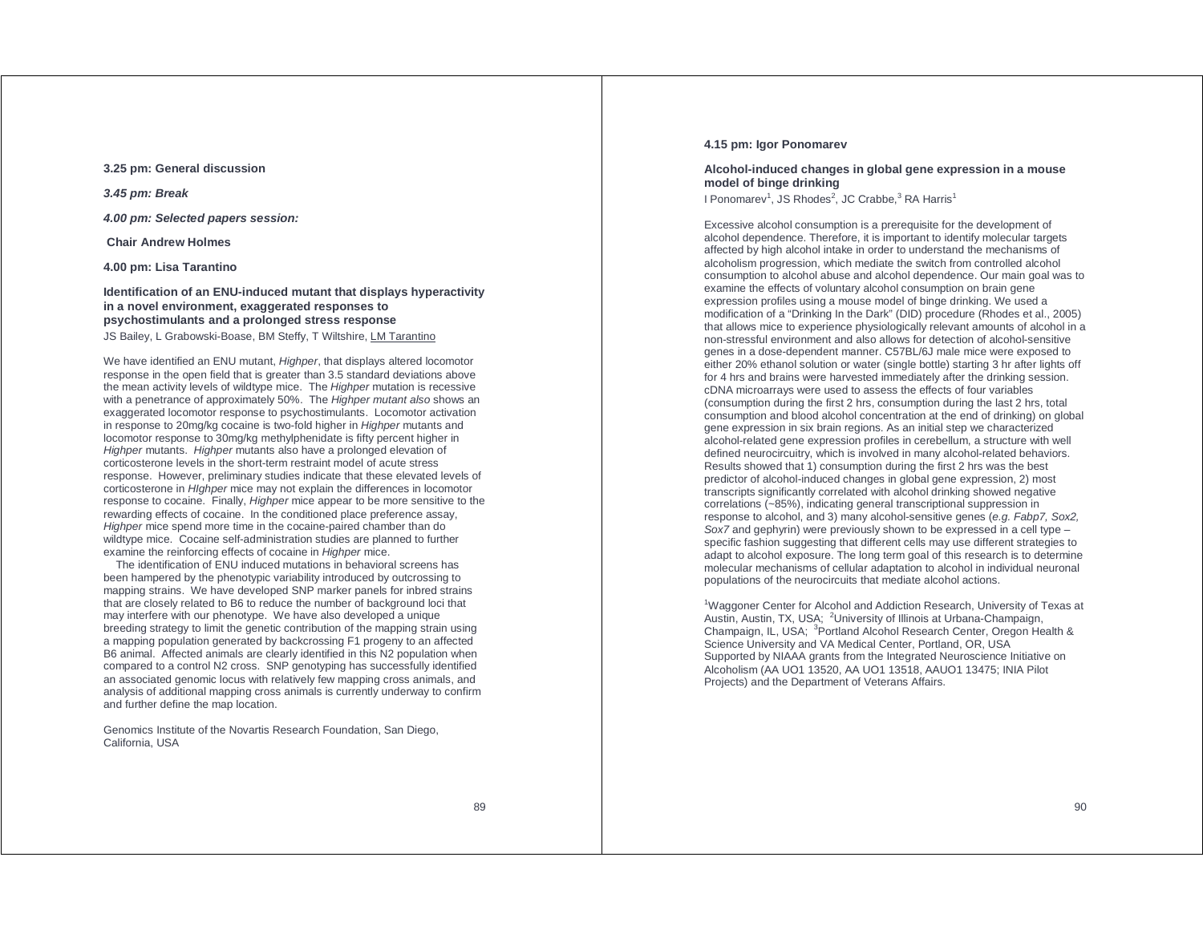**3.25 pm: General discussion**

***3.45 pm: Break***

***4.00 pm: Selected papers session:***

**Chair Andrew Holmes**

**4.00 pm: Lisa Tarantino**

**Identification of an ENU-induced mutant that displays hyperactivity in a novel environment, exaggerated responses to psychostimulants and a prolonged stress response**

JS Bailey, L Grabowski-Boase, BM Steffy, T Wiltshire, LM Tarantino

We have identified an ENU mutant, *Highper*, that displays altered locomotor response in the open field that is greater than 3.5 standard deviations above the mean activity levels of wildtype mice. The *Highper* mutation is recessive with a penetrance of approximately 50%. The *Highper mutant also* shows an exaggerated locomotor response to psychostimulants. Locomotor activation in response to 20mg/kg cocaine is two-fold higher in *Highper* mutants and locomotor response to 30mg/kg methylphenidate is fifty percent higher in *Highper* mutants. *Highper* mutants also have a prolonged elevation of corticosterone levels in the short-term restraint model of acute stress response. However, preliminary studies indicate that these elevated levels of corticosterone in *HIghper* mice may not explain the differences in locomotor response to cocaine. Finally, *Highper* mice appear to be more sensitive to the rewarding effects of cocaine. In the conditioned place preference assay, *Highper* mice spend more time in the cocaine-paired chamber than do wildtype mice. Cocaine self-administration studies are planned to further examine the reinforcing effects of cocaine in *Highper* mice.

The identification of ENU induced mutations in behavioral screens has been hampered by the phenotypic variability introduced by outcrossing to mapping strains. We have developed SNP marker panels for inbred strains that are closely related to B6 to reduce the number of background loci that may interfere with our phenotype. We have also developed a unique breeding strategy to limit the genetic contribution of the mapping strain using a mapping population generated by backcrossing F1 progeny to an affected B6 animal. Affected animals are clearly identified in this N2 population when compared to a control N2 cross. SNP genotyping has successfully identified an associated genomic locus with relatively few mapping cross animals, and analysis of additional mapping cross animals is currently underway to confirm and further define the map location.

Genomics Institute of the Novartis Research Foundation, San Diego, California, USA

**4.15 pm: Igor Ponomarev**

**Alcohol-induced changes in global gene expression in a mouse model of binge drinking**

I Ponomarev[1], JS Rhodes[2], JC Crabbe,[3] RA Harris[1]

Excessive alcohol consumption is a prerequisite for the development of alcohol dependence. Therefore, it is important to identify molecular targets affected by high alcohol intake in order to understand the mechanisms of alcoholism progression, which mediate the switch from controlled alcohol consumption to alcohol abuse and alcohol dependence. Our main goal was to examine the effects of voluntary alcohol consumption on brain gene expression profiles using a mouse model of binge drinking. We used a modification of a "Drinking In the Dark" (DID) procedure (Rhodes et al., 2005) that allows mice to experience physiologically relevant amounts of alcohol in a non-stressful environment and also allows for detection of alcohol-sensitive genes in a dose-dependent manner. C57BL/6J male mice were exposed to either 20% ethanol solution or water (single bottle) starting 3 hr after lights off for 4 hrs and brains were harvested immediately after the drinking session. cDNA microarrays were used to assess the effects of four variables (consumption during the first 2 hrs, consumption during the last 2 hrs, total consumption and blood alcohol concentration at the end of drinking) on global gene expression in six brain regions. As an initial step we characterized alcohol-related gene expression profiles in cerebellum, a structure with well defined neurocircuitry, which is involved in many alcohol-related behaviors. Results showed that 1) consumption during the first 2 hrs was the best predictor of alcohol-induced changes in global gene expression, 2) most transcripts significantly correlated with alcohol drinking showed negative correlations (~85%), indicating general transcriptional suppression in response to alcohol, and 3) many alcohol-sensitive genes (*e.g. Fabp7, Sox2, Sox7* and gephyrin) were previously shown to be expressed in a cell type – specific fashion suggesting that different cells may use different strategies to adapt to alcohol exposure. The long term goal of this research is to determine molecular mechanisms of cellular adaptation to alcohol in individual neuronal populations of the neurocircuits that mediate alcohol actions.

[1]Waggoner Center for Alcohol and Addiction Research, University of Texas at Austin, Austin, TX, USA; [2]University of Illinois at Urbana-Champaign, Champaign, IL, USA; [3]Portland Alcohol Research Center, Oregon Health & Science University and VA Medical Center, Portland, OR, USA
Supported by NIAAA grants from the Integrated Neuroscience Initiative on Alcoholism (AA UO1 13520, AA UO1 13518, AAUO1 13475; INIA Pilot Projects) and the Department of Veterans Affairs.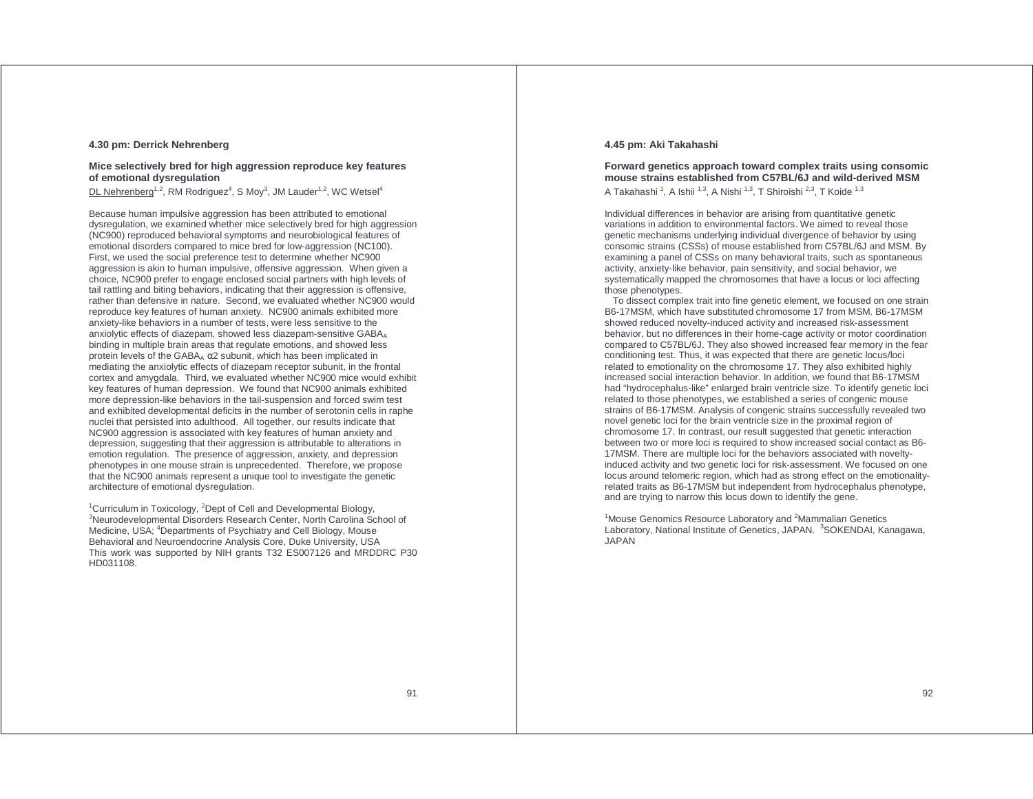**4.30 pm: Derrick Nehrenberg**

**Mice selectively bred for high aggression reproduce key features of emotional dysregulation**

DL Nehrenberg[1,2], RM Rodriguez[4], S Moy[3], JM Lauder[1,2], WC Wetsel[4]

Because human impulsive aggression has been attributed to emotional dysregulation, we examined whether mice selectively bred for high aggression (NC900) reproduced behavioral symptoms and neurobiological features of emotional disorders compared to mice bred for low-aggression (NC100). First, we used the social preference test to determine whether NC900 aggression is akin to human impulsive, offensive aggression. When given a choice, NC900 prefer to engage enclosed social partners with high levels of tail rattling and biting behaviors, indicating that their aggression is offensive, rather than defensive in nature. Second, we evaluated whether NC900 would reproduce key features of human anxiety. NC900 animals exhibited more anxiety-like behaviors in a number of tests, were less sensitive to the anxiolytic effects of diazepam, showed less diazepam-sensitive $GABA_A$ binding in multiple brain areas that regulate emotions, and showed less protein levels of the $GABA_A$ $\alpha 2$ subunit, which has been implicated in mediating the anxiolytic effects of diazepam receptor subunit, in the frontal cortex and amygdala. Third, we evaluated whether NC900 mice would exhibit key features of human depression. We found that NC900 animals exhibited more depression-like behaviors in the tail-suspension and forced swim test and exhibited developmental deficits in the number of serotonin cells in raphe nuclei that persisted into adulthood. All together, our results indicate that NC900 aggression is associated with key features of human anxiety and depression, suggesting that their aggression is attributable to alterations in emotion regulation. The presence of aggression, anxiety, and depression phenotypes in one mouse strain is unprecedented. Therefore, we propose that the NC900 animals represent a unique tool to investigate the genetic architecture of emotional dysregulation.

[1]Curriculum in Toxicology, [2]Dept of Cell and Developmental Biology, [3]Neurodevelopmental Disorders Research Center, North Carolina School of Medicine, USA; [4]Departments of Psychiatry and Cell Biology, Mouse Behavioral and Neuroendocrine Analysis Core, Duke University, USA
This work was supported by NIH grants T32 ES007126 and MRDDRC P30 HD031108.

**4.45 pm: Aki Takahashi**

**Forward genetics approach toward complex traits using consomic mouse strains established from C57BL/6J and wild-derived MSM**

A Takahashi [1], A Ishii [1,3], A Nishi [1,3], T Shiroishi [2,3], T Koide [1,3]

Individual differences in behavior are arising from quantitative genetic variations in addition to environmental factors. We aimed to reveal those genetic mechanisms underlying individual divergence of behavior by using consomic strains (CSSs) of mouse established from C57BL/6J and MSM. By examining a panel of CSSs on many behavioral traits, such as spontaneous activity, anxiety-like behavior, pain sensitivity, and social behavior, we systematically mapped the chromosomes that have a locus or loci affecting those phenotypes.

To dissect complex trait into fine genetic element, we focused on one strain B6-17MSM, which have substituted chromosome 17 from MSM. B6-17MSM showed reduced novelty-induced activity and increased risk-assessment behavior, but no differences in their home-cage activity or motor coordination compared to C57BL/6J. They also showed increased fear memory in the fear conditioning test. Thus, it was expected that there are genetic locus/loci related to emotionality on the chromosome 17. They also exhibited highly increased social interaction behavior. In addition, we found that B6-17MSM had "hydrocephalus-like" enlarged brain ventricle size. To identify genetic loci related to those phenotypes, we established a series of congenic mouse strains of B6-17MSM. Analysis of congenic strains successfully revealed two novel genetic loci for the brain ventricle size in the proximal region of chromosome 17. In contrast, our result suggested that genetic interaction between two or more loci is required to show increased social contact as B6-17MSM. There are multiple loci for the behaviors associated with novelty-induced activity and two genetic loci for risk-assessment. We focused on one locus around telomeric region, which had as strong effect on the emotionality-related traits as B6-17MSM but independent from hydrocephalus phenotype, and are trying to narrow this locus down to identify the gene.

[1]Mouse Genomics Resource Laboratory and [2]Mammalian Genetics Laboratory, National Institute of Genetics, JAPAN. [3]SOKENDAI, Kanagawa, JAPAN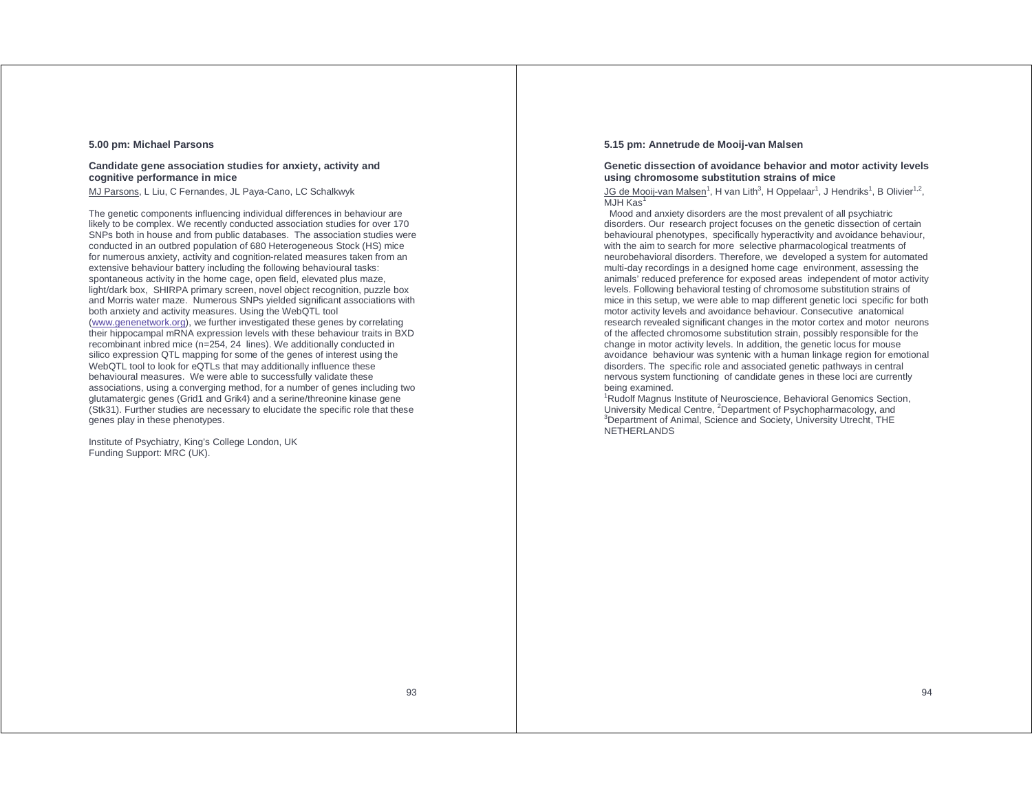**5.00 pm: Michael Parsons**

**Candidate gene association studies for anxiety, activity and cognitive performance in mice**

MJ Parsons, L Liu, C Fernandes, JL Paya-Cano, LC Schalkwyk

The genetic components influencing individual differences in behaviour are likely to be complex. We recently conducted association studies for over 170 SNPs both in house and from public databases. The association studies were conducted in an outbred population of 680 Heterogeneous Stock (HS) mice for numerous anxiety, activity and cognition-related measures taken from an extensive behaviour battery including the following behavioural tasks: spontaneous activity in the home cage, open field, elevated plus maze, light/dark box, SHIRPA primary screen, novel object recognition, puzzle box and Morris water maze. Numerous SNPs yielded significant associations with both anxiety and activity measures. Using the WebQTL tool (www.genenetwork.org), we further investigated these genes by correlating their hippocampal mRNA expression levels with these behaviour traits in BXD recombinant inbred mice (n=254, 24 lines). We additionally conducted in silico expression QTL mapping for some of the genes of interest using the WebQTL tool to look for eQTLs that may additionally influence these behavioural measures. We were able to successfully validate these associations, using a converging method, for a number of genes including two glutamatergic genes (Grid1 and Grik4) and a serine/threonine kinase gene (Stk31). Further studies are necessary to elucidate the specific role that these genes play in these phenotypes.

Institute of Psychiatry, King's College London, UK
Funding Support: MRC (UK).

**5.15 pm: Annetrude de Mooij-van Malsen**

**Genetic dissection of avoidance behavior and motor activity levels using chromosome substitution strains of mice**

JG de Mooij-van Malsen[1], H van Lith[3], H Oppelaar[1], J Hendriks[1], B Olivier[1,2], MJH Kas[1]

Mood and anxiety disorders are the most prevalent of all psychiatric disorders. Our research project focuses on the genetic dissection of certain behavioural phenotypes, specifically hyperactivity and avoidance behaviour, with the aim to search for more selective pharmacological treatments of neurobehavioral disorders. Therefore, we developed a system for automated multi-day recordings in a designed home cage environment, assessing the animals' reduced preference for exposed areas independent of motor activity levels. Following behavioral testing of chromosome substitution strains of mice in this setup, we were able to map different genetic loci specific for both motor activity levels and avoidance behaviour. Consecutive anatomical research revealed significant changes in the motor cortex and motor neurons of the affected chromosome substitution strain, possibly responsible for the change in motor activity levels. In addition, the genetic locus for mouse avoidance behaviour was syntenic with a human linkage region for emotional disorders. The specific role and associated genetic pathways in central nervous system functioning of candidate genes in these loci are currently being examined.

[1]Rudolf Magnus Institute of Neuroscience, Behavioral Genomics Section, University Medical Centre, [2]Department of Psychopharmacology, and [3]Department of Animal, Science and Society, University Utrecht, THE NETHERLANDS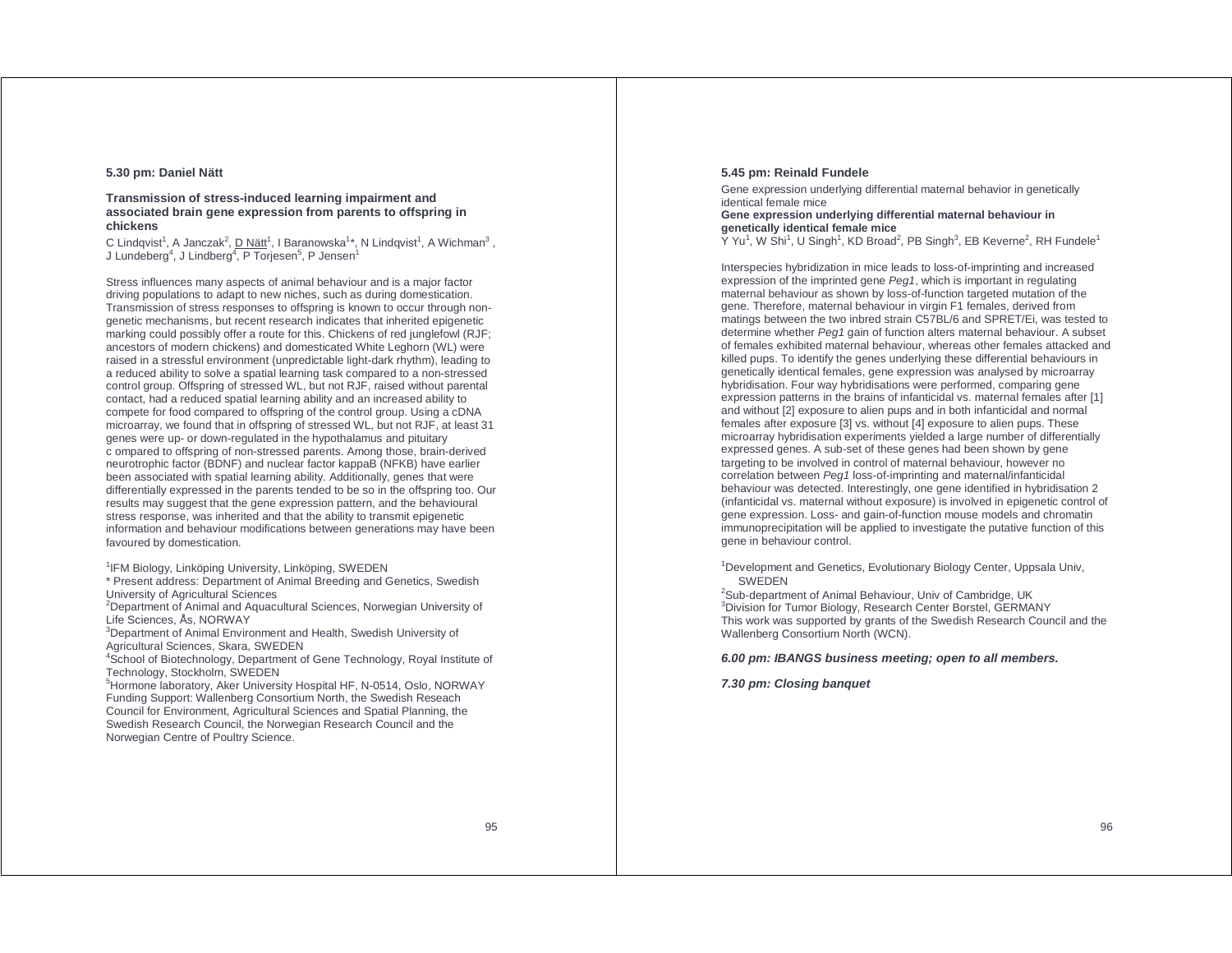### 5.30 pm: Daniel Nätt

**Transmission of stress-induced learning impairment and associated brain gene expression from parents to offspring in chickens**

C Lindqvist[1], A Janczak[2], D Nätt[1], I Baranowska[1]*, N Lindqvist[1], A Wichman[3], J Lundeberg[4], J Lindberg[4], P Torjesen[5], P Jensen[1]

Stress influences many aspects of animal behaviour and is a major factor driving populations to adapt to new niches, such as during domestication. Transmission of stress responses to offspring is known to occur through non-genetic mechanisms, but recent research indicates that inherited epigenetic marking could possibly offer a route for this. Chickens of red junglefowl (RJF; ancestors of modern chickens) and domesticated White Leghorn (WL) were raised in a stressful environment (unpredictable light-dark rhythm), leading to a reduced ability to solve a spatial learning task compared to a non-stressed control group. Offspring of stressed WL, but not RJF, raised without parental contact, had a reduced spatial learning ability and an increased ability to compete for food compared to offspring of the control group. Using a cDNA microarray, we found that in offspring of stressed WL, but not RJF, at least 31 genes were up- or down-regulated in the hypothalamus and pituitary c ompared to offspring of non-stressed parents. Among those, brain-derived neurotrophic factor (BDNF) and nuclear factor kappaB (NFKB) have earlier been associated with spatial learning ability. Additionally, genes that were differentially expressed in the parents tended to be so in the offspring too. Our results may suggest that the gene expression pattern, and the behavioural stress response, was inherited and that the ability to transmit epigenetic information and behaviour modifications between generations may have been favoured by domestication.

[1]IFM Biology, Linköping University, Linköping, SWEDEN
* Present address: Department of Animal Breeding and Genetics, Swedish University of Agricultural Sciences
[2]Department of Animal and Aquacultural Sciences, Norwegian University of Life Sciences, Ås, NORWAY
[3]Department of Animal Environment and Health, Swedish University of Agricultural Sciences, Skara, SWEDEN
[4]School of Biotechnology, Department of Gene Technology, Royal Institute of Technology, Stockholm, SWEDEN
[5]Hormone laboratory, Aker University Hospital HF, N-0514, Oslo, NORWAY
Funding Support: Wallenberg Consortium North, the Swedish Reseach Council for Environment, Agricultural Sciences and Spatial Planning, the Swedish Research Council, the Norwegian Research Council and the Norwegian Centre of Poultry Science.

### 5.45 pm: Reinald Fundele

Gene expression underlying differential maternal behavior in genetically identical female mice

**Gene expression underlying differential maternal behaviour in genetically identical female mice**

Y Yu[1], W Shi[1], U Singh[1], KD Broad[2], PB Singh[3], EB Keverne[2], RH Fundele[1]

Interspecies hybridization in mice leads to loss-of-imprinting and increased expression of the imprinted gene *Peg1*, which is important in regulating maternal behaviour as shown by loss-of-function targeted mutation of the gene. Therefore, maternal behaviour in virgin F1 females, derived from matings between the two inbred strain C57BL/6 and SPRET/Ei, was tested to determine whether *Peg1* gain of function alters maternal behaviour. A subset of females exhibited maternal behaviour, whereas other females attacked and killed pups. To identify the genes underlying these differential behaviours in genetically identical females, gene expression was analysed by microarray hybridisation. Four way hybridisations were performed, comparing gene expression patterns in the brains of infanticidal vs. maternal females after [1] and without [2] exposure to alien pups and in both infanticidal and normal females after exposure [3] vs. without [4] exposure to alien pups. These microarray hybridisation experiments yielded a large number of differentially expressed genes. A sub-set of these genes had been shown by gene targeting to be involved in control of maternal behaviour, however no correlation between *Peg1* loss-of-imprinting and maternal/infanticidal behaviour was detected. Interestingly, one gene identified in hybridisation 2 (infanticidal vs. maternal without exposure) is involved in epigenetic control of gene expression. Loss- and gain-of-function mouse models and chromatin immunoprecipitation will be applied to investigate the putative function of this gene in behaviour control.

[1]Development and Genetics, Evolutionary Biology Center, Uppsala Univ, SWEDEN
[2]Sub-department of Animal Behaviour, Univ of Cambridge, UK
[3]Division for Tumor Biology, Research Center Borstel, GERMANY
This work was supported by grants of the Swedish Research Council and the Wallenberg Consortium North (WCN).

***6.00 pm: IBANGS business meeting; open to all members.***

***7.30 pm: Closing banquet***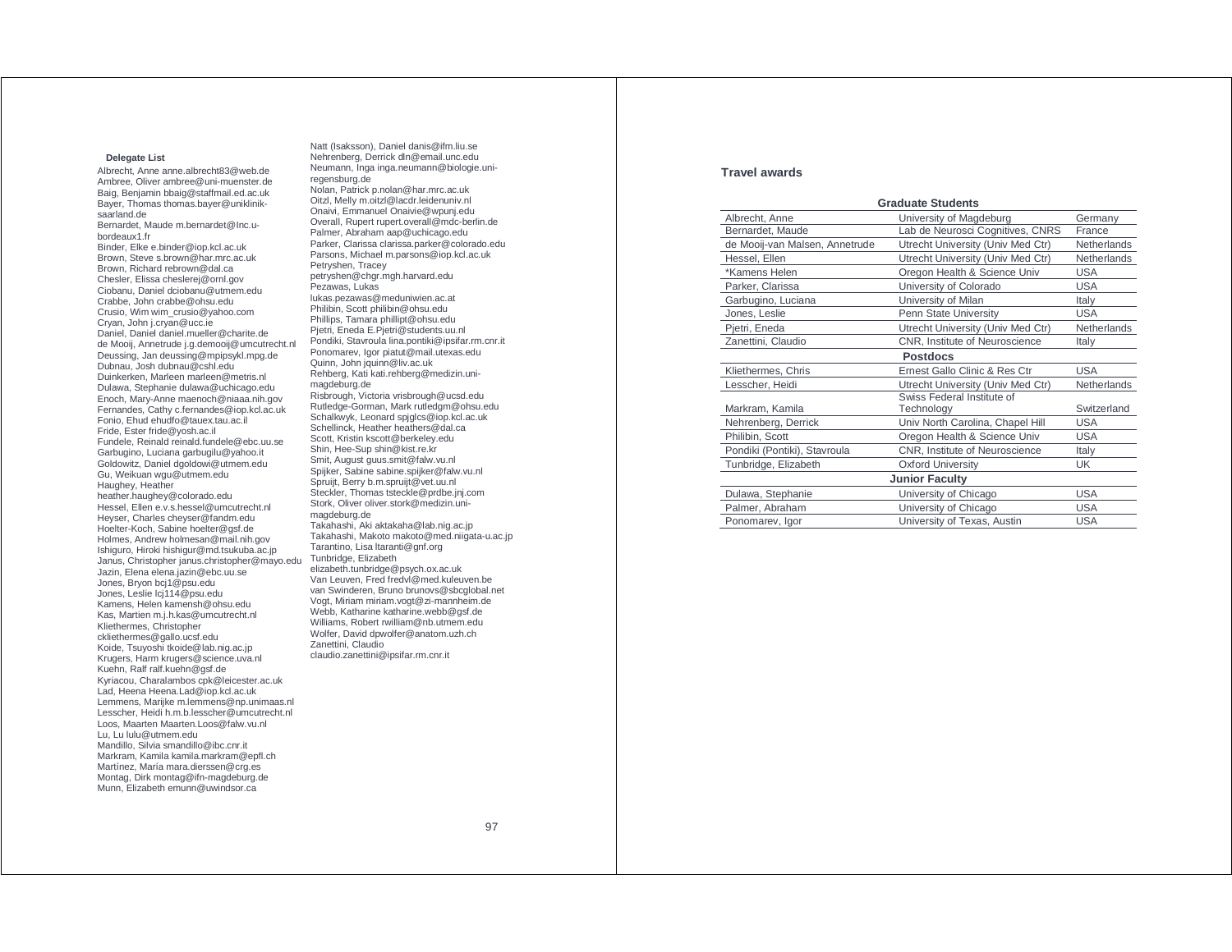**Delegate List**

Albrecht, Anne anne.albrecht83@web.de
Ambree, Oliver ambree@uni-muenster.de
Baig, Benjamin bbaig@staffmail.ed.ac.uk
Bayer, Thomas thomas.bayer@uniklinik-saarland.de
Bernardet, Maude m.bernardet@Inc.u-bordeaux1.fr
Binder, Elke e.binder@iop.kcl.ac.uk
Brown, Steve s.brown@har.mrc.ac.uk
Brown, Richard rebrown@dal.ca
Chesler, Elissa cheslerej@ornl.gov
Ciobanu, Daniel dciobanu@utmem.edu
Crabbe, John crabbe@ohsu.edu
Crusio, Wim wim_crusio@yahoo.com
Cryan, John j.cryan@ucc.ie
Daniel, Daniel daniel.mueller@charite.de
de Mooij, Annetrude j.g.demooij@umcutrecht.nl
Deussing, Jan deussing@mpipsykl.mpg.de
Dubnau, Josh dubnau@cshl.edu
Duinkerken, Marleen marleen@metris.nl
Dulawa, Stephanie dulawa@uchicago.edu
Enoch, Mary-Anne maenoch@niaaa.nih.gov
Fernandes, Cathy c.fernandes@iop.kcl.ac.uk
Fonio, Ehud ehudfo@tauex.tau.ac.il
Fride, Ester fride@yosh.ac.il
Fundele, Reinald reinald.fundele@ebc.uu.se
Garbugino, Luciana garbugilu@yahoo.it
Goldowitz, Daniel dgoldowi@utmem.edu
Gu, Weikuan wgu@utmem.edu
Haughey, Heather heather.haughey@colorado.edu
Hessel, Ellen e.v.s.hessel@umcutrecht.nl
Heyser, Charles cheyser@fandm.edu
Hoelter-Koch, Sabine hoelter@gsf.de
Holmes, Andrew holmesan@mail.nih.gov
Ishiguro, Hiroki hishigur@md.tsukuba.ac.jp
Janus, Christopher janus.christopher@mayo.edu
Jazin, Elena elena.jazin@ebc.uu.se
Jones, Bryon bcj1@psu.edu
Jones, Leslie lcj114@psu.edu
Kamens, Helen kamensh@ohsu.edu
Kas, Martien m.j.h.kas@umcutrecht.nl
Kliethermes, Christopher ckliethermes@gallo.ucsf.edu
Koide, Tsuyoshi tkoide@lab.nig.ac.jp
Krugers, Harm krugers@science.uva.nl
Kuehn, Ralf ralf.kuehn@gsf.de
Kyriacou, Charalambos cpk@leicester.ac.uk
Lad, Heena Heena.Lad@iop.kcl.ac.uk
Lemmens, Marijke m.lemmens@np.unimaas.nl
Lesscher, Heidi h.m.b.lesscher@umcutrecht.nl
Loos, Maarten Maarten.Loos@falw.vu.nl
Lu, Lu lulu@utmem.edu
Mandillo, Silvia smandillo@ibc.cnr.it
Markram, Kamila kamila.markram@epfl.ch
Martínez, María mara.dierssen@crg.es
Montag, Dirk montag@ifn-magdeburg.de
Munn, Elizabeth emunn@uwindsor.ca
Natt (Isaksson), Daniel danis@ifm.liu.se
Nehrenberg, Derrick dln@email.unc.edu
Neumann, Inga inga.neumann@biologie.uni-regensburg.de
Nolan, Patrick p.nolan@har.mrc.ac.uk
Oitzl, Melly m.oitzl@lacdr.leidenuniv.nl
Onaivi, Emmanuel Onaivie@wpunj.edu
Overall, Rupert rupert.overall@mdc-berlin.de
Palmer, Abraham aap@uchicago.edu
Parker, Clarissa clarissa.parker@colorado.edu
Parsons, Michael m.parsons@iop.kcl.ac.uk
Petryshen, Tracey petryshen@chgr.mgh.harvard.edu
Pezawas, Lukas lukas.pezawas@meduniwien.ac.at
Philibin, Scott philibin@ohsu.edu
Phillips, Tamara phillipt@ohsu.edu
Pjetri, Eneda E.Pjetri@students.uu.nl
Pondiki, Stavroula lina.pontiki@ipsifar.rm.cnr.it
Ponomarev, Igor piatut@mail.utexas.edu
Quinn, John jquinn@liv.ac.uk
Rehberg, Kati kati.rehberg@medizin.uni-magdeburg.de
Risbrough, Victoria vrisbrough@ucsd.edu
Rutledge-Gorman, Mark rutledgm@ohsu.edu
Schalkwyk, Leonard spjglcs@iop.kcl.ac.uk
Schellinck, Heather heathers@dal.ca
Scott, Kristin kscott@berkeley.edu
Shin, Hee-Sup shin@kist.re.kr
Smit, August guus.smit@falw.vu.nl
Spijker, Sabine sabine.spijker@falw.vu.nl
Spruijt, Berry b.m.spruijt@vet.uu.nl
Steckler, Thomas tsteckle@prdbe.jnj.com
Stork, Oliver oliver.stork@medizin.uni-magdeburg.de
Takahashi, Aki aktakaha@lab.nig.ac.jp
Takahashi, Makoto makoto@med.niigata-u.ac.jp
Tarantino, Lisa ltaranti@gnf.org
Tunbridge, Elizabeth elizabeth.tunbridge@psych.ox.ac.uk
Van Leuven, Fred fredvl@med.kuleuven.be
van Swinderen, Bruno brunovs@sbcglobal.net
Vogt, Miriam miriam.vogt@zi-mannheim.de
Webb, Katharine katharine.webb@gsf.de
Williams, Robert rwilliam@nb.utmem.edu
Wolfer, David dpwolfer@anatom.uzh.ch
Zanettini, Claudio claudio.zanettini@ipsifar.rm.cnr.it

**Travel awards**

| Graduate Students | | |
|---|---|---|
| Albrecht, Anne | University of Magdeburg | Germany |
| Bernardet, Maude | Lab de Neurosci Cognitives, CNRS | France |
| de Mooij-van Malsen, Annetrude | Utrecht University (Univ Med Ctr) | Netherlands |
| Hessel, Ellen | Utrecht University (Univ Med Ctr) | Netherlands |
| *Kamens Helen | Oregon Health & Science Univ | USA |
| Parker, Clarissa | University of Colorado | USA |
| Garbugino, Luciana | University of Milan | Italy |
| Jones, Leslie | Penn State University | USA |
| Pjetri, Eneda | Utrecht University (Univ Med Ctr) | Netherlands |
| Zanettini, Claudio | CNR, Institute of Neuroscience | Italy |
| **Postdocs** | | |
| Kliethermes, Chris | Ernest Gallo Clinic & Res Ctr | USA |
| Lesscher, Heidi | Utrecht University (Univ Med Ctr) | Netherlands |
| Markram, Kamila | Swiss Federal Institute of Technology | Switzerland |
| Nehrenberg, Derrick | Univ North Carolina, Chapel Hill | USA |
| Philibin, Scott | Oregon Health & Science Univ | USA |
| Pondiki (Pontiki), Stavroula | CNR, Institute of Neuroscience | Italy |
| Tunbridge, Elizabeth | Oxford University | UK |
| **Junior Faculty** | | |
| Dulawa, Stephanie | University of Chicago | USA |
| Palmer, Abraham | University of Chicago | USA |
| Ponomarev, Igor | University of Texas, Austin | USA |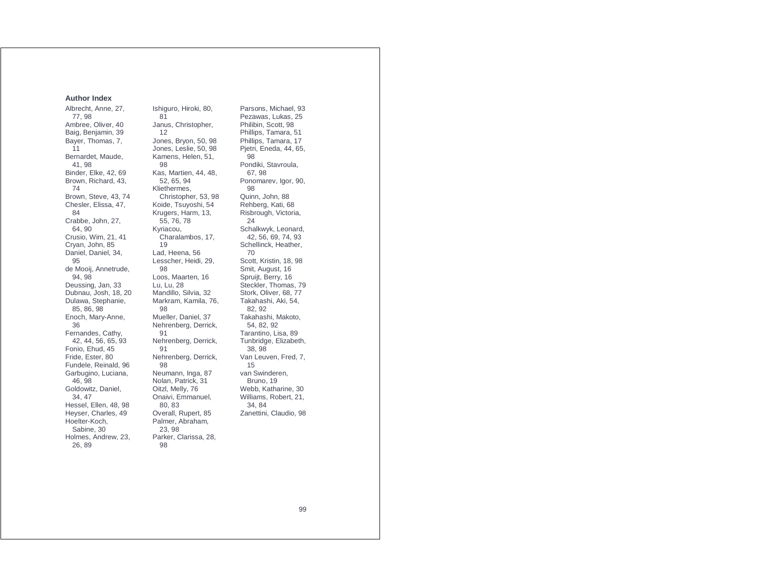## Author Index

Albrecht, Anne, 27, 77, 98
Ambree, Oliver, 40
Baig, Benjamin, 39
Bayer, Thomas, 7, 11
Bernardet, Maude, 41, 98
Binder, Elke, 42, 69
Brown, Richard, 43, 74
Brown, Steve, 43, 74
Chesler, Elissa, 47, 84
Crabbe, John, 27, 64, 90
Crusio, Wim, 21, 41
Cryan, John, 85
Daniel, Daniel, 34, 95
de Mooij, Annetrude, 94, 98
Deussing, Jan, 33
Dubnau, Josh, 18, 20
Dulawa, Stephanie, 85, 86, 98
Enoch, Mary-Anne, 36
Fernandes, Cathy, 42, 44, 56, 65, 93
Fonio, Ehud, 45
Fride, Ester, 80
Fundele, Reinald, 96
Garbugino, Luciana, 46, 98
Goldowitz, Daniel, 34, 47
Hessel, Ellen, 48, 98
Heyser, Charles, 49
Hoelter-Koch, Sabine, 30
Holmes, Andrew, 23, 26, 89
Ishiguro, Hiroki, 80, 81
Janus, Christopher, 12
Jones, Bryon, 50, 98
Jones, Leslie, 50, 98
Kamens, Helen, 51, 98
Kas, Martien, 44, 48, 52, 65, 94
Kliethermes, Christopher, 53, 98
Koide, Tsuyoshi, 54
Krugers, Harm, 13, 55, 76, 78
Kyriacou, Charalambos, 17, 19
Lad, Heena, 56
Lesscher, Heidi, 29, 98
Loos, Maarten, 16
Lu, Lu, 28
Mandillo, Silvia, 32
Markram, Kamila, 76, 98
Mueller, Daniel, 37
Nehrenberg, Derrick, 91
Nehrenberg, Derrick, 91
Nehrenberg, Derrick, 98
Neumann, Inga, 87
Nolan, Patrick, 31
Oitzl, Melly, 76
Onaivi, Emmanuel, 80, 83
Overall, Rupert, 85
Palmer, Abraham, 23, 98
Parker, Clarissa, 28, 98
Parsons, Michael, 93
Pezawas, Lukas, 25
Philibin, Scott, 98
Phillips, Tamara, 51
Phillips, Tamara, 17
Pjetri, Eneda, 44, 65, 98
Pondiki, Stavroula, 67, 98
Ponomarev, Igor, 90, 98
Quinn, John, 88
Rehberg, Kati, 68
Risbrough, Victoria, 24
Schalkwyk, Leonard, 42, 56, 69, 74, 93
Schellinck, Heather, 70
Scott, Kristin, 18, 98
Smit, August, 16
Spruijt, Berry, 16
Steckler, Thomas, 79
Stork, Oliver, 68, 77
Takahashi, Aki, 54, 82, 92
Takahashi, Makoto, 54, 82, 92
Tarantino, Lisa, 89
Tunbridge, Elizabeth, 38, 98
Van Leuven, Fred, 7, 15
van Swinderen, Bruno, 19
Webb, Katharine, 30
Williams, Robert, 21, 34, 84
Zanettini, Claudio, 98